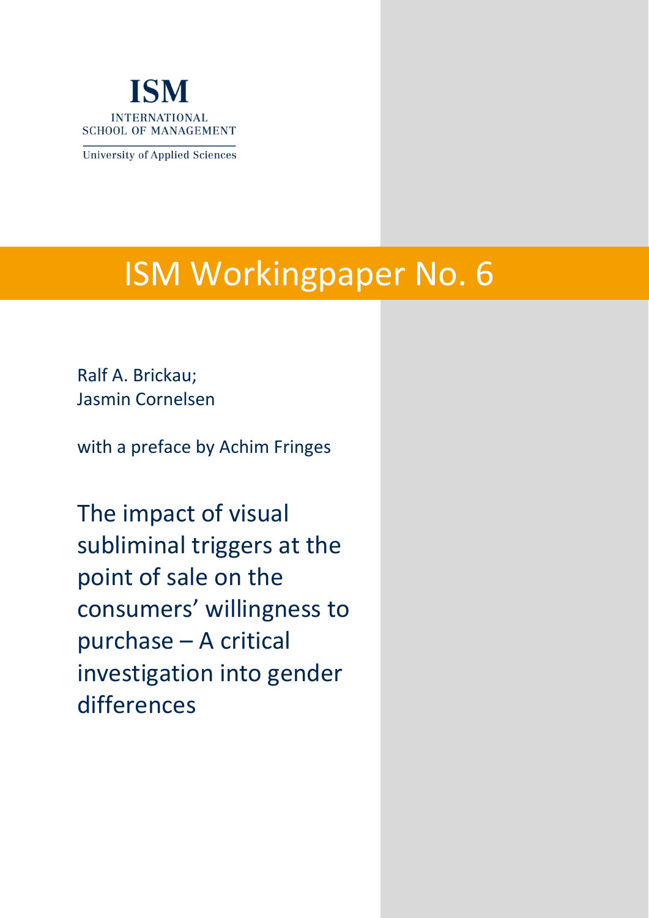**ISM**

INTERNATIONAL
SCHOOL OF MANAGEMENT

University of Applied Sciences

# ISM Workingpaper No. 6

Ralf A. Brickau;
Jasmin Cornelsen

with a preface by Achim Fringes

## The impact of visual subliminal triggers at the point of sale on the consumers' willingness to purchase – A critical investigation into gender differences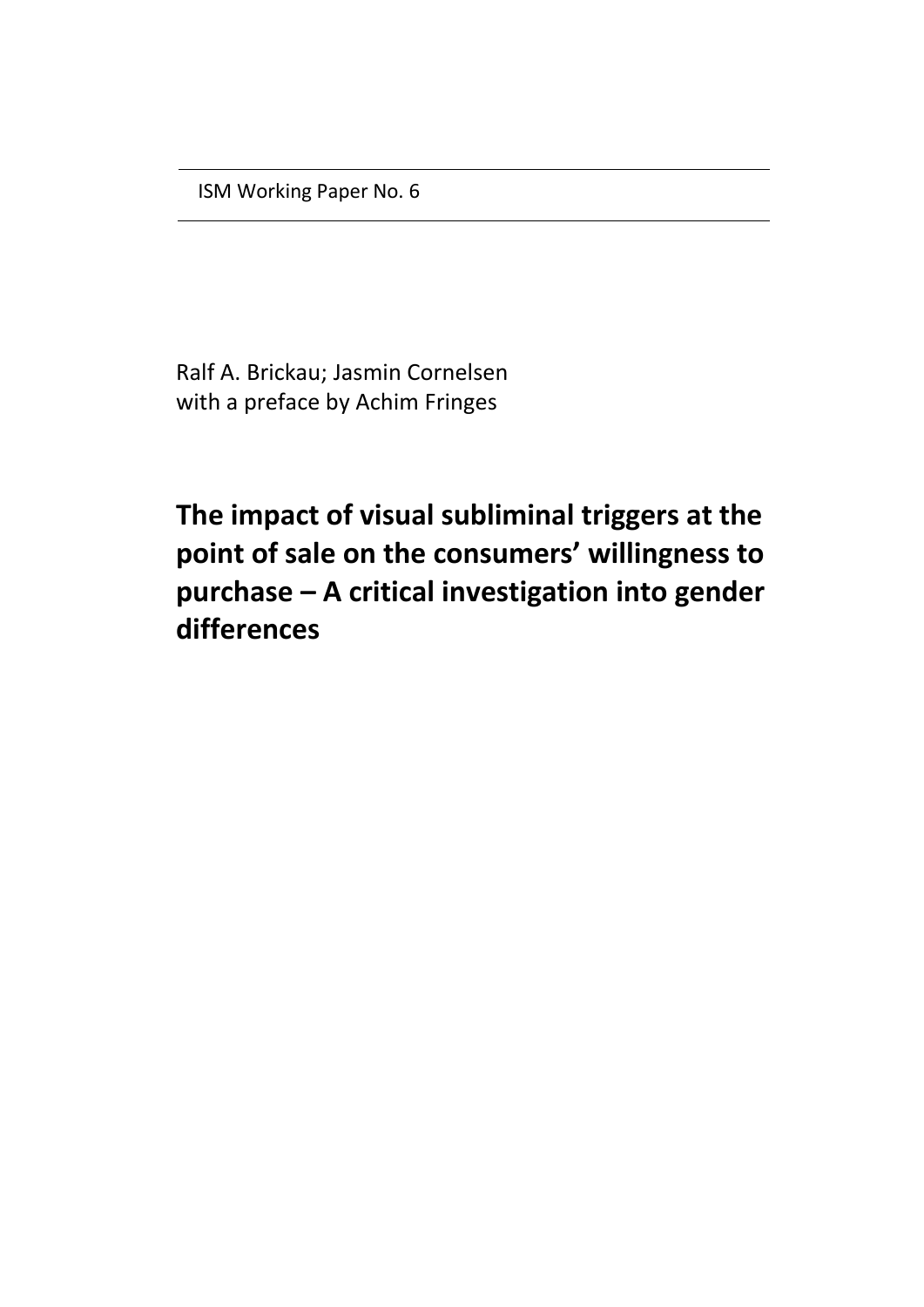ISM Working Paper No. 6

Ralf A. Brickau; Jasmin Cornelsen
with a preface by Achim Fringes

# The impact of visual subliminal triggers at the point of sale on the consumers' willingness to purchase – A critical investigation into gender differences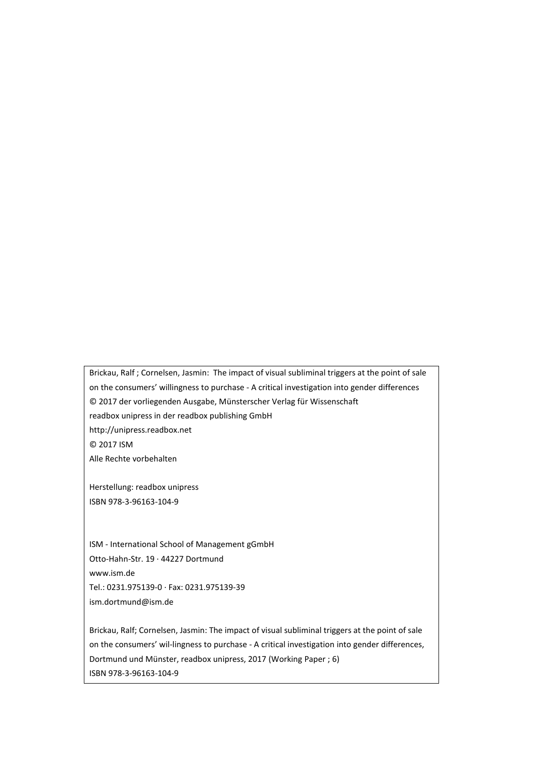Brickau, Ralf ; Cornelsen, Jasmin: The impact of visual subliminal triggers at the point of sale on the consumers' willingness to purchase - A critical investigation into gender differences
© 2017 der vorliegenden Ausgabe, Münsterscher Verlag für Wissenschaft
readbox unipress in der readbox publishing GmbH
http://unipress.readbox.net
© 2017 ISM
Alle Rechte vorbehalten

Herstellung: readbox unipress
ISBN 978-3-96163-104-9

ISM - International School of Management gGmbH
Otto-Hahn-Str. 19 · 44227 Dortmund
www.ism.de
Tel.: 0231.975139-0 · Fax: 0231.975139-39
ism.dortmund@ism.de

Brickau, Ralf; Cornelsen, Jasmin: The impact of visual subliminal triggers at the point of sale on the consumers' wil-lingness to purchase - A critical investigation into gender differences, Dortmund und Münster, readbox unipress, 2017 (Working Paper ; 6)
ISBN 978-3-96163-104-9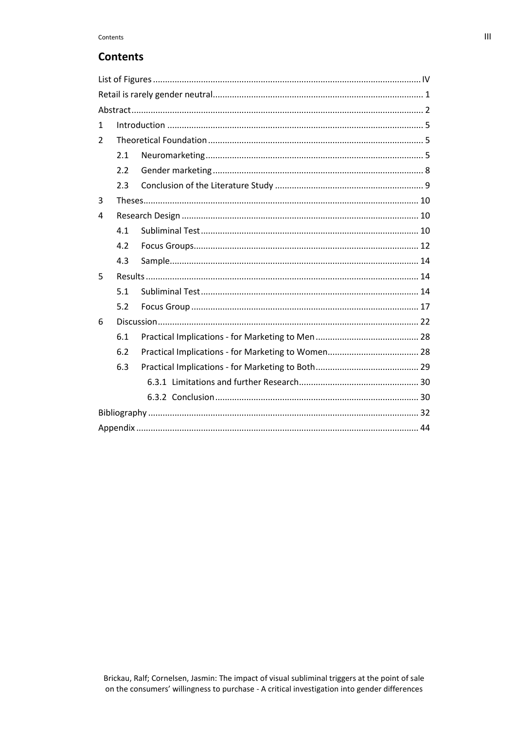# Contents

List of Figures ............................................................................................................ IV

Retail is rarely gender neutral .................................................................................... 1

Abstract ...................................................................................................................... 2

1 Introduction ............................................................................................................ 5

2 Theoretical Foundation ........................................................................................... 5

- 2.1 Neuromarketing ................................................................................................ 5
- 2.2 Gender marketing ............................................................................................. 8
- 2.3 Conclusion of the Literature Study .................................................................... 9

3 Theses ................................................................................................................... 10

4 Research Design ................................................................................................... 10

- 4.1 Subliminal Test ................................................................................................ 10
- 4.2 Focus Groups ................................................................................................... 12
- 4.3 Sample ............................................................................................................. 14

5 Results .................................................................................................................. 14

- 5.1 Subliminal Test ................................................................................................ 14
- 5.2 Focus Group .................................................................................................... 17

6 Discussion ............................................................................................................. 22

- 6.1 Practical Implications - for Marketing to Men .................................................. 28
- 6.2 Practical Implications - for Marketing to Women ............................................. 28
- 6.3 Practical Implications - for Marketing to Both .................................................. 29
  - 6.3.1 Limitations and further Research ............................................................ 30
  - 6.3.2 Conclusion ............................................................................................... 30

Bibliography ............................................................................................................. 32

Appendix .................................................................................................................. 44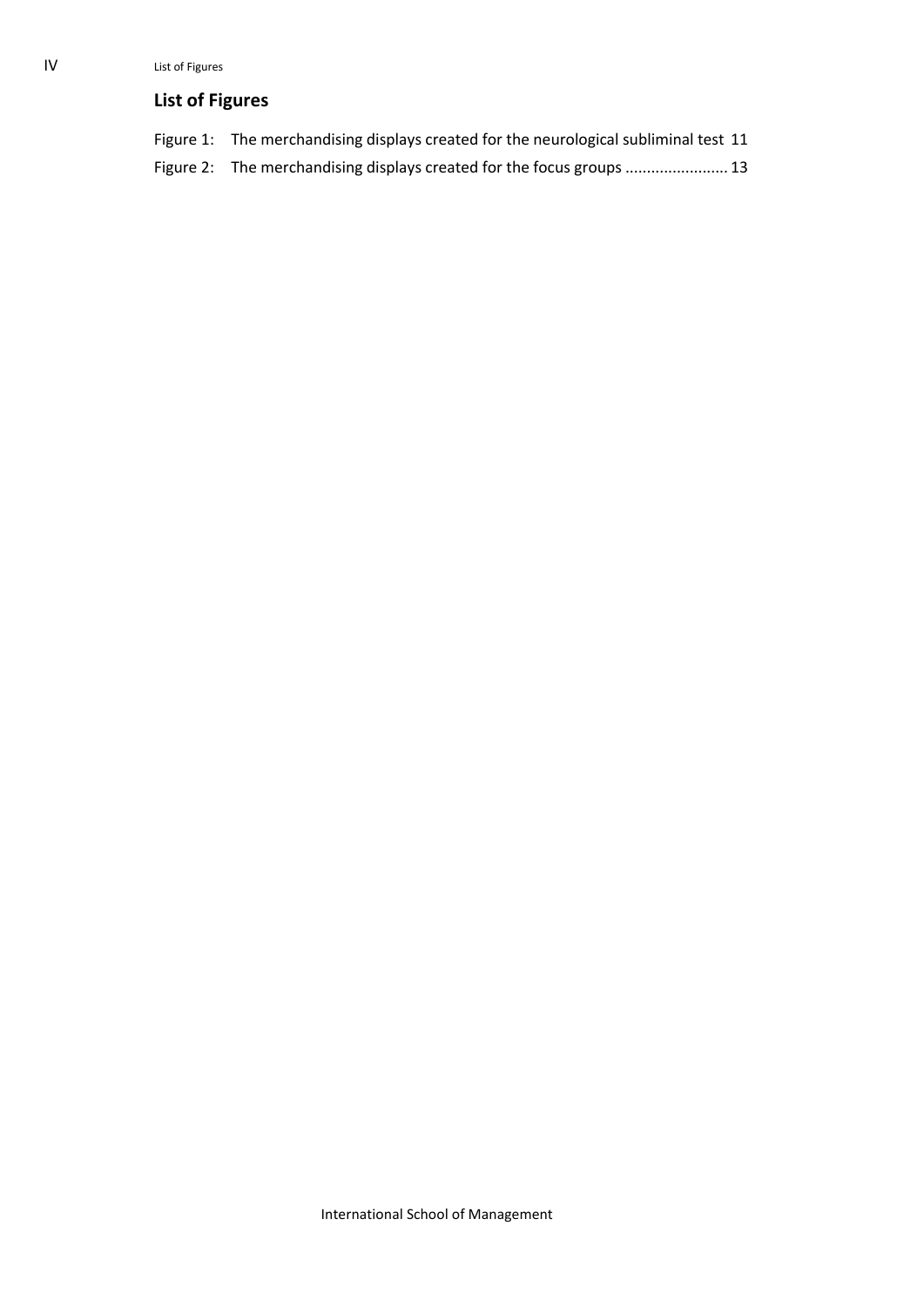## List of Figures

Figure 1: The merchandising displays created for the neurological subliminal test 11

Figure 2: The merchandising displays created for the focus groups ........................ 13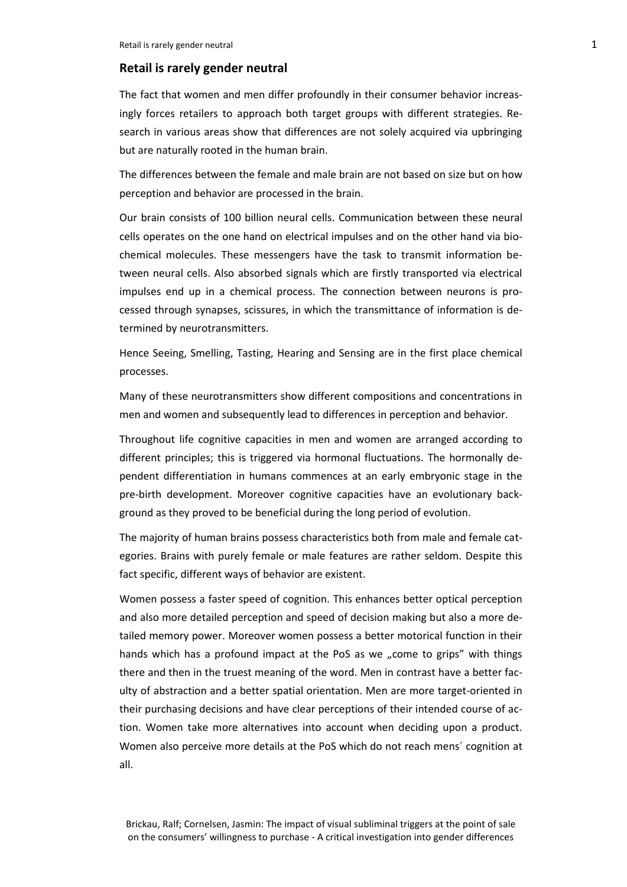## Retail is rarely gender neutral

The fact that women and men differ profoundly in their consumer behavior increasingly forces retailers to approach both target groups with different strategies. Research in various areas show that differences are not solely acquired via upbringing but are naturally rooted in the human brain.

The differences between the female and male brain are not based on size but on how perception and behavior are processed in the brain.

Our brain consists of 100 billion neural cells. Communication between these neural cells operates on the one hand on electrical impulses and on the other hand via biochemical molecules. These messengers have the task to transmit information between neural cells. Also absorbed signals which are firstly transported via electrical impulses end up in a chemical process. The connection between neurons is processed through synapses, scissures, in which the transmittance of information is determined by neurotransmitters.

Hence Seeing, Smelling, Tasting, Hearing and Sensing are in the first place chemical processes.

Many of these neurotransmitters show different compositions and concentrations in men and women and subsequently lead to differences in perception and behavior.

Throughout life cognitive capacities in men and women are arranged according to different principles; this is triggered via hormonal fluctuations. The hormonally dependent differentiation in humans commences at an early embryonic stage in the pre-birth development. Moreover cognitive capacities have an evolutionary background as they proved to be beneficial during the long period of evolution.

The majority of human brains possess characteristics both from male and female categories. Brains with purely female or male features are rather seldom. Despite this fact specific, different ways of behavior are existent.

Women possess a faster speed of cognition. This enhances better optical perception and also more detailed perception and speed of decision making but also a more detailed memory power. Moreover women possess a better motorical function in their hands which has a profound impact at the PoS as we „come to grips" with things there and then in the truest meaning of the word. Men in contrast have a better faculty of abstraction and a better spatial orientation. Men are more target-oriented in their purchasing decisions and have clear perceptions of their intended course of action. Women take more alternatives into account when deciding upon a product. Women also perceive more details at the PoS which do not reach mens´ cognition at all.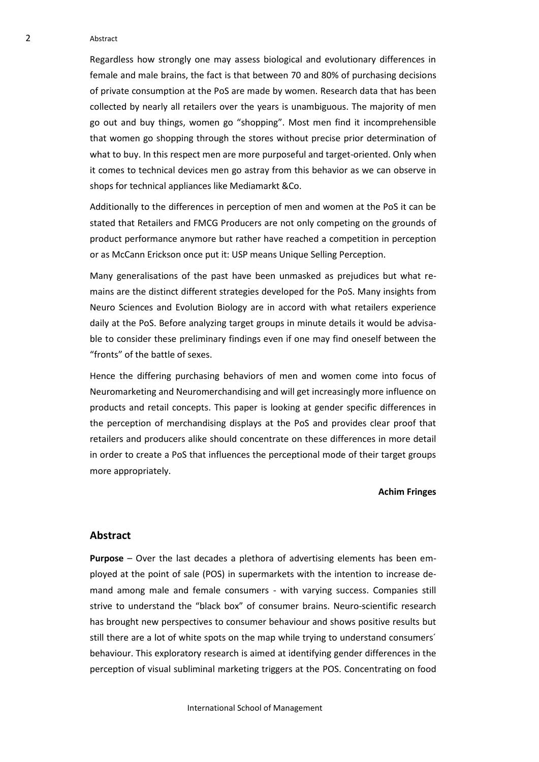Regardless how strongly one may assess biological and evolutionary differences in female and male brains, the fact is that between 70 and 80% of purchasing decisions of private consumption at the PoS are made by women. Research data that has been collected by nearly all retailers over the years is unambiguous. The majority of men go out and buy things, women go "shopping". Most men find it incomprehensible that women go shopping through the stores without precise prior determination of what to buy. In this respect men are more purposeful and target-oriented. Only when it comes to technical devices men go astray from this behavior as we can observe in shops for technical appliances like Mediamarkt &Co.

Additionally to the differences in perception of men and women at the PoS it can be stated that Retailers and FMCG Producers are not only competing on the grounds of product performance anymore but rather have reached a competition in perception or as McCann Erickson once put it: USP means Unique Selling Perception.

Many generalisations of the past have been unmasked as prejudices but what remains are the distinct different strategies developed for the PoS. Many insights from Neuro Sciences and Evolution Biology are in accord with what retailers experience daily at the PoS. Before analyzing target groups in minute details it would be advisable to consider these preliminary findings even if one may find oneself between the "fronts" of the battle of sexes.

Hence the differing purchasing behaviors of men and women come into focus of Neuromarketing and Neuromerchandising and will get increasingly more influence on products and retail concepts. This paper is looking at gender specific differences in the perception of merchandising displays at the PoS and provides clear proof that retailers and producers alike should concentrate on these differences in more detail in order to create a PoS that influences the perceptional mode of their target groups more appropriately.

**Achim Fringes**

## Abstract

**Purpose** – Over the last decades a plethora of advertising elements has been employed at the point of sale (POS) in supermarkets with the intention to increase demand among male and female consumers - with varying success. Companies still strive to understand the "black box" of consumer brains. Neuro-scientific research has brought new perspectives to consumer behaviour and shows positive results but still there are a lot of white spots on the map while trying to understand consumers´ behaviour. This exploratory research is aimed at identifying gender differences in the perception of visual subliminal marketing triggers at the POS. Concentrating on food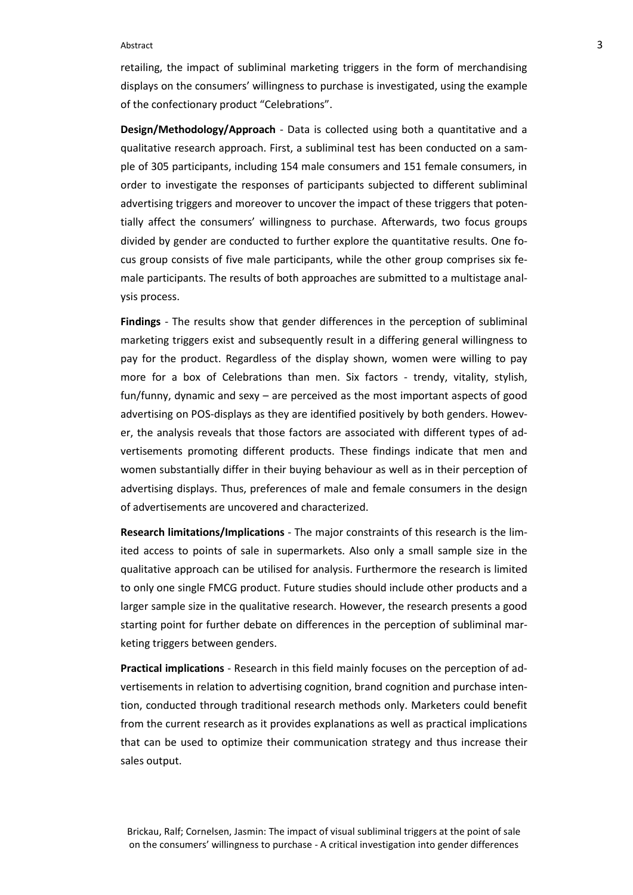retailing, the impact of subliminal marketing triggers in the form of merchandising displays on the consumers' willingness to purchase is investigated, using the example of the confectionary product "Celebrations".

**Design/Methodology/Approach** - Data is collected using both a quantitative and a qualitative research approach. First, a subliminal test has been conducted on a sample of 305 participants, including 154 male consumers and 151 female consumers, in order to investigate the responses of participants subjected to different subliminal advertising triggers and moreover to uncover the impact of these triggers that potentially affect the consumers' willingness to purchase. Afterwards, two focus groups divided by gender are conducted to further explore the quantitative results. One focus group consists of five male participants, while the other group comprises six female participants. The results of both approaches are submitted to a multistage analysis process.

**Findings** - The results show that gender differences in the perception of subliminal marketing triggers exist and subsequently result in a differing general willingness to pay for the product. Regardless of the display shown, women were willing to pay more for a box of Celebrations than men. Six factors - trendy, vitality, stylish, fun/funny, dynamic and sexy – are perceived as the most important aspects of good advertising on POS-displays as they are identified positively by both genders. However, the analysis reveals that those factors are associated with different types of advertisements promoting different products. These findings indicate that men and women substantially differ in their buying behaviour as well as in their perception of advertising displays. Thus, preferences of male and female consumers in the design of advertisements are uncovered and characterized.

**Research limitations/Implications** - The major constraints of this research is the limited access to points of sale in supermarkets. Also only a small sample size in the qualitative approach can be utilised for analysis. Furthermore the research is limited to only one single FMCG product. Future studies should include other products and a larger sample size in the qualitative research. However, the research presents a good starting point for further debate on differences in the perception of subliminal marketing triggers between genders.

**Practical implications** - Research in this field mainly focuses on the perception of advertisements in relation to advertising cognition, brand cognition and purchase intention, conducted through traditional research methods only. Marketers could benefit from the current research as it provides explanations as well as practical implications that can be used to optimize their communication strategy and thus increase their sales output.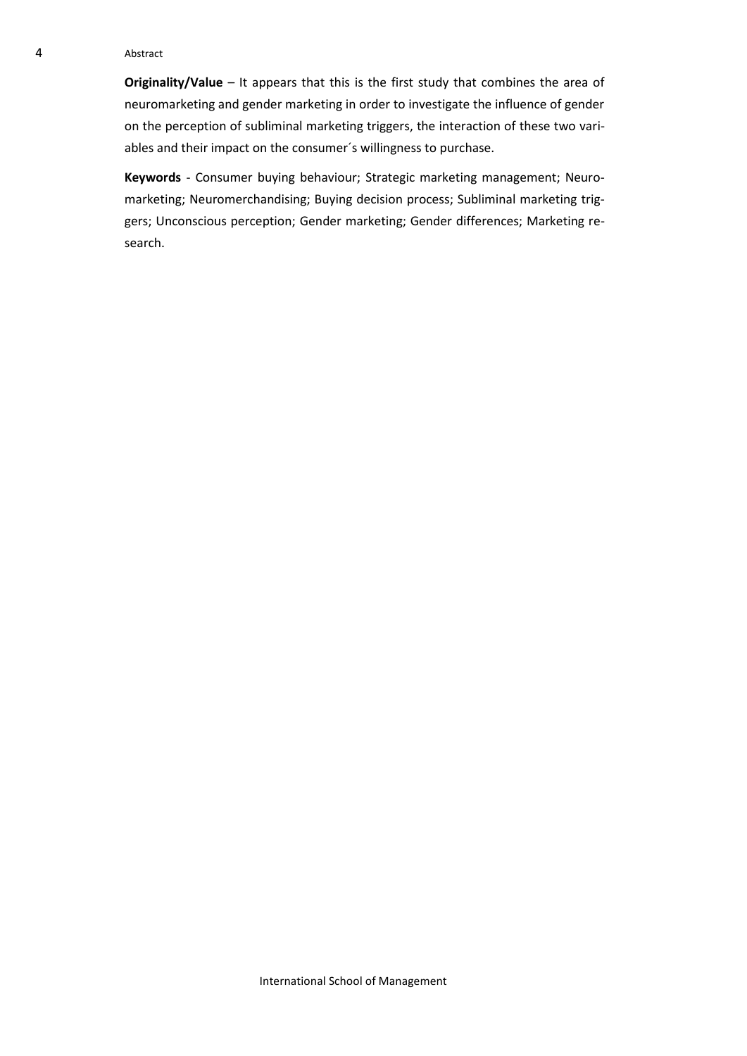**Originality/Value** – It appears that this is the first study that combines the area of neuromarketing and gender marketing in order to investigate the influence of gender on the perception of subliminal marketing triggers, the interaction of these two variables and their impact on the consumer´s willingness to purchase.

**Keywords** - Consumer buying behaviour; Strategic marketing management; Neuromarketing; Neuromerchandising; Buying decision process; Subliminal marketing triggers; Unconscious perception; Gender marketing; Gender differences; Marketing research.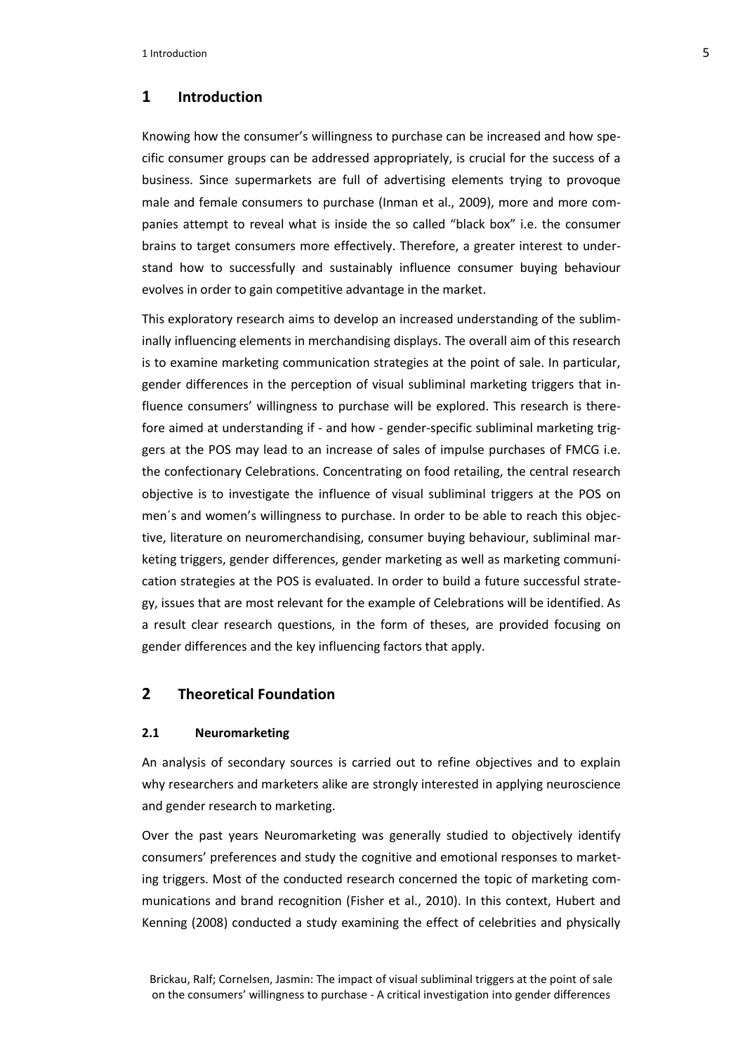# 1 Introduction

Knowing how the consumer's willingness to purchase can be increased and how specific consumer groups can be addressed appropriately, is crucial for the success of a business. Since supermarkets are full of advertising elements trying to provoque male and female consumers to purchase (Inman et al., 2009), more and more companies attempt to reveal what is inside the so called "black box" i.e. the consumer brains to target consumers more effectively. Therefore, a greater interest to understand how to successfully and sustainably influence consumer buying behaviour evolves in order to gain competitive advantage in the market.

This exploratory research aims to develop an increased understanding of the subliminally influencing elements in merchandising displays. The overall aim of this research is to examine marketing communication strategies at the point of sale. In particular, gender differences in the perception of visual subliminal marketing triggers that influence consumers' willingness to purchase will be explored. This research is therefore aimed at understanding if - and how - gender-specific subliminal marketing triggers at the POS may lead to an increase of sales of impulse purchases of FMCG i.e. the confectionary Celebrations. Concentrating on food retailing, the central research objective is to investigate the influence of visual subliminal triggers at the POS on men´s and women's willingness to purchase. In order to be able to reach this objective, literature on neuromerchandising, consumer buying behaviour, subliminal marketing triggers, gender differences, gender marketing as well as marketing communication strategies at the POS is evaluated. In order to build a future successful strategy, issues that are most relevant for the example of Celebrations will be identified. As a result clear research questions, in the form of theses, are provided focusing on gender differences and the key influencing factors that apply.

# 2 Theoretical Foundation

## 2.1 Neuromarketing

An analysis of secondary sources is carried out to refine objectives and to explain why researchers and marketers alike are strongly interested in applying neuroscience and gender research to marketing.

Over the past years Neuromarketing was generally studied to objectively identify consumers' preferences and study the cognitive and emotional responses to marketing triggers. Most of the conducted research concerned the topic of marketing communications and brand recognition (Fisher et al., 2010). In this context, Hubert and Kenning (2008) conducted a study examining the effect of celebrities and physically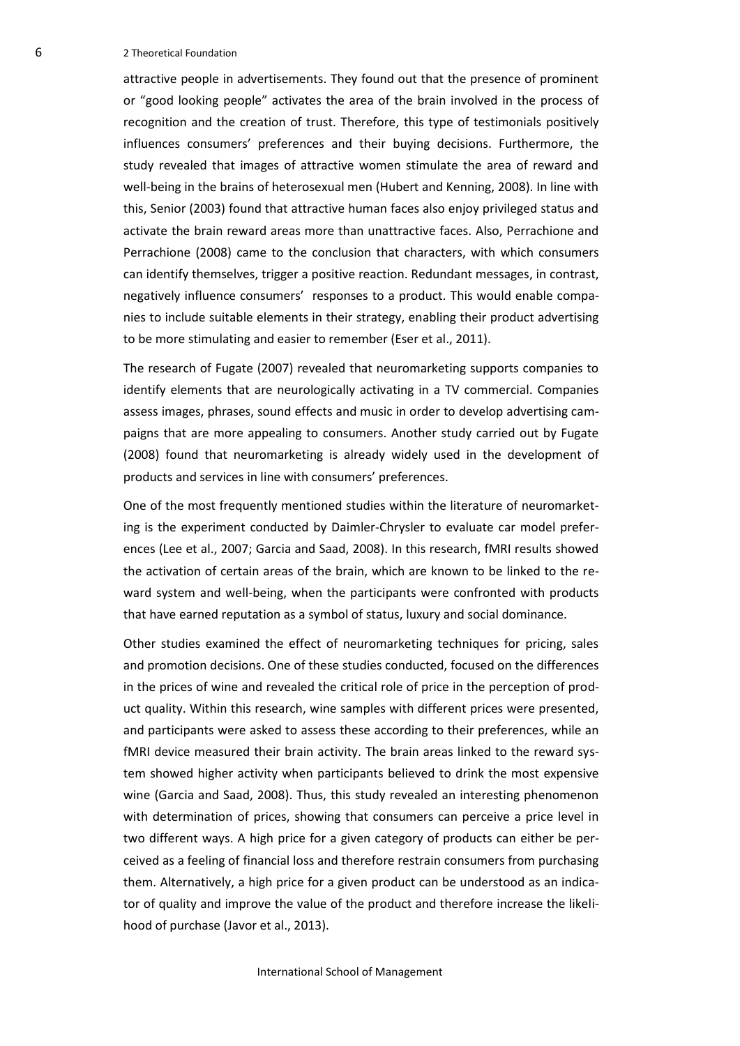attractive people in advertisements. They found out that the presence of prominent or "good looking people" activates the area of the brain involved in the process of recognition and the creation of trust. Therefore, this type of testimonials positively influences consumers' preferences and their buying decisions. Furthermore, the study revealed that images of attractive women stimulate the area of reward and well-being in the brains of heterosexual men (Hubert and Kenning, 2008). In line with this, Senior (2003) found that attractive human faces also enjoy privileged status and activate the brain reward areas more than unattractive faces. Also, Perrachione and Perrachione (2008) came to the conclusion that characters, with which consumers can identify themselves, trigger a positive reaction. Redundant messages, in contrast, negatively influence consumers' responses to a product. This would enable companies to include suitable elements in their strategy, enabling their product advertising to be more stimulating and easier to remember (Eser et al., 2011).

The research of Fugate (2007) revealed that neuromarketing supports companies to identify elements that are neurologically activating in a TV commercial. Companies assess images, phrases, sound effects and music in order to develop advertising campaigns that are more appealing to consumers. Another study carried out by Fugate (2008) found that neuromarketing is already widely used in the development of products and services in line with consumers' preferences.

One of the most frequently mentioned studies within the literature of neuromarketing is the experiment conducted by Daimler-Chrysler to evaluate car model preferences (Lee et al., 2007; Garcia and Saad, 2008). In this research, fMRI results showed the activation of certain areas of the brain, which are known to be linked to the reward system and well-being, when the participants were confronted with products that have earned reputation as a symbol of status, luxury and social dominance.

Other studies examined the effect of neuromarketing techniques for pricing, sales and promotion decisions. One of these studies conducted, focused on the differences in the prices of wine and revealed the critical role of price in the perception of product quality. Within this research, wine samples with different prices were presented, and participants were asked to assess these according to their preferences, while an fMRI device measured their brain activity. The brain areas linked to the reward system showed higher activity when participants believed to drink the most expensive wine (Garcia and Saad, 2008). Thus, this study revealed an interesting phenomenon with determination of prices, showing that consumers can perceive a price level in two different ways. A high price for a given category of products can either be perceived as a feeling of financial loss and therefore restrain consumers from purchasing them. Alternatively, a high price for a given product can be understood as an indicator of quality and improve the value of the product and therefore increase the likelihood of purchase (Javor et al., 2013).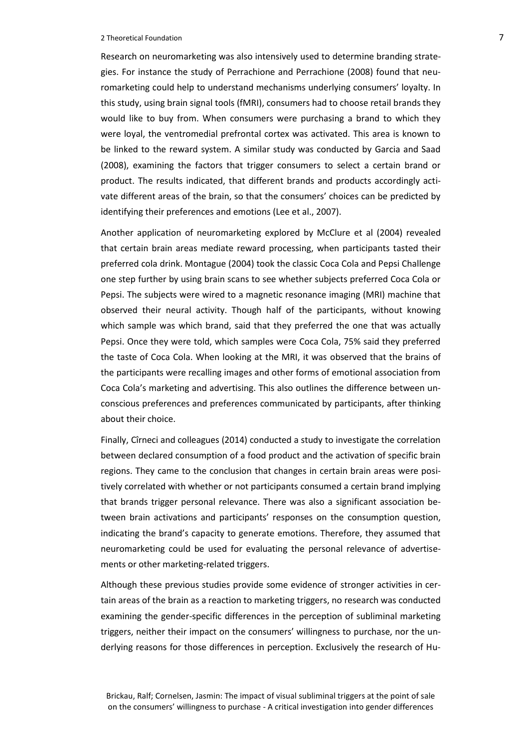Research on neuromarketing was also intensively used to determine branding strategies. For instance the study of Perrachione and Perrachione (2008) found that neuromarketing could help to understand mechanisms underlying consumers' loyalty. In this study, using brain signal tools (fMRI), consumers had to choose retail brands they would like to buy from. When consumers were purchasing a brand to which they were loyal, the ventromedial prefrontal cortex was activated. This area is known to be linked to the reward system. A similar study was conducted by Garcia and Saad (2008), examining the factors that trigger consumers to select a certain brand or product. The results indicated, that different brands and products accordingly activate different areas of the brain, so that the consumers' choices can be predicted by identifying their preferences and emotions (Lee et al., 2007).

Another application of neuromarketing explored by McClure et al (2004) revealed that certain brain areas mediate reward processing, when participants tasted their preferred cola drink. Montague (2004) took the classic Coca Cola and Pepsi Challenge one step further by using brain scans to see whether subjects preferred Coca Cola or Pepsi. The subjects were wired to a magnetic resonance imaging (MRI) machine that observed their neural activity. Though half of the participants, without knowing which sample was which brand, said that they preferred the one that was actually Pepsi. Once they were told, which samples were Coca Cola, 75% said they preferred the taste of Coca Cola. When looking at the MRI, it was observed that the brains of the participants were recalling images and other forms of emotional association from Coca Cola's marketing and advertising. This also outlines the difference between unconscious preferences and preferences communicated by participants, after thinking about their choice.

Finally, Cîrneci and colleagues (2014) conducted a study to investigate the correlation between declared consumption of a food product and the activation of specific brain regions. They came to the conclusion that changes in certain brain areas were positively correlated with whether or not participants consumed a certain brand implying that brands trigger personal relevance. There was also a significant association between brain activations and participants' responses on the consumption question, indicating the brand's capacity to generate emotions. Therefore, they assumed that neuromarketing could be used for evaluating the personal relevance of advertisements or other marketing-related triggers.

Although these previous studies provide some evidence of stronger activities in certain areas of the brain as a reaction to marketing triggers, no research was conducted examining the gender-specific differences in the perception of subliminal marketing triggers, neither their impact on the consumers' willingness to purchase, nor the underlying reasons for those differences in perception. Exclusively the research of Hu-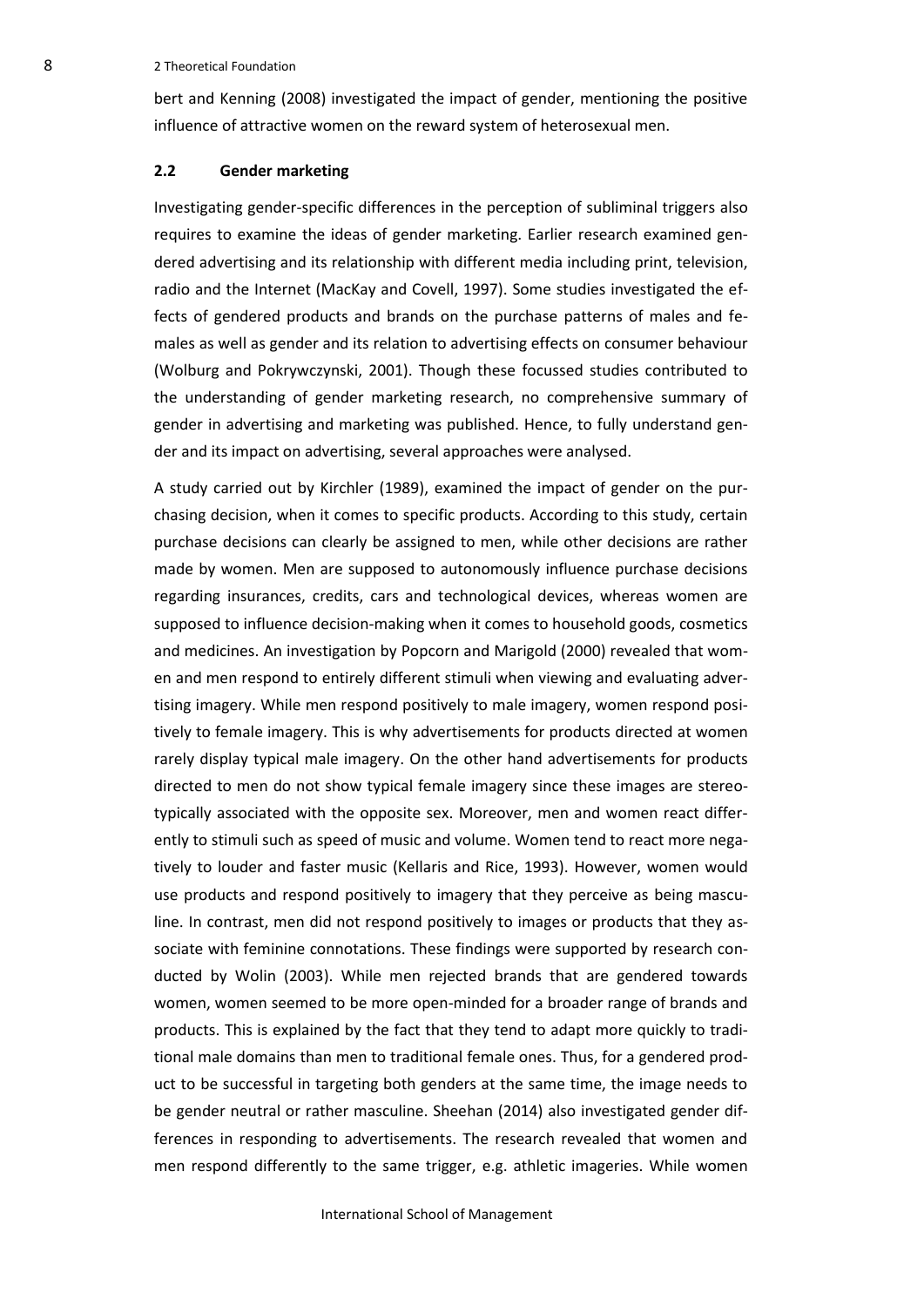bert and Kenning (2008) investigated the impact of gender, mentioning the positive influence of attractive women on the reward system of heterosexual men.

### 2.2 Gender marketing

Investigating gender-specific differences in the perception of subliminal triggers also requires to examine the ideas of gender marketing. Earlier research examined gendered advertising and its relationship with different media including print, television, radio and the Internet (MacKay and Covell, 1997). Some studies investigated the effects of gendered products and brands on the purchase patterns of males and females as well as gender and its relation to advertising effects on consumer behaviour (Wolburg and Pokrywczynski, 2001). Though these focussed studies contributed to the understanding of gender marketing research, no comprehensive summary of gender in advertising and marketing was published. Hence, to fully understand gender and its impact on advertising, several approaches were analysed.

A study carried out by Kirchler (1989), examined the impact of gender on the purchasing decision, when it comes to specific products. According to this study, certain purchase decisions can clearly be assigned to men, while other decisions are rather made by women. Men are supposed to autonomously influence purchase decisions regarding insurances, credits, cars and technological devices, whereas women are supposed to influence decision-making when it comes to household goods, cosmetics and medicines. An investigation by Popcorn and Marigold (2000) revealed that women and men respond to entirely different stimuli when viewing and evaluating advertising imagery. While men respond positively to male imagery, women respond positively to female imagery. This is why advertisements for products directed at women rarely display typical male imagery. On the other hand advertisements for products directed to men do not show typical female imagery since these images are stereotypically associated with the opposite sex. Moreover, men and women react differently to stimuli such as speed of music and volume. Women tend to react more negatively to louder and faster music (Kellaris and Rice, 1993). However, women would use products and respond positively to imagery that they perceive as being masculine. In contrast, men did not respond positively to images or products that they associate with feminine connotations. These findings were supported by research conducted by Wolin (2003). While men rejected brands that are gendered towards women, women seemed to be more open-minded for a broader range of brands and products. This is explained by the fact that they tend to adapt more quickly to traditional male domains than men to traditional female ones. Thus, for a gendered product to be successful in targeting both genders at the same time, the image needs to be gender neutral or rather masculine. Sheehan (2014) also investigated gender differences in responding to advertisements. The research revealed that women and men respond differently to the same trigger, e.g. athletic imageries. While women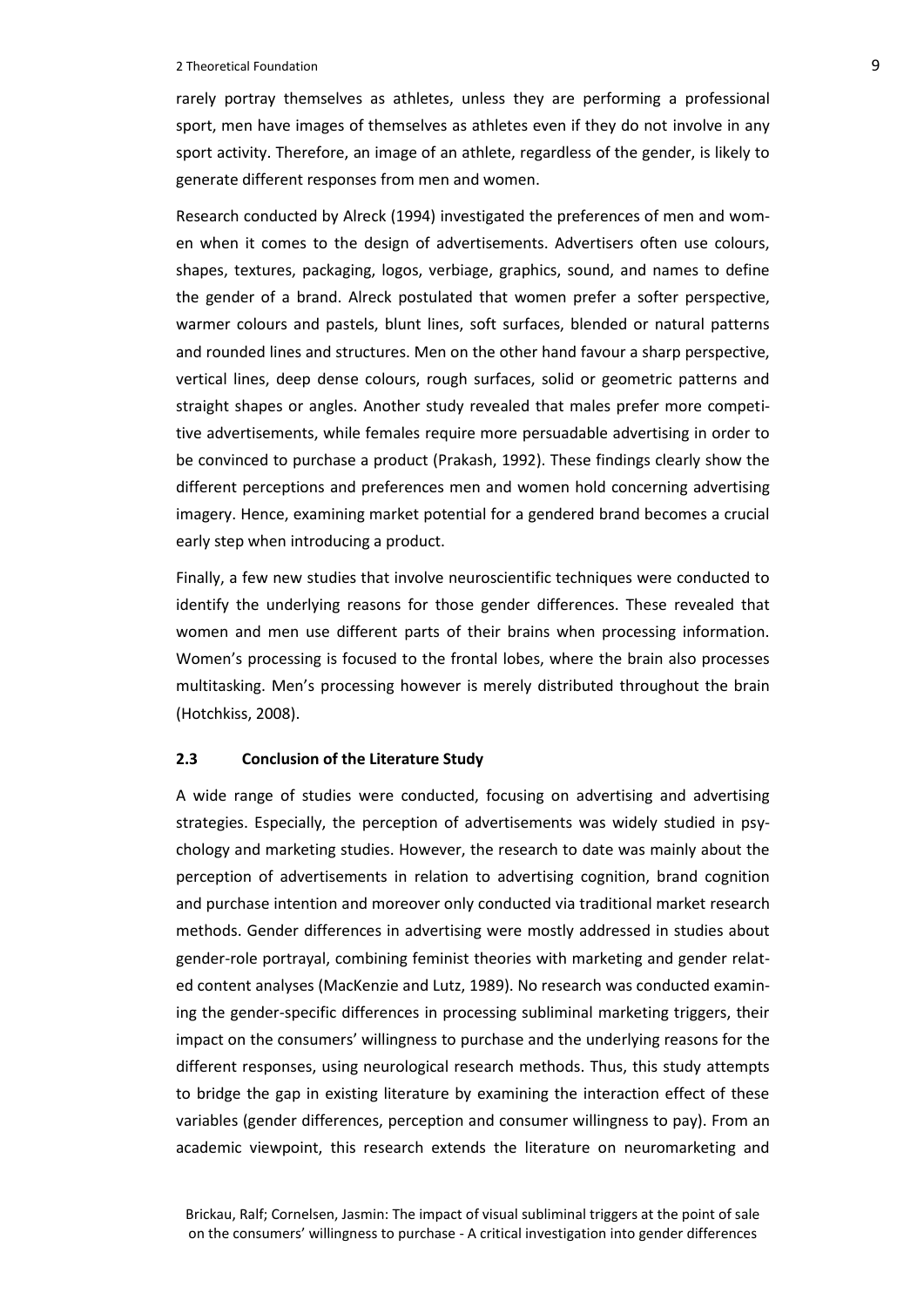rarely portray themselves as athletes, unless they are performing a professional sport, men have images of themselves as athletes even if they do not involve in any sport activity. Therefore, an image of an athlete, regardless of the gender, is likely to generate different responses from men and women.

Research conducted by Alreck (1994) investigated the preferences of men and women when it comes to the design of advertisements. Advertisers often use colours, shapes, textures, packaging, logos, verbiage, graphics, sound, and names to define the gender of a brand. Alreck postulated that women prefer a softer perspective, warmer colours and pastels, blunt lines, soft surfaces, blended or natural patterns and rounded lines and structures. Men on the other hand favour a sharp perspective, vertical lines, deep dense colours, rough surfaces, solid or geometric patterns and straight shapes or angles. Another study revealed that males prefer more competitive advertisements, while females require more persuadable advertising in order to be convinced to purchase a product (Prakash, 1992). These findings clearly show the different perceptions and preferences men and women hold concerning advertising imagery. Hence, examining market potential for a gendered brand becomes a crucial early step when introducing a product.

Finally, a few new studies that involve neuroscientific techniques were conducted to identify the underlying reasons for those gender differences. These revealed that women and men use different parts of their brains when processing information. Women's processing is focused to the frontal lobes, where the brain also processes multitasking. Men's processing however is merely distributed throughout the brain (Hotchkiss, 2008).

### 2.3 Conclusion of the Literature Study

A wide range of studies were conducted, focusing on advertising and advertising strategies. Especially, the perception of advertisements was widely studied in psychology and marketing studies. However, the research to date was mainly about the perception of advertisements in relation to advertising cognition, brand cognition and purchase intention and moreover only conducted via traditional market research methods. Gender differences in advertising were mostly addressed in studies about gender-role portrayal, combining feminist theories with marketing and gender related content analyses (MacKenzie and Lutz, 1989). No research was conducted examining the gender-specific differences in processing subliminal marketing triggers, their impact on the consumers' willingness to purchase and the underlying reasons for the different responses, using neurological research methods. Thus, this study attempts to bridge the gap in existing literature by examining the interaction effect of these variables (gender differences, perception and consumer willingness to pay). From an academic viewpoint, this research extends the literature on neuromarketing and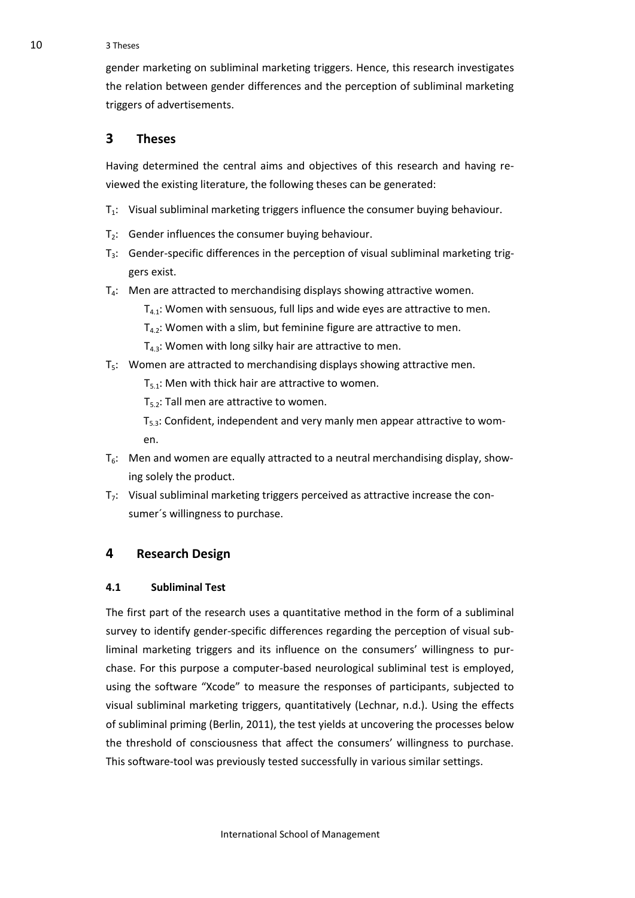gender marketing on subliminal marketing triggers. Hence, this research investigates the relation between gender differences and the perception of subliminal marketing triggers of advertisements.

# 3 Theses

Having determined the central aims and objectives of this research and having reviewed the existing literature, the following theses can be generated:

$T_1$: Visual subliminal marketing triggers influence the consumer buying behaviour.

$T_2$: Gender influences the consumer buying behaviour.

$T_3$: Gender-specific differences in the perception of visual subliminal marketing triggers exist.

$T_4$: Men are attracted to merchandising displays showing attractive women.

- $T_{4.1}$: Women with sensuous, full lips and wide eyes are attractive to men.
- $T_{4.2}$: Women with a slim, but feminine figure are attractive to men.
- $T_{4.3}$: Women with long silky hair are attractive to men.

$T_5$: Women are attracted to merchandising displays showing attractive men.

- $T_{5.1}$: Men with thick hair are attractive to women.
- $T_{5.2}$: Tall men are attractive to women.
- $T_{5.3}$: Confident, independent and very manly men appear attractive to women.

$T_6$: Men and women are equally attracted to a neutral merchandising display, showing solely the product.

$T_7$: Visual subliminal marketing triggers perceived as attractive increase the consumer´s willingness to purchase.

# 4 Research Design

## 4.1 Subliminal Test

The first part of the research uses a quantitative method in the form of a subliminal survey to identify gender-specific differences regarding the perception of visual subliminal marketing triggers and its influence on the consumers' willingness to purchase. For this purpose a computer-based neurological subliminal test is employed, using the software "Xcode" to measure the responses of participants, subjected to visual subliminal marketing triggers, quantitatively (Lechnar, n.d.). Using the effects of subliminal priming (Berlin, 2011), the test yields at uncovering the processes below the threshold of consciousness that affect the consumers' willingness to purchase. This software-tool was previously tested successfully in various similar settings.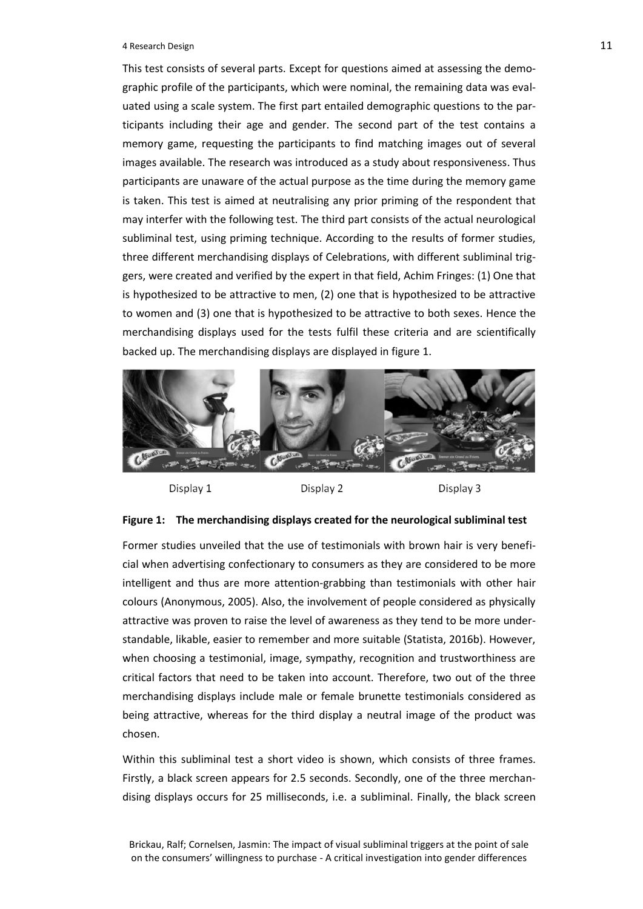This test consists of several parts. Except for questions aimed at assessing the demographic profile of the participants, which were nominal, the remaining data was evaluated using a scale system. The first part entailed demographic questions to the participants including their age and gender. The second part of the test contains a memory game, requesting the participants to find matching images out of several images available. The research was introduced as a study about responsiveness. Thus participants are unaware of the actual purpose as the time during the memory game is taken. This test is aimed at neutralising any prior priming of the respondent that may interfer with the following test. The third part consists of the actual neurological subliminal test, using priming technique. According to the results of former studies, three different merchandising displays of Celebrations, with different subliminal triggers, were created and verified by the expert in that field, Achim Fringes: (1) One that is hypothesized to be attractive to men, (2) one that is hypothesized to be attractive to women and (3) one that is hypothesized to be attractive to both sexes. Hence the merchandising displays used for the tests fulfil these criteria and are scientifically backed up. The merchandising displays are displayed in figure 1.

Display 1 Display 2 Display 3

**Figure 1: The merchandising displays created for the neurological subliminal test**

Former studies unveiled that the use of testimonials with brown hair is very beneficial when advertising confectionary to consumers as they are considered to be more intelligent and thus are more attention-grabbing than testimonials with other hair colours (Anonymous, 2005). Also, the involvement of people considered as physically attractive was proven to raise the level of awareness as they tend to be more understandable, likable, easier to remember and more suitable (Statista, 2016b). However, when choosing a testimonial, image, sympathy, recognition and trustworthiness are critical factors that need to be taken into account. Therefore, two out of the three merchandising displays include male or female brunette testimonials considered as being attractive, whereas for the third display a neutral image of the product was chosen.

Within this subliminal test a short video is shown, which consists of three frames. Firstly, a black screen appears for 2.5 seconds. Secondly, one of the three merchandising displays occurs for 25 milliseconds, i.e. a subliminal. Finally, the black screen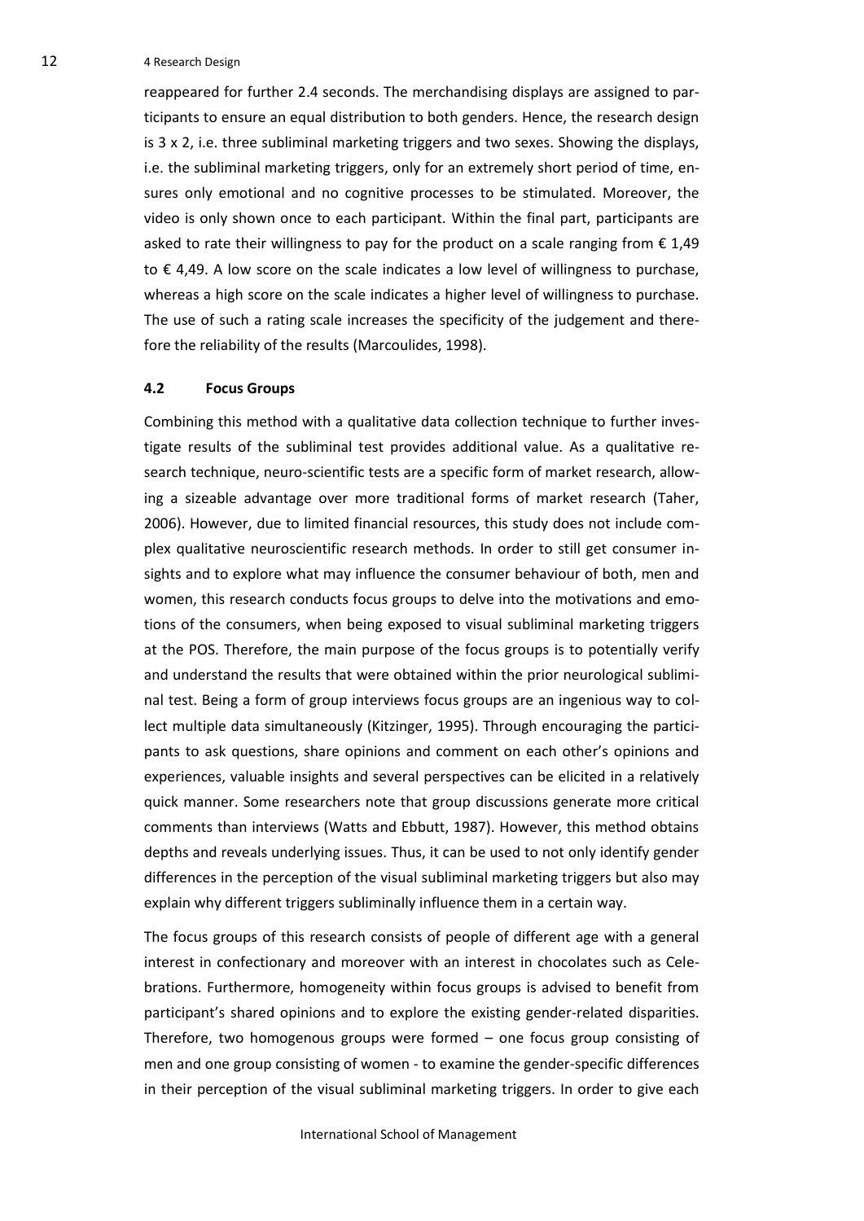reappeared for further 2.4 seconds. The merchandising displays are assigned to participants to ensure an equal distribution to both genders. Hence, the research design is 3 x 2, i.e. three subliminal marketing triggers and two sexes. Showing the displays, i.e. the subliminal marketing triggers, only for an extremely short period of time, ensures only emotional and no cognitive processes to be stimulated. Moreover, the video is only shown once to each participant. Within the final part, participants are asked to rate their willingness to pay for the product on a scale ranging from € 1,49 to € 4,49. A low score on the scale indicates a low level of willingness to purchase, whereas a high score on the scale indicates a higher level of willingness to purchase. The use of such a rating scale increases the specificity of the judgement and therefore the reliability of the results (Marcoulides, 1998).

### 4.2 Focus Groups

Combining this method with a qualitative data collection technique to further investigate results of the subliminal test provides additional value. As a qualitative research technique, neuro-scientific tests are a specific form of market research, allowing a sizeable advantage over more traditional forms of market research (Taher, 2006). However, due to limited financial resources, this study does not include complex qualitative neuroscientific research methods. In order to still get consumer insights and to explore what may influence the consumer behaviour of both, men and women, this research conducts focus groups to delve into the motivations and emotions of the consumers, when being exposed to visual subliminal marketing triggers at the POS. Therefore, the main purpose of the focus groups is to potentially verify and understand the results that were obtained within the prior neurological subliminal test. Being a form of group interviews focus groups are an ingenious way to collect multiple data simultaneously (Kitzinger, 1995). Through encouraging the participants to ask questions, share opinions and comment on each other's opinions and experiences, valuable insights and several perspectives can be elicited in a relatively quick manner. Some researchers note that group discussions generate more critical comments than interviews (Watts and Ebbutt, 1987). However, this method obtains depths and reveals underlying issues. Thus, it can be used to not only identify gender differences in the perception of the visual subliminal marketing triggers but also may explain why different triggers subliminally influence them in a certain way.

The focus groups of this research consists of people of different age with a general interest in confectionary and moreover with an interest in chocolates such as Celebrations. Furthermore, homogeneity within focus groups is advised to benefit from participant's shared opinions and to explore the existing gender-related disparities. Therefore, two homogenous groups were formed – one focus group consisting of men and one group consisting of women - to examine the gender-specific differences in their perception of the visual subliminal marketing triggers. In order to give each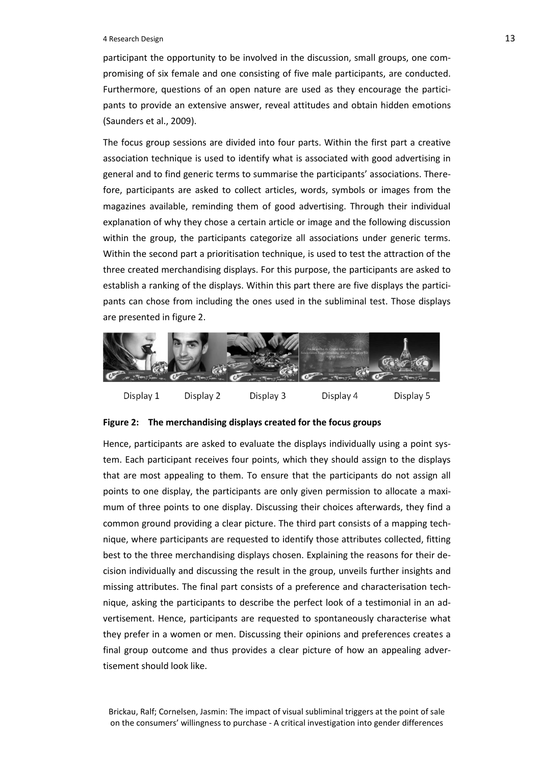participant the opportunity to be involved in the discussion, small groups, one compromising of six female and one consisting of five male participants, are conducted. Furthermore, questions of an open nature are used as they encourage the participants to provide an extensive answer, reveal attitudes and obtain hidden emotions (Saunders et al., 2009).

The focus group sessions are divided into four parts. Within the first part a creative association technique is used to identify what is associated with good advertising in general and to find generic terms to summarise the participants' associations. Therefore, participants are asked to collect articles, words, symbols or images from the magazines available, reminding them of good advertising. Through their individual explanation of why they chose a certain article or image and the following discussion within the group, the participants categorize all associations under generic terms. Within the second part a prioritisation technique, is used to test the attraction of the three created merchandising displays. For this purpose, the participants are asked to establish a ranking of the displays. Within this part there are five displays the participants can chose from including the ones used in the subliminal test. Those displays are presented in figure 2.

Display 1 Display 2 Display 3 Display 4 Display 5

**Figure 2: The merchandising displays created for the focus groups**

Hence, participants are asked to evaluate the displays individually using a point system. Each participant receives four points, which they should assign to the displays that are most appealing to them. To ensure that the participants do not assign all points to one display, the participants are only given permission to allocate a maximum of three points to one display. Discussing their choices afterwards, they find a common ground providing a clear picture. The third part consists of a mapping technique, where participants are requested to identify those attributes collected, fitting best to the three merchandising displays chosen. Explaining the reasons for their decision individually and discussing the result in the group, unveils further insights and missing attributes. The final part consists of a preference and characterisation technique, asking the participants to describe the perfect look of a testimonial in an advertisement. Hence, participants are requested to spontaneously characterise what they prefer in a women or men. Discussing their opinions and preferences creates a final group outcome and thus provides a clear picture of how an appealing advertisement should look like.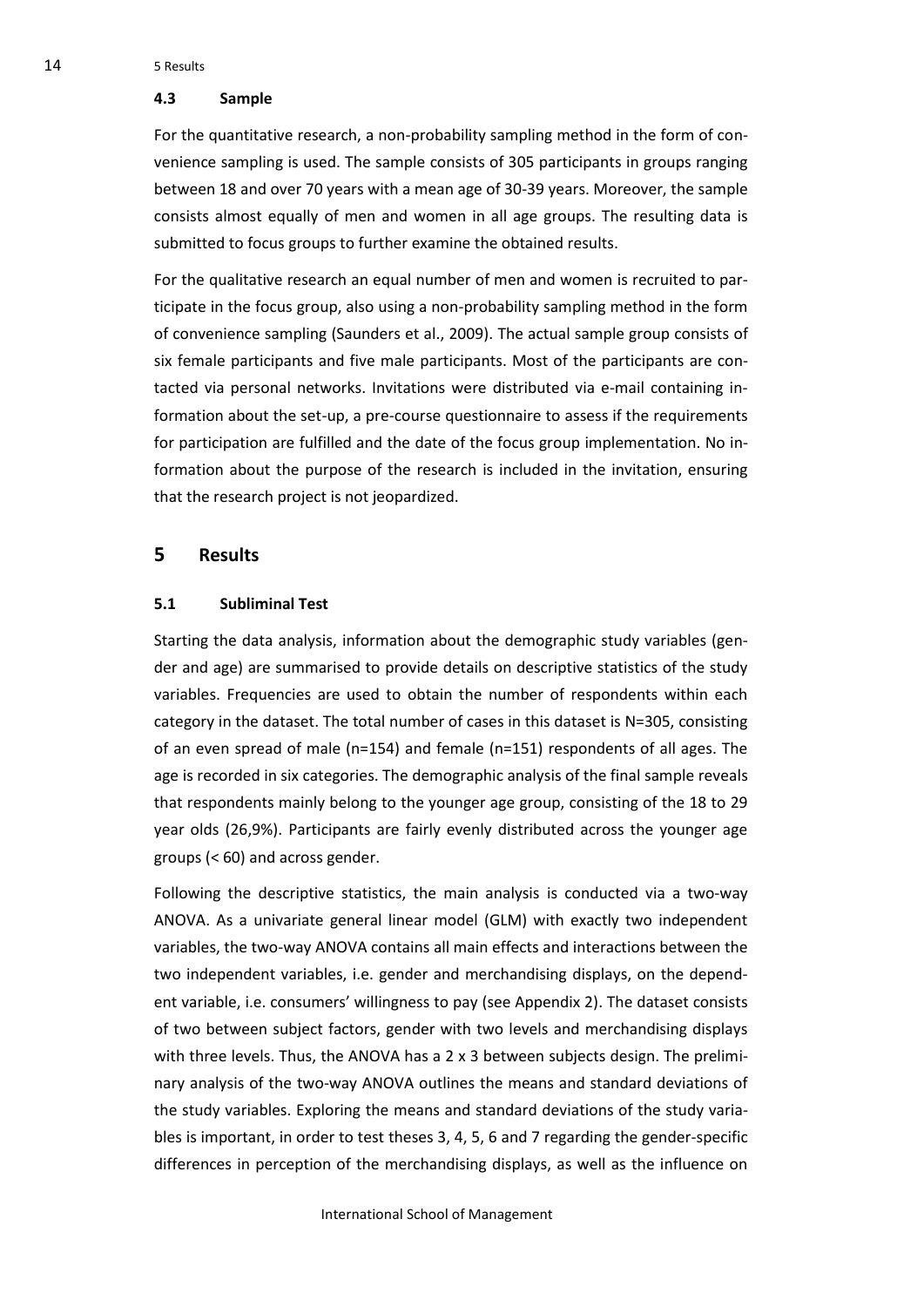### 4.3 Sample

For the quantitative research, a non-probability sampling method in the form of convenience sampling is used. The sample consists of 305 participants in groups ranging between 18 and over 70 years with a mean age of 30-39 years. Moreover, the sample consists almost equally of men and women in all age groups. The resulting data is submitted to focus groups to further examine the obtained results.

For the qualitative research an equal number of men and women is recruited to participate in the focus group, also using a non-probability sampling method in the form of convenience sampling (Saunders et al., 2009). The actual sample group consists of six female participants and five male participants. Most of the participants are contacted via personal networks. Invitations were distributed via e-mail containing information about the set-up, a pre-course questionnaire to assess if the requirements for participation are fulfilled and the date of the focus group implementation. No information about the purpose of the research is included in the invitation, ensuring that the research project is not jeopardized.

## 5 Results

### 5.1 Subliminal Test

Starting the data analysis, information about the demographic study variables (gender and age) are summarised to provide details on descriptive statistics of the study variables. Frequencies are used to obtain the number of respondents within each category in the dataset. The total number of cases in this dataset is N=305, consisting of an even spread of male (n=154) and female (n=151) respondents of all ages. The age is recorded in six categories. The demographic analysis of the final sample reveals that respondents mainly belong to the younger age group, consisting of the 18 to 29 year olds (26,9%). Participants are fairly evenly distributed across the younger age groups (< 60) and across gender.

Following the descriptive statistics, the main analysis is conducted via a two-way ANOVA. As a univariate general linear model (GLM) with exactly two independent variables, the two-way ANOVA contains all main effects and interactions between the two independent variables, i.e. gender and merchandising displays, on the dependent variable, i.e. consumers' willingness to pay (see Appendix 2). The dataset consists of two between subject factors, gender with two levels and merchandising displays with three levels. Thus, the ANOVA has a 2 x 3 between subjects design. The preliminary analysis of the two-way ANOVA outlines the means and standard deviations of the study variables. Exploring the means and standard deviations of the study variables is important, in order to test theses 3, 4, 5, 6 and 7 regarding the gender-specific differences in perception of the merchandising displays, as well as the influence on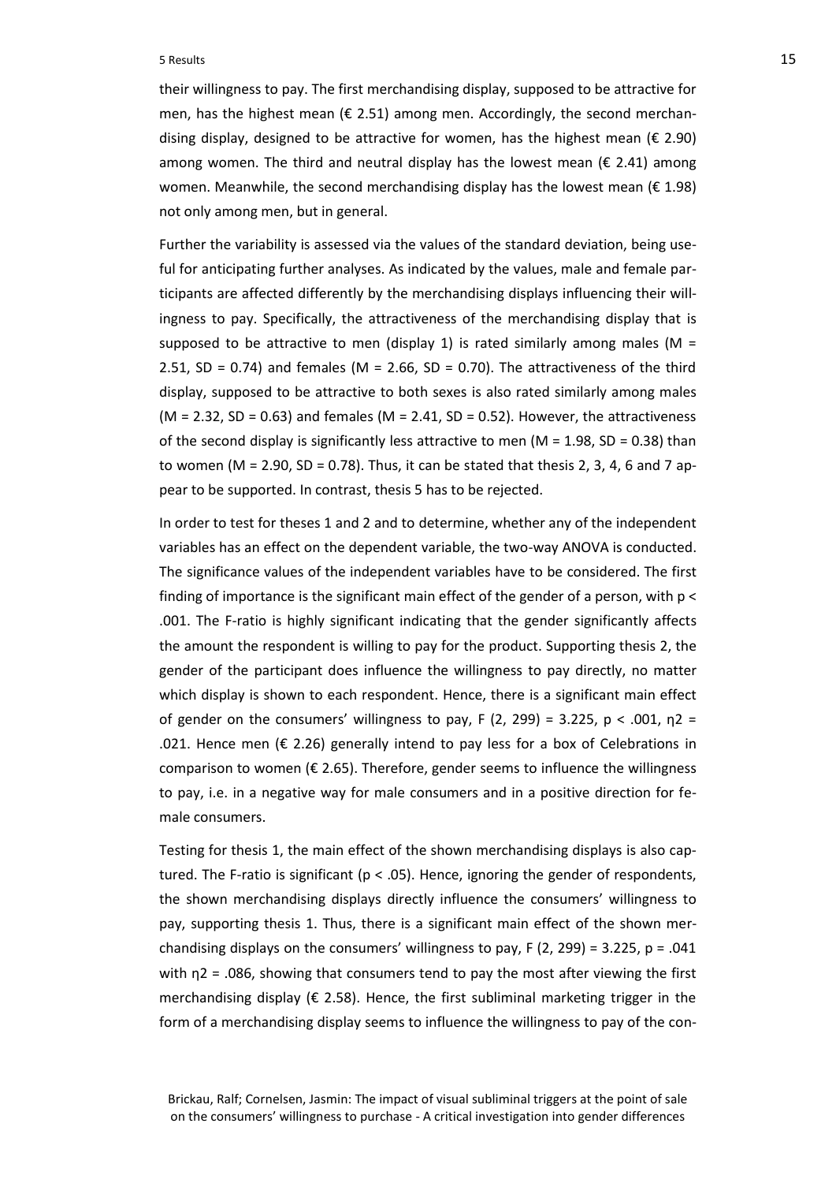their willingness to pay. The first merchandising display, supposed to be attractive for men, has the highest mean (€ 2.51) among men. Accordingly, the second merchandising display, designed to be attractive for women, has the highest mean (€ 2.90) among women. The third and neutral display has the lowest mean (€ 2.41) among women. Meanwhile, the second merchandising display has the lowest mean (€ 1.98) not only among men, but in general.

Further the variability is assessed via the values of the standard deviation, being useful for anticipating further analyses. As indicated by the values, male and female participants are affected differently by the merchandising displays influencing their willingness to pay. Specifically, the attractiveness of the merchandising display that is supposed to be attractive to men (display 1) is rated similarly among males ($M = 2.51$, $SD = 0.74$) and females ($M = 2.66$, $SD = 0.70$). The attractiveness of the third display, supposed to be attractive to both sexes is also rated similarly among males ($M = 2.32$, $SD = 0.63$) and females ($M = 2.41$, $SD = 0.52$). However, the attractiveness of the second display is significantly less attractive to men ($M = 1.98$, $SD = 0.38$) than to women ($M = 2.90$, $SD = 0.78$). Thus, it can be stated that thesis 2, 3, 4, 6 and 7 appear to be supported. In contrast, thesis 5 has to be rejected.

In order to test for theses 1 and 2 and to determine, whether any of the independent variables has an effect on the dependent variable, the two-way ANOVA is conducted. The significance values of the independent variables have to be considered. The first finding of importance is the significant main effect of the gender of a person, with $p < .001$. The F-ratio is highly significant indicating that the gender significantly affects the amount the respondent is willing to pay for the product. Supporting thesis 2, the gender of the participant does influence the willingness to pay directly, no matter which display is shown to each respondent. Hence, there is a significant main effect of gender on the consumers' willingness to pay, $F(2, 299) = 3.225$, $p < .001$, $\eta 2 = .021$. Hence men (€ 2.26) generally intend to pay less for a box of Celebrations in comparison to women (€ 2.65). Therefore, gender seems to influence the willingness to pay, i.e. in a negative way for male consumers and in a positive direction for female consumers.

Testing for thesis 1, the main effect of the shown merchandising displays is also captured. The F-ratio is significant ($p < .05$). Hence, ignoring the gender of respondents, the shown merchandising displays directly influence the consumers' willingness to pay, supporting thesis 1. Thus, there is a significant main effect of the shown merchandising displays on the consumers' willingness to pay, $F(2, 299) = 3.225$, $p = .041$ with $\eta 2 = .086$, showing that consumers tend to pay the most after viewing the first merchandising display (€ 2.58). Hence, the first subliminal marketing trigger in the form of a merchandising display seems to influence the willingness to pay of the con-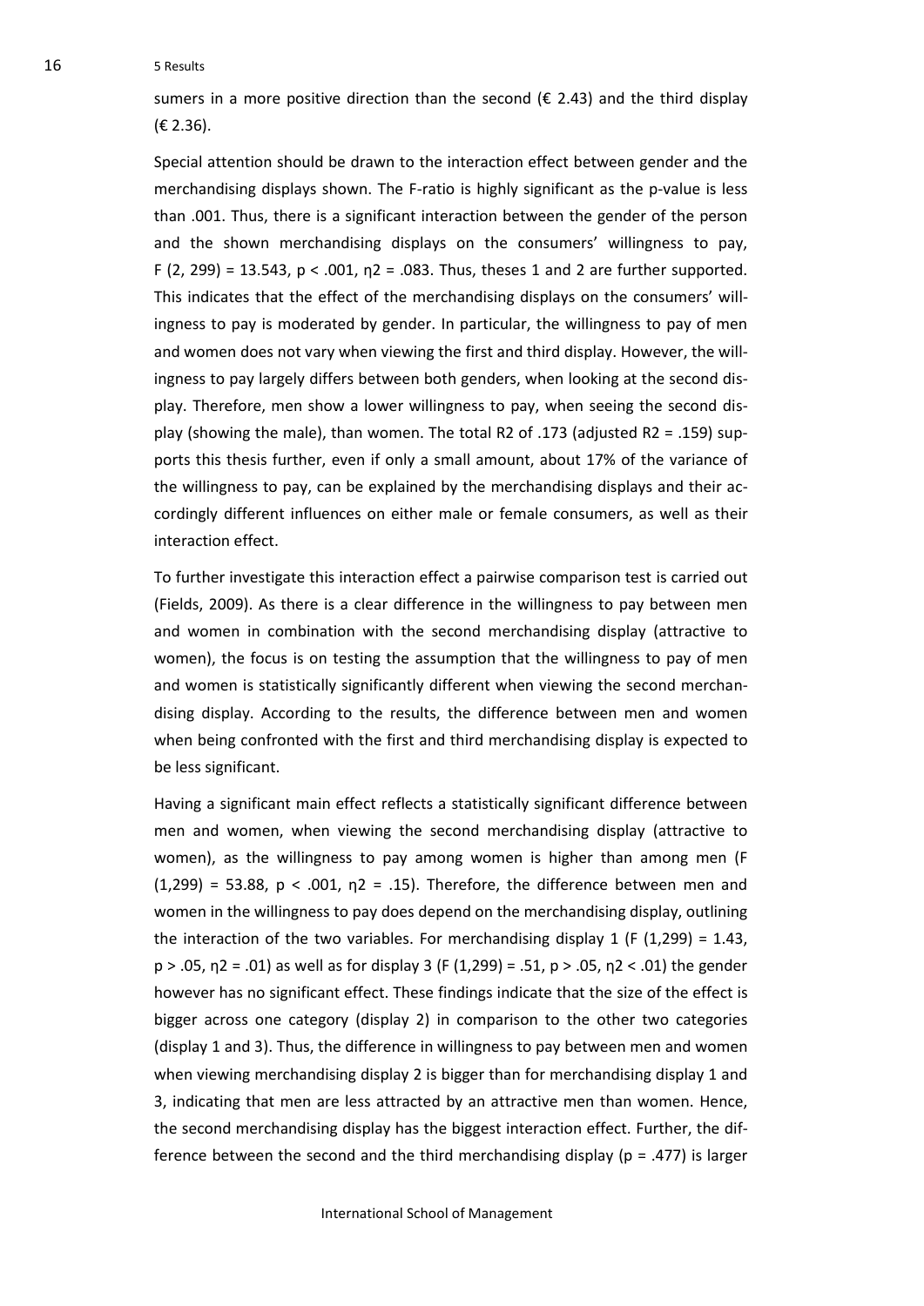sumers in a more positive direction than the second (€ 2.43) and the third display (€ 2.36).

Special attention should be drawn to the interaction effect between gender and the merchandising displays shown. The F-ratio is highly significant as the p-value is less than .001. Thus, there is a significant interaction between the gender of the person and the shown merchandising displays on the consumers' willingness to pay, $F(2, 299) = 13.543$, $p < .001$, $\eta 2 = .083$. Thus, theses 1 and 2 are further supported. This indicates that the effect of the merchandising displays on the consumers' willingness to pay is moderated by gender. In particular, the willingness to pay of men and women does not vary when viewing the first and third display. However, the willingness to pay largely differs between both genders, when looking at the second display. Therefore, men show a lower willingness to pay, when seeing the second display (showing the male), than women. The total R2 of .173 (adjusted R2 = .159) supports this thesis further, even if only a small amount, about 17% of the variance of the willingness to pay, can be explained by the merchandising displays and their accordingly different influences on either male or female consumers, as well as their interaction effect.

To further investigate this interaction effect a pairwise comparison test is carried out (Fields, 2009). As there is a clear difference in the willingness to pay between men and women in combination with the second merchandising display (attractive to women), the focus is on testing the assumption that the willingness to pay of men and women is statistically significantly different when viewing the second merchandising display. According to the results, the difference between men and women when being confronted with the first and third merchandising display is expected to be less significant.

Having a significant main effect reflects a statistically significant difference between men and women, when viewing the second merchandising display (attractive to women), as the willingness to pay among women is higher than among men ($F(1,299) = 53.88$, $p < .001$, $\eta 2 = .15$). Therefore, the difference between men and women in the willingness to pay does depend on the merchandising display, outlining the interaction of the two variables. For merchandising display 1 ($F(1,299) = 1.43$, $p > .05$, $\eta 2 = .01$) as well as for display 3 ($F(1,299) = .51$, $p > .05$, $\eta 2 < .01$) the gender however has no significant effect. These findings indicate that the size of the effect is bigger across one category (display 2) in comparison to the other two categories (display 1 and 3). Thus, the difference in willingness to pay between men and women when viewing merchandising display 2 is bigger than for merchandising display 1 and 3, indicating that men are less attracted by an attractive men than women. Hence, the second merchandising display has the biggest interaction effect. Further, the difference between the second and the third merchandising display ($p = .477$) is larger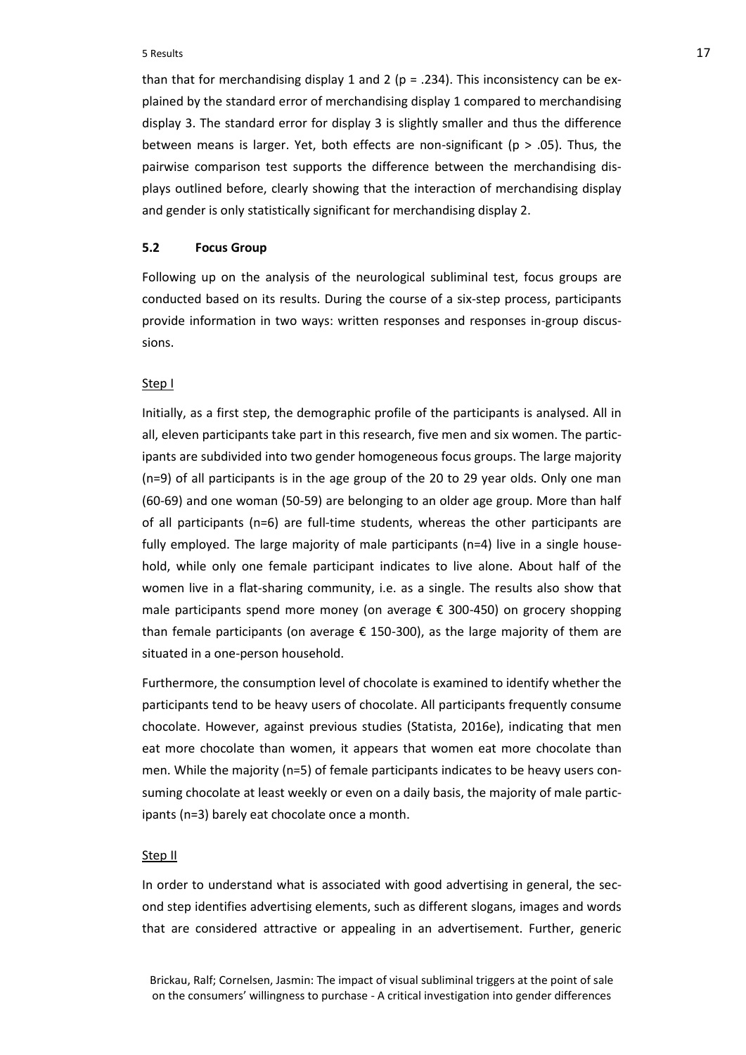than that for merchandising display 1 and 2 ($p = .234$). This inconsistency can be explained by the standard error of merchandising display 1 compared to merchandising display 3. The standard error for display 3 is slightly smaller and thus the difference between means is larger. Yet, both effects are non-significant ($p > .05$). Thus, the pairwise comparison test supports the difference between the merchandising displays outlined before, clearly showing that the interaction of merchandising display and gender is only statistically significant for merchandising display 2.

## 5.2 Focus Group

Following up on the analysis of the neurological subliminal test, focus groups are conducted based on its results. During the course of a six-step process, participants provide information in two ways: written responses and responses in-group discussions.

### Step I

Initially, as a first step, the demographic profile of the participants is analysed. All in all, eleven participants take part in this research, five men and six women. The participants are subdivided into two gender homogeneous focus groups. The large majority (n=9) of all participants is in the age group of the 20 to 29 year olds. Only one man (60-69) and one woman (50-59) are belonging to an older age group. More than half of all participants (n=6) are full-time students, whereas the other participants are fully employed. The large majority of male participants (n=4) live in a single household, while only one female participant indicates to live alone. About half of the women live in a flat-sharing community, i.e. as a single. The results also show that male participants spend more money (on average € 300-450) on grocery shopping than female participants (on average € 150-300), as the large majority of them are situated in a one-person household.

Furthermore, the consumption level of chocolate is examined to identify whether the participants tend to be heavy users of chocolate. All participants frequently consume chocolate. However, against previous studies (Statista, 2016e), indicating that men eat more chocolate than women, it appears that women eat more chocolate than men. While the majority (n=5) of female participants indicates to be heavy users consuming chocolate at least weekly or even on a daily basis, the majority of male participants (n=3) barely eat chocolate once a month.

### Step II

In order to understand what is associated with good advertising in general, the second step identifies advertising elements, such as different slogans, images and words that are considered attractive or appealing in an advertisement. Further, generic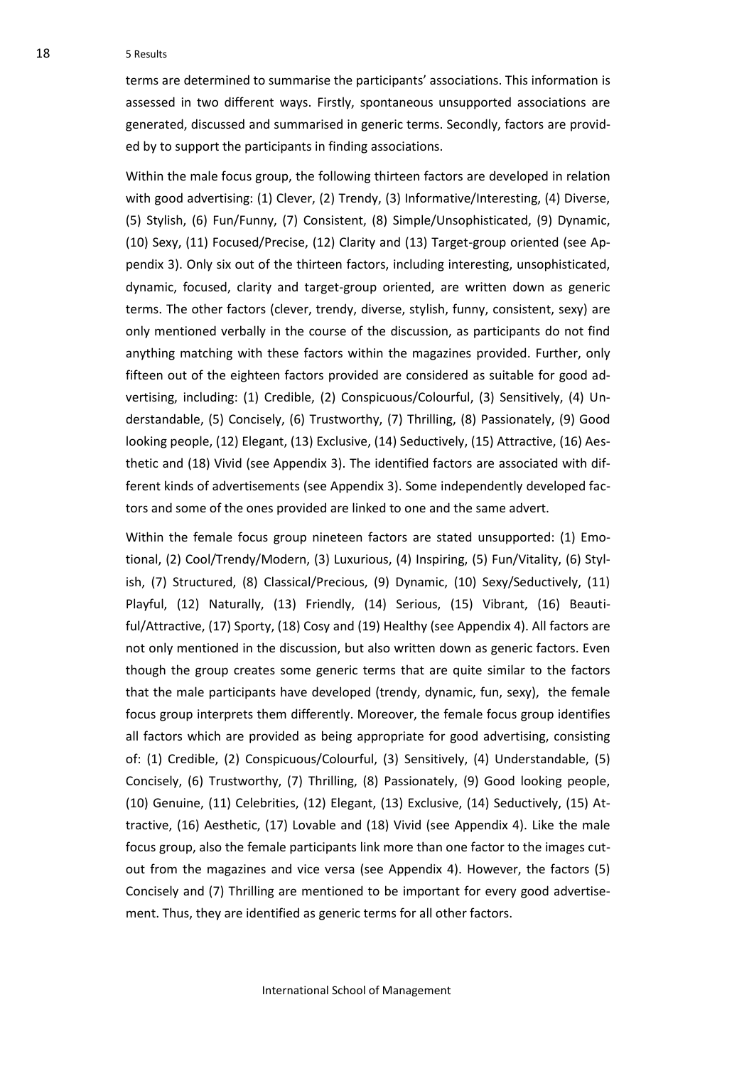terms are determined to summarise the participants' associations. This information is assessed in two different ways. Firstly, spontaneous unsupported associations are generated, discussed and summarised in generic terms. Secondly, factors are provided by to support the participants in finding associations.

Within the male focus group, the following thirteen factors are developed in relation with good advertising: (1) Clever, (2) Trendy, (3) Informative/Interesting, (4) Diverse, (5) Stylish, (6) Fun/Funny, (7) Consistent, (8) Simple/Unsophisticated, (9) Dynamic, (10) Sexy, (11) Focused/Precise, (12) Clarity and (13) Target-group oriented (see Appendix 3). Only six out of the thirteen factors, including interesting, unsophisticated, dynamic, focused, clarity and target-group oriented, are written down as generic terms. The other factors (clever, trendy, diverse, stylish, funny, consistent, sexy) are only mentioned verbally in the course of the discussion, as participants do not find anything matching with these factors within the magazines provided. Further, only fifteen out of the eighteen factors provided are considered as suitable for good advertising, including: (1) Credible, (2) Conspicuous/Colourful, (3) Sensitively, (4) Understandable, (5) Concisely, (6) Trustworthy, (7) Thrilling, (8) Passionately, (9) Good looking people, (12) Elegant, (13) Exclusive, (14) Seductively, (15) Attractive, (16) Aesthetic and (18) Vivid (see Appendix 3). The identified factors are associated with different kinds of advertisements (see Appendix 3). Some independently developed factors and some of the ones provided are linked to one and the same advert.

Within the female focus group nineteen factors are stated unsupported: (1) Emotional, (2) Cool/Trendy/Modern, (3) Luxurious, (4) Inspiring, (5) Fun/Vitality, (6) Stylish, (7) Structured, (8) Classical/Precious, (9) Dynamic, (10) Sexy/Seductively, (11) Playful, (12) Naturally, (13) Friendly, (14) Serious, (15) Vibrant, (16) Beautiful/Attractive, (17) Sporty, (18) Cosy and (19) Healthy (see Appendix 4). All factors are not only mentioned in the discussion, but also written down as generic factors. Even though the group creates some generic terms that are quite similar to the factors that the male participants have developed (trendy, dynamic, fun, sexy), the female focus group interprets them differently. Moreover, the female focus group identifies all factors which are provided as being appropriate for good advertising, consisting of: (1) Credible, (2) Conspicuous/Colourful, (3) Sensitively, (4) Understandable, (5) Concisely, (6) Trustworthy, (7) Thrilling, (8) Passionately, (9) Good looking people, (10) Genuine, (11) Celebrities, (12) Elegant, (13) Exclusive, (14) Seductively, (15) Attractive, (16) Aesthetic, (17) Lovable and (18) Vivid (see Appendix 4). Like the male focus group, also the female participants link more than one factor to the images cut-out from the magazines and vice versa (see Appendix 4). However, the factors (5) Concisely and (7) Thrilling are mentioned to be important for every good advertisement. Thus, they are identified as generic terms for all other factors.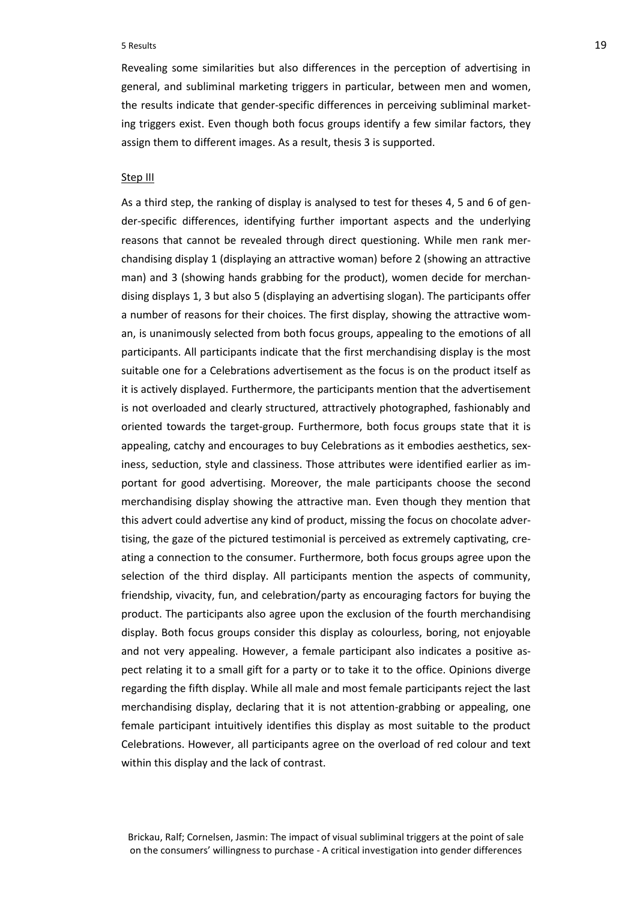Revealing some similarities but also differences in the perception of advertising in general, and subliminal marketing triggers in particular, between men and women, the results indicate that gender-specific differences in perceiving subliminal marketing triggers exist. Even though both focus groups identify a few similar factors, they assign them to different images. As a result, thesis 3 is supported.

Step III

As a third step, the ranking of display is analysed to test for theses 4, 5 and 6 of gender-specific differences, identifying further important aspects and the underlying reasons that cannot be revealed through direct questioning. While men rank merchandising display 1 (displaying an attractive woman) before 2 (showing an attractive man) and 3 (showing hands grabbing for the product), women decide for merchandising displays 1, 3 but also 5 (displaying an advertising slogan). The participants offer a number of reasons for their choices. The first display, showing the attractive woman, is unanimously selected from both focus groups, appealing to the emotions of all participants. All participants indicate that the first merchandising display is the most suitable one for a Celebrations advertisement as the focus is on the product itself as it is actively displayed. Furthermore, the participants mention that the advertisement is not overloaded and clearly structured, attractively photographed, fashionably and oriented towards the target-group. Furthermore, both focus groups state that it is appealing, catchy and encourages to buy Celebrations as it embodies aesthetics, sexiness, seduction, style and classiness. Those attributes were identified earlier as important for good advertising. Moreover, the male participants choose the second merchandising display showing the attractive man. Even though they mention that this advert could advertise any kind of product, missing the focus on chocolate advertising, the gaze of the pictured testimonial is perceived as extremely captivating, creating a connection to the consumer. Furthermore, both focus groups agree upon the selection of the third display. All participants mention the aspects of community, friendship, vivacity, fun, and celebration/party as encouraging factors for buying the product. The participants also agree upon the exclusion of the fourth merchandising display. Both focus groups consider this display as colourless, boring, not enjoyable and not very appealing. However, a female participant also indicates a positive aspect relating it to a small gift for a party or to take it to the office. Opinions diverge regarding the fifth display. While all male and most female participants reject the last merchandising display, declaring that it is not attention-grabbing or appealing, one female participant intuitively identifies this display as most suitable to the product Celebrations. However, all participants agree on the overload of red colour and text within this display and the lack of contrast.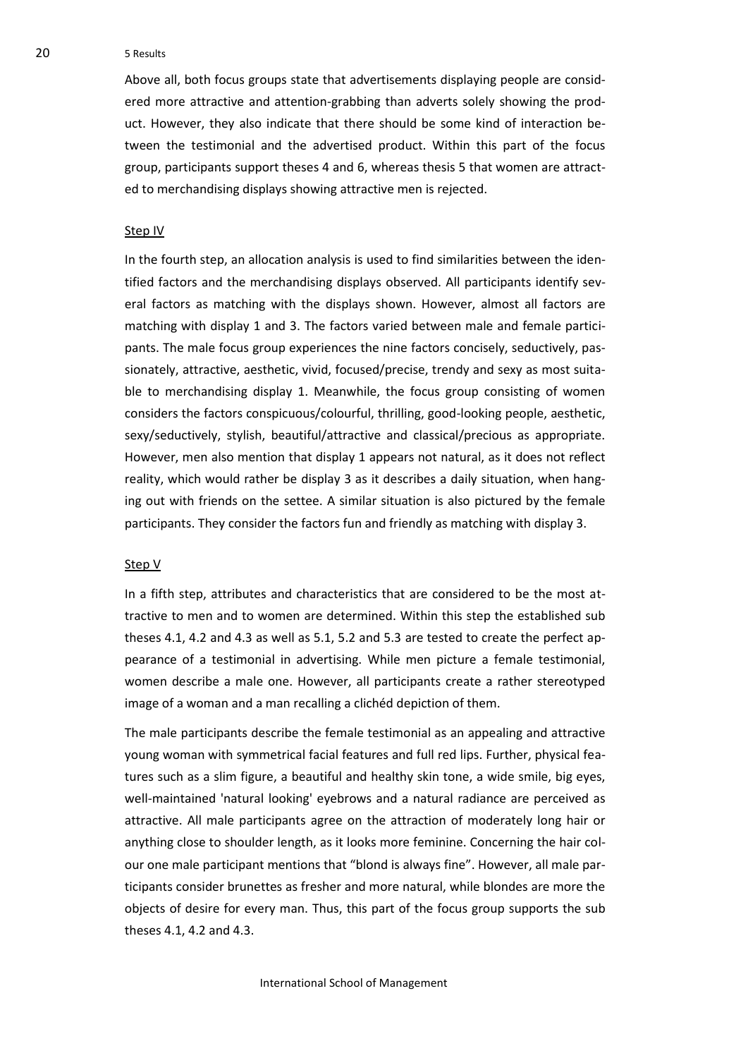Above all, both focus groups state that advertisements displaying people are considered more attractive and attention-grabbing than adverts solely showing the product. However, they also indicate that there should be some kind of interaction between the testimonial and the advertised product. Within this part of the focus group, participants support theses 4 and 6, whereas thesis 5 that women are attracted to merchandising displays showing attractive men is rejected.

### Step IV

In the fourth step, an allocation analysis is used to find similarities between the identified factors and the merchandising displays observed. All participants identify several factors as matching with the displays shown. However, almost all factors are matching with display 1 and 3. The factors varied between male and female participants. The male focus group experiences the nine factors concisely, seductively, passionately, attractive, aesthetic, vivid, focused/precise, trendy and sexy as most suitable to merchandising display 1. Meanwhile, the focus group consisting of women considers the factors conspicuous/colourful, thrilling, good-looking people, aesthetic, sexy/seductively, stylish, beautiful/attractive and classical/precious as appropriate. However, men also mention that display 1 appears not natural, as it does not reflect reality, which would rather be display 3 as it describes a daily situation, when hanging out with friends on the settee. A similar situation is also pictured by the female participants. They consider the factors fun and friendly as matching with display 3.

### Step V

In a fifth step, attributes and characteristics that are considered to be the most attractive to men and to women are determined. Within this step the established sub theses 4.1, 4.2 and 4.3 as well as 5.1, 5.2 and 5.3 are tested to create the perfect appearance of a testimonial in advertising. While men picture a female testimonial, women describe a male one. However, all participants create a rather stereotyped image of a woman and a man recalling a clichéd depiction of them.

The male participants describe the female testimonial as an appealing and attractive young woman with symmetrical facial features and full red lips. Further, physical features such as a slim figure, a beautiful and healthy skin tone, a wide smile, big eyes, well-maintained 'natural looking' eyebrows and a natural radiance are perceived as attractive. All male participants agree on the attraction of moderately long hair or anything close to shoulder length, as it looks more feminine. Concerning the hair colour one male participant mentions that "blond is always fine". However, all male participants consider brunettes as fresher and more natural, while blondes are more the objects of desire for every man. Thus, this part of the focus group supports the sub theses 4.1, 4.2 and 4.3.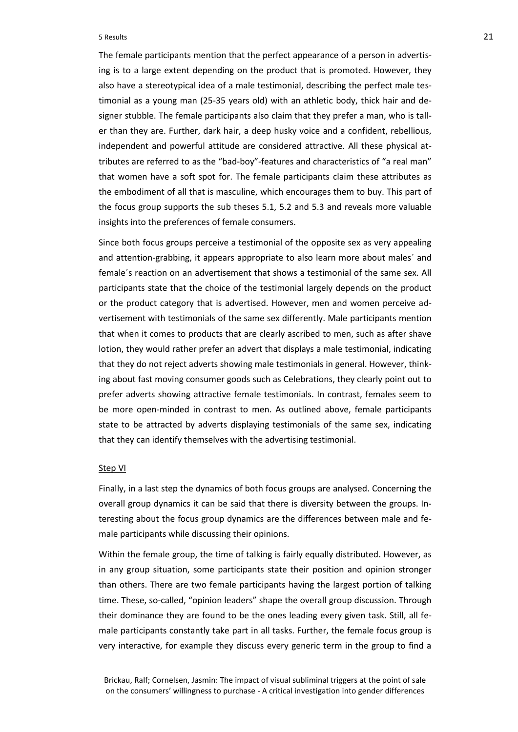The female participants mention that the perfect appearance of a person in advertising is to a large extent depending on the product that is promoted. However, they also have a stereotypical idea of a male testimonial, describing the perfect male testimonial as a young man (25-35 years old) with an athletic body, thick hair and designer stubble. The female participants also claim that they prefer a man, who is taller than they are. Further, dark hair, a deep husky voice and a confident, rebellious, independent and powerful attitude are considered attractive. All these physical attributes are referred to as the "bad-boy"-features and characteristics of "a real man" that women have a soft spot for. The female participants claim these attributes as the embodiment of all that is masculine, which encourages them to buy. This part of the focus group supports the sub theses 5.1, 5.2 and 5.3 and reveals more valuable insights into the preferences of female consumers.

Since both focus groups perceive a testimonial of the opposite sex as very appealing and attention-grabbing, it appears appropriate to also learn more about males´ and female´s reaction on an advertisement that shows a testimonial of the same sex. All participants state that the choice of the testimonial largely depends on the product or the product category that is advertised. However, men and women perceive advertisement with testimonials of the same sex differently. Male participants mention that when it comes to products that are clearly ascribed to men, such as after shave lotion, they would rather prefer an advert that displays a male testimonial, indicating that they do not reject adverts showing male testimonials in general. However, thinking about fast moving consumer goods such as Celebrations, they clearly point out to prefer adverts showing attractive female testimonials. In contrast, females seem to be more open-minded in contrast to men. As outlined above, female participants state to be attracted by adverts displaying testimonials of the same sex, indicating that they can identify themselves with the advertising testimonial.

Step VI

Finally, in a last step the dynamics of both focus groups are analysed. Concerning the overall group dynamics it can be said that there is diversity between the groups. Interesting about the focus group dynamics are the differences between male and female participants while discussing their opinions.

Within the female group, the time of talking is fairly equally distributed. However, as in any group situation, some participants state their position and opinion stronger than others. There are two female participants having the largest portion of talking time. These, so-called, "opinion leaders" shape the overall group discussion. Through their dominance they are found to be the ones leading every given task. Still, all female participants constantly take part in all tasks. Further, the female focus group is very interactive, for example they discuss every generic term in the group to find a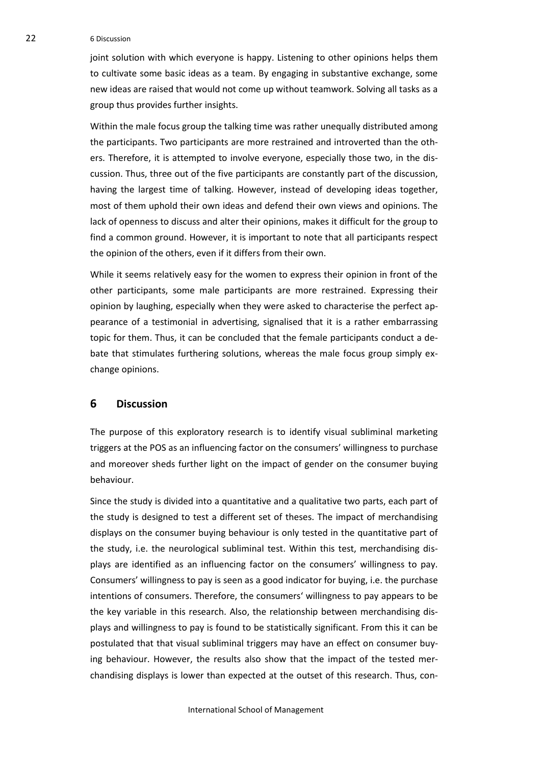joint solution with which everyone is happy. Listening to other opinions helps them to cultivate some basic ideas as a team. By engaging in substantive exchange, some new ideas are raised that would not come up without teamwork. Solving all tasks as a group thus provides further insights.

Within the male focus group the talking time was rather unequally distributed among the participants. Two participants are more restrained and introverted than the others. Therefore, it is attempted to involve everyone, especially those two, in the discussion. Thus, three out of the five participants are constantly part of the discussion, having the largest time of talking. However, instead of developing ideas together, most of them uphold their own ideas and defend their own views and opinions. The lack of openness to discuss and alter their opinions, makes it difficult for the group to find a common ground. However, it is important to note that all participants respect the opinion of the others, even if it differs from their own.

While it seems relatively easy for the women to express their opinion in front of the other participants, some male participants are more restrained. Expressing their opinion by laughing, especially when they were asked to characterise the perfect appearance of a testimonial in advertising, signalised that it is a rather embarrassing topic for them. Thus, it can be concluded that the female participants conduct a debate that stimulates furthering solutions, whereas the male focus group simply exchange opinions.

# 6 Discussion

The purpose of this exploratory research is to identify visual subliminal marketing triggers at the POS as an influencing factor on the consumers' willingness to purchase and moreover sheds further light on the impact of gender on the consumer buying behaviour.

Since the study is divided into a quantitative and a qualitative two parts, each part of the study is designed to test a different set of theses. The impact of merchandising displays on the consumer buying behaviour is only tested in the quantitative part of the study, i.e. the neurological subliminal test. Within this test, merchandising displays are identified as an influencing factor on the consumers' willingness to pay. Consumers' willingness to pay is seen as a good indicator for buying, i.e. the purchase intentions of consumers. Therefore, the consumers' willingness to pay appears to be the key variable in this research. Also, the relationship between merchandising displays and willingness to pay is found to be statistically significant. From this it can be postulated that that visual subliminal triggers may have an effect on consumer buying behaviour. However, the results also show that the impact of the tested merchandising displays is lower than expected at the outset of this research. Thus, con-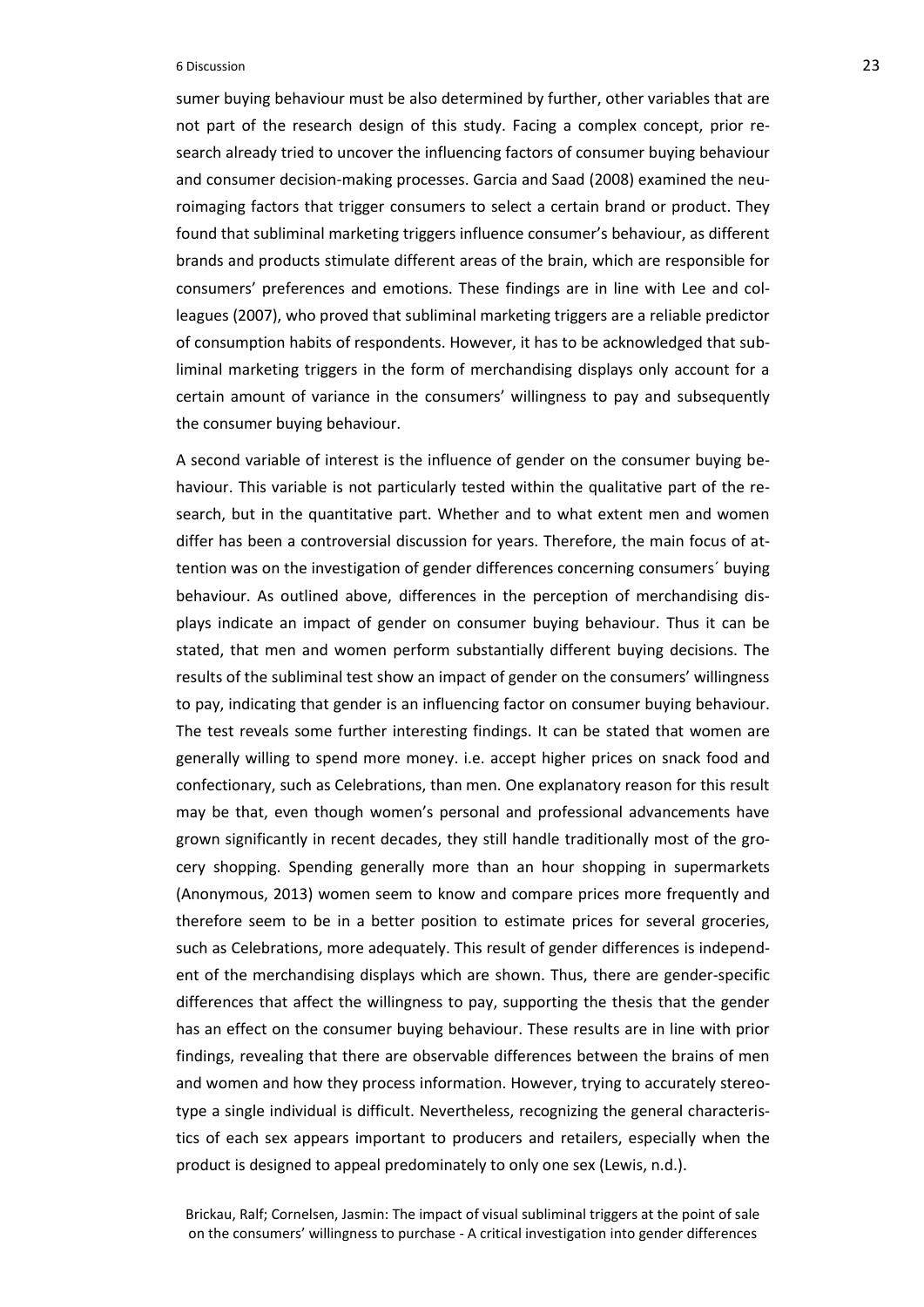sumer buying behaviour must be also determined by further, other variables that are not part of the research design of this study. Facing a complex concept, prior research already tried to uncover the influencing factors of consumer buying behaviour and consumer decision-making processes. Garcia and Saad (2008) examined the neuroimaging factors that trigger consumers to select a certain brand or product. They found that subliminal marketing triggers influence consumer's behaviour, as different brands and products stimulate different areas of the brain, which are responsible for consumers' preferences and emotions. These findings are in line with Lee and colleagues (2007), who proved that subliminal marketing triggers are a reliable predictor of consumption habits of respondents. However, it has to be acknowledged that subliminal marketing triggers in the form of merchandising displays only account for a certain amount of variance in the consumers' willingness to pay and subsequently the consumer buying behaviour.

A second variable of interest is the influence of gender on the consumer buying behaviour. This variable is not particularly tested within the qualitative part of the research, but in the quantitative part. Whether and to what extent men and women differ has been a controversial discussion for years. Therefore, the main focus of attention was on the investigation of gender differences concerning consumers´ buying behaviour. As outlined above, differences in the perception of merchandising displays indicate an impact of gender on consumer buying behaviour. Thus it can be stated, that men and women perform substantially different buying decisions. The results of the subliminal test show an impact of gender on the consumers' willingness to pay, indicating that gender is an influencing factor on consumer buying behaviour. The test reveals some further interesting findings. It can be stated that women are generally willing to spend more money. i.e. accept higher prices on snack food and confectionary, such as Celebrations, than men. One explanatory reason for this result may be that, even though women's personal and professional advancements have grown significantly in recent decades, they still handle traditionally most of the grocery shopping. Spending generally more than an hour shopping in supermarkets (Anonymous, 2013) women seem to know and compare prices more frequently and therefore seem to be in a better position to estimate prices for several groceries, such as Celebrations, more adequately. This result of gender differences is independent of the merchandising displays which are shown. Thus, there are gender-specific differences that affect the willingness to pay, supporting the thesis that the gender has an effect on the consumer buying behaviour. These results are in line with prior findings, revealing that there are observable differences between the brains of men and women and how they process information. However, trying to accurately stereotype a single individual is difficult. Nevertheless, recognizing the general characteristics of each sex appears important to producers and retailers, especially when the product is designed to appeal predominately to only one sex (Lewis, n.d.).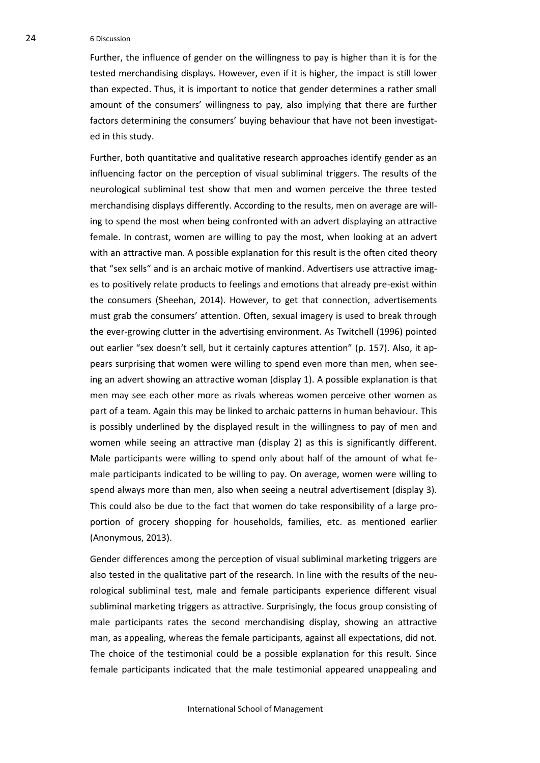Further, the influence of gender on the willingness to pay is higher than it is for the tested merchandising displays. However, even if it is higher, the impact is still lower than expected. Thus, it is important to notice that gender determines a rather small amount of the consumers' willingness to pay, also implying that there are further factors determining the consumers' buying behaviour that have not been investigated in this study.

Further, both quantitative and qualitative research approaches identify gender as an influencing factor on the perception of visual subliminal triggers. The results of the neurological subliminal test show that men and women perceive the three tested merchandising displays differently. According to the results, men on average are willing to spend the most when being confronted with an advert displaying an attractive female. In contrast, women are willing to pay the most, when looking at an advert with an attractive man. A possible explanation for this result is the often cited theory that "sex sells" and is an archaic motive of mankind. Advertisers use attractive images to positively relate products to feelings and emotions that already pre-exist within the consumers (Sheehan, 2014). However, to get that connection, advertisements must grab the consumers' attention. Often, sexual imagery is used to break through the ever-growing clutter in the advertising environment. As Twitchell (1996) pointed out earlier "sex doesn't sell, but it certainly captures attention" (p. 157). Also, it appears surprising that women were willing to spend even more than men, when seeing an advert showing an attractive woman (display 1). A possible explanation is that men may see each other more as rivals whereas women perceive other women as part of a team. Again this may be linked to archaic patterns in human behaviour. This is possibly underlined by the displayed result in the willingness to pay of men and women while seeing an attractive man (display 2) as this is significantly different. Male participants were willing to spend only about half of the amount of what female participants indicated to be willing to pay. On average, women were willing to spend always more than men, also when seeing a neutral advertisement (display 3). This could also be due to the fact that women do take responsibility of a large proportion of grocery shopping for households, families, etc. as mentioned earlier (Anonymous, 2013).

Gender differences among the perception of visual subliminal marketing triggers are also tested in the qualitative part of the research. In line with the results of the neurological subliminal test, male and female participants experience different visual subliminal marketing triggers as attractive. Surprisingly, the focus group consisting of male participants rates the second merchandising display, showing an attractive man, as appealing, whereas the female participants, against all expectations, did not. The choice of the testimonial could be a possible explanation for this result. Since female participants indicated that the male testimonial appeared unappealing and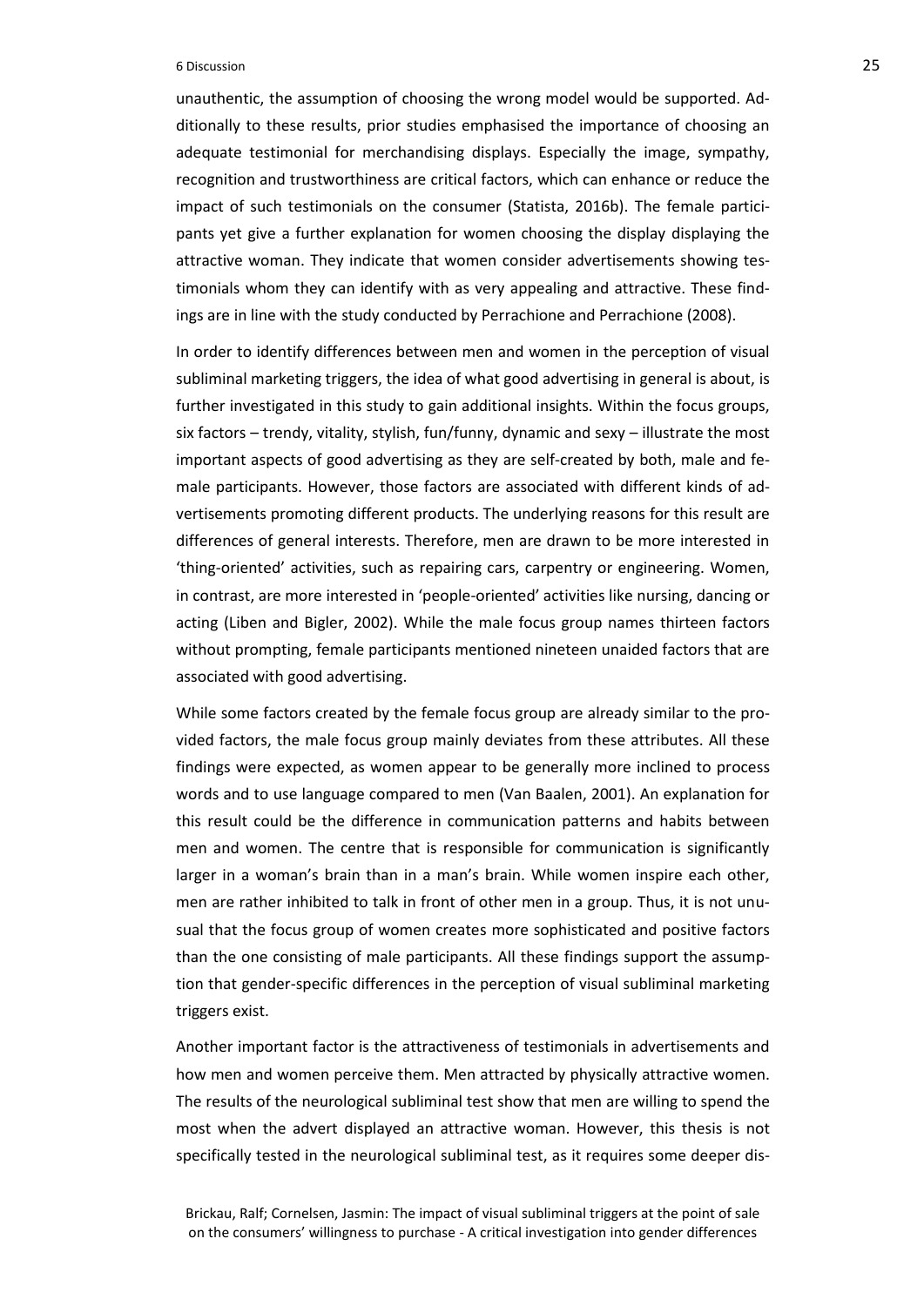unauthentic, the assumption of choosing the wrong model would be supported. Additionally to these results, prior studies emphasised the importance of choosing an adequate testimonial for merchandising displays. Especially the image, sympathy, recognition and trustworthiness are critical factors, which can enhance or reduce the impact of such testimonials on the consumer (Statista, 2016b). The female participants yet give a further explanation for women choosing the display displaying the attractive woman. They indicate that women consider advertisements showing testimonials whom they can identify with as very appealing and attractive. These findings are in line with the study conducted by Perrachione and Perrachione (2008).

In order to identify differences between men and women in the perception of visual subliminal marketing triggers, the idea of what good advertising in general is about, is further investigated in this study to gain additional insights. Within the focus groups, six factors – trendy, vitality, stylish, fun/funny, dynamic and sexy – illustrate the most important aspects of good advertising as they are self-created by both, male and female participants. However, those factors are associated with different kinds of advertisements promoting different products. The underlying reasons for this result are differences of general interests. Therefore, men are drawn to be more interested in 'thing-oriented' activities, such as repairing cars, carpentry or engineering. Women, in contrast, are more interested in 'people-oriented' activities like nursing, dancing or acting (Liben and Bigler, 2002). While the male focus group names thirteen factors without prompting, female participants mentioned nineteen unaided factors that are associated with good advertising.

While some factors created by the female focus group are already similar to the provided factors, the male focus group mainly deviates from these attributes. All these findings were expected, as women appear to be generally more inclined to process words and to use language compared to men (Van Baalen, 2001). An explanation for this result could be the difference in communication patterns and habits between men and women. The centre that is responsible for communication is significantly larger in a woman's brain than in a man's brain. While women inspire each other, men are rather inhibited to talk in front of other men in a group. Thus, it is not unusual that the focus group of women creates more sophisticated and positive factors than the one consisting of male participants. All these findings support the assumption that gender-specific differences in the perception of visual subliminal marketing triggers exist.

Another important factor is the attractiveness of testimonials in advertisements and how men and women perceive them. Men attracted by physically attractive women. The results of the neurological subliminal test show that men are willing to spend the most when the advert displayed an attractive woman. However, this thesis is not specifically tested in the neurological subliminal test, as it requires some deeper dis-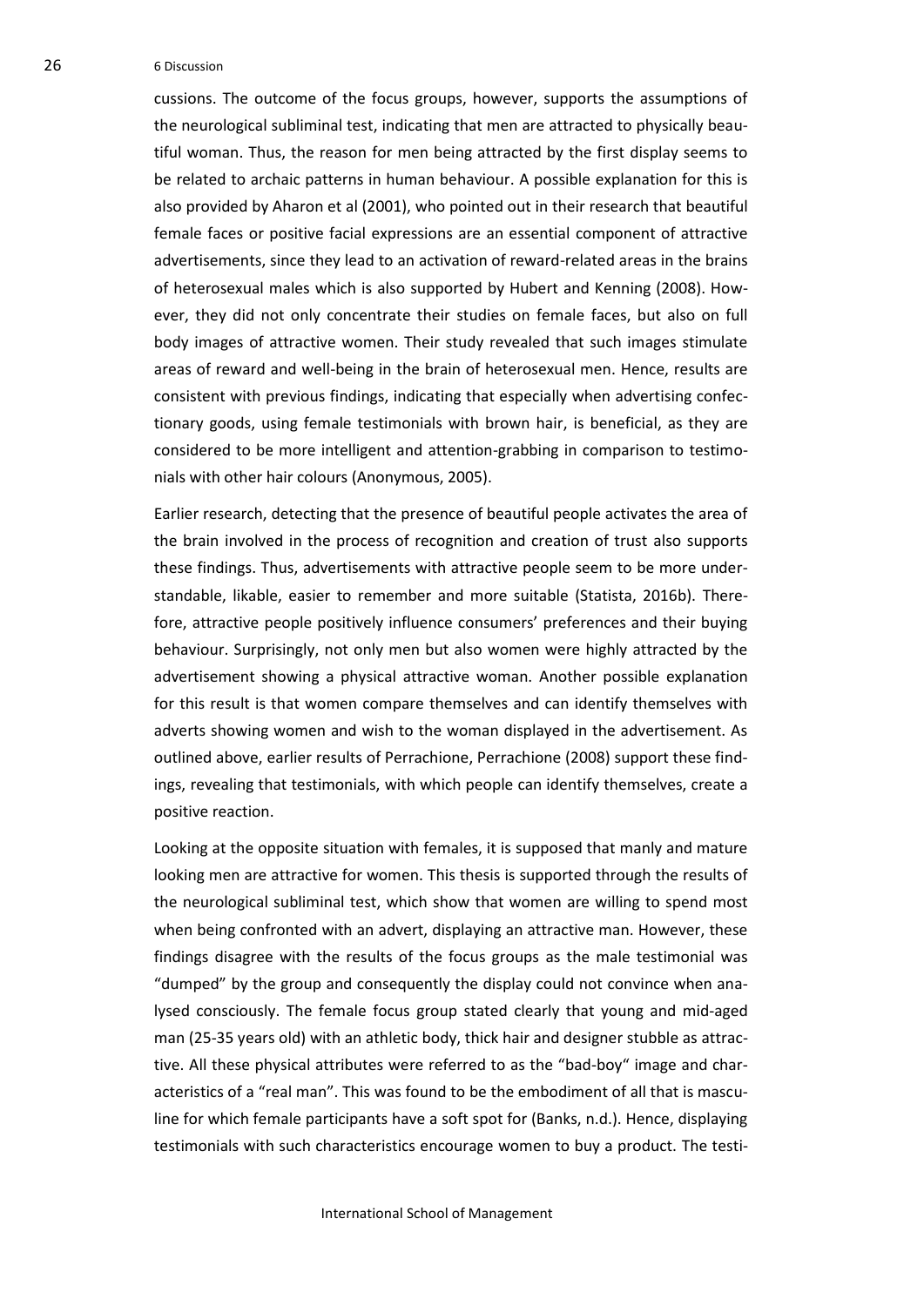cussions. The outcome of the focus groups, however, supports the assumptions of the neurological subliminal test, indicating that men are attracted to physically beautiful woman. Thus, the reason for men being attracted by the first display seems to be related to archaic patterns in human behaviour. A possible explanation for this is also provided by Aharon et al (2001), who pointed out in their research that beautiful female faces or positive facial expressions are an essential component of attractive advertisements, since they lead to an activation of reward-related areas in the brains of heterosexual males which is also supported by Hubert and Kenning (2008). However, they did not only concentrate their studies on female faces, but also on full body images of attractive women. Their study revealed that such images stimulate areas of reward and well-being in the brain of heterosexual men. Hence, results are consistent with previous findings, indicating that especially when advertising confectionary goods, using female testimonials with brown hair, is beneficial, as they are considered to be more intelligent and attention-grabbing in comparison to testimonials with other hair colours (Anonymous, 2005).

Earlier research, detecting that the presence of beautiful people activates the area of the brain involved in the process of recognition and creation of trust also supports these findings. Thus, advertisements with attractive people seem to be more understandable, likable, easier to remember and more suitable (Statista, 2016b). Therefore, attractive people positively influence consumers' preferences and their buying behaviour. Surprisingly, not only men but also women were highly attracted by the advertisement showing a physical attractive woman. Another possible explanation for this result is that women compare themselves and can identify themselves with adverts showing women and wish to the woman displayed in the advertisement. As outlined above, earlier results of Perrachione, Perrachione (2008) support these findings, revealing that testimonials, with which people can identify themselves, create a positive reaction.

Looking at the opposite situation with females, it is supposed that manly and mature looking men are attractive for women. This thesis is supported through the results of the neurological subliminal test, which show that women are willing to spend most when being confronted with an advert, displaying an attractive man. However, these findings disagree with the results of the focus groups as the male testimonial was "dumped" by the group and consequently the display could not convince when analysed consciously. The female focus group stated clearly that young and mid-aged man (25-35 years old) with an athletic body, thick hair and designer stubble as attractive. All these physical attributes were referred to as the "bad-boy" image and characteristics of a "real man". This was found to be the embodiment of all that is masculine for which female participants have a soft spot for (Banks, n.d.). Hence, displaying testimonials with such characteristics encourage women to buy a product. The testi-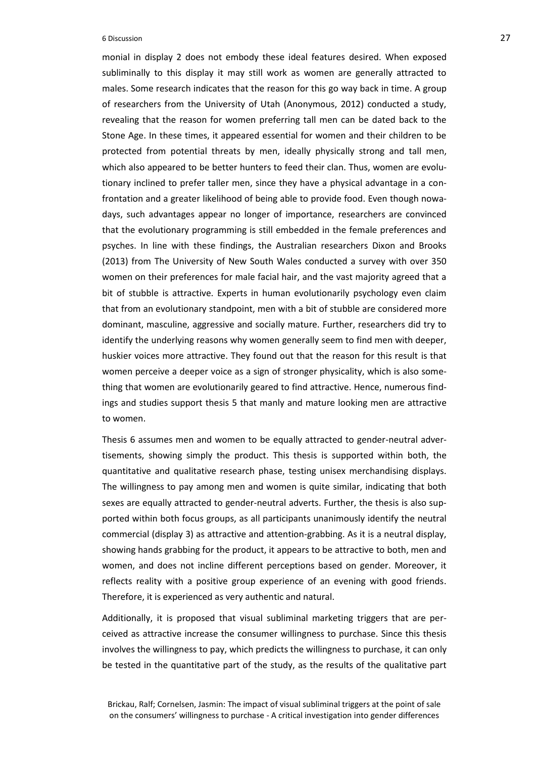monial in display 2 does not embody these ideal features desired. When exposed subliminally to this display it may still work as women are generally attracted to males. Some research indicates that the reason for this go way back in time. A group of researchers from the University of Utah (Anonymous, 2012) conducted a study, revealing that the reason for women preferring tall men can be dated back to the Stone Age. In these times, it appeared essential for women and their children to be protected from potential threats by men, ideally physically strong and tall men, which also appeared to be better hunters to feed their clan. Thus, women are evolutionary inclined to prefer taller men, since they have a physical advantage in a confrontation and a greater likelihood of being able to provide food. Even though nowadays, such advantages appear no longer of importance, researchers are convinced that the evolutionary programming is still embedded in the female preferences and psyches. In line with these findings, the Australian researchers Dixon and Brooks (2013) from The University of New South Wales conducted a survey with over 350 women on their preferences for male facial hair, and the vast majority agreed that a bit of stubble is attractive. Experts in human evolutionarily psychology even claim that from an evolutionary standpoint, men with a bit of stubble are considered more dominant, masculine, aggressive and socially mature. Further, researchers did try to identify the underlying reasons why women generally seem to find men with deeper, huskier voices more attractive. They found out that the reason for this result is that women perceive a deeper voice as a sign of stronger physicality, which is also something that women are evolutionarily geared to find attractive. Hence, numerous findings and studies support thesis 5 that manly and mature looking men are attractive to women.

Thesis 6 assumes men and women to be equally attracted to gender-neutral advertisements, showing simply the product. This thesis is supported within both, the quantitative and qualitative research phase, testing unisex merchandising displays. The willingness to pay among men and women is quite similar, indicating that both sexes are equally attracted to gender-neutral adverts. Further, the thesis is also supported within both focus groups, as all participants unanimously identify the neutral commercial (display 3) as attractive and attention-grabbing. As it is a neutral display, showing hands grabbing for the product, it appears to be attractive to both, men and women, and does not incline different perceptions based on gender. Moreover, it reflects reality with a positive group experience of an evening with good friends. Therefore, it is experienced as very authentic and natural.

Additionally, it is proposed that visual subliminal marketing triggers that are perceived as attractive increase the consumer willingness to purchase. Since this thesis involves the willingness to pay, which predicts the willingness to purchase, it can only be tested in the quantitative part of the study, as the results of the qualitative part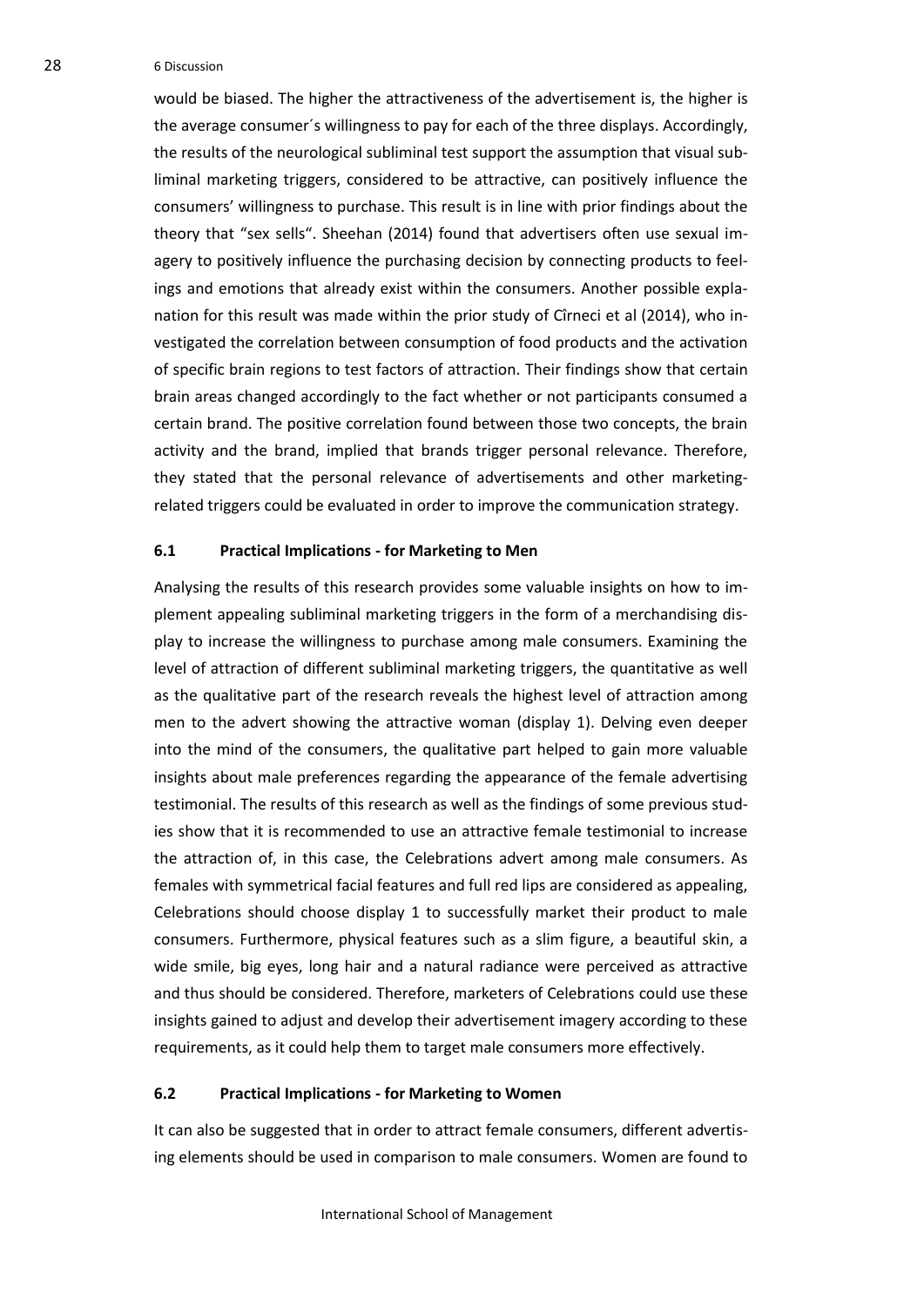would be biased. The higher the attractiveness of the advertisement is, the higher is the average consumer´s willingness to pay for each of the three displays. Accordingly, the results of the neurological subliminal test support the assumption that visual subliminal marketing triggers, considered to be attractive, can positively influence the consumers' willingness to purchase. This result is in line with prior findings about the theory that "sex sells". Sheehan (2014) found that advertisers often use sexual imagery to positively influence the purchasing decision by connecting products to feelings and emotions that already exist within the consumers. Another possible explanation for this result was made within the prior study of Cîrneci et al (2014), who investigated the correlation between consumption of food products and the activation of specific brain regions to test factors of attraction. Their findings show that certain brain areas changed accordingly to the fact whether or not participants consumed a certain brand. The positive correlation found between those two concepts, the brain activity and the brand, implied that brands trigger personal relevance. Therefore, they stated that the personal relevance of advertisements and other marketing-related triggers could be evaluated in order to improve the communication strategy.

### 6.1 Practical Implications - for Marketing to Men

Analysing the results of this research provides some valuable insights on how to implement appealing subliminal marketing triggers in the form of a merchandising display to increase the willingness to purchase among male consumers. Examining the level of attraction of different subliminal marketing triggers, the quantitative as well as the qualitative part of the research reveals the highest level of attraction among men to the advert showing the attractive woman (display 1). Delving even deeper into the mind of the consumers, the qualitative part helped to gain more valuable insights about male preferences regarding the appearance of the female advertising testimonial. The results of this research as well as the findings of some previous studies show that it is recommended to use an attractive female testimonial to increase the attraction of, in this case, the Celebrations advert among male consumers. As females with symmetrical facial features and full red lips are considered as appealing, Celebrations should choose display 1 to successfully market their product to male consumers. Furthermore, physical features such as a slim figure, a beautiful skin, a wide smile, big eyes, long hair and a natural radiance were perceived as attractive and thus should be considered. Therefore, marketers of Celebrations could use these insights gained to adjust and develop their advertisement imagery according to these requirements, as it could help them to target male consumers more effectively.

### 6.2 Practical Implications - for Marketing to Women

It can also be suggested that in order to attract female consumers, different advertising elements should be used in comparison to male consumers. Women are found to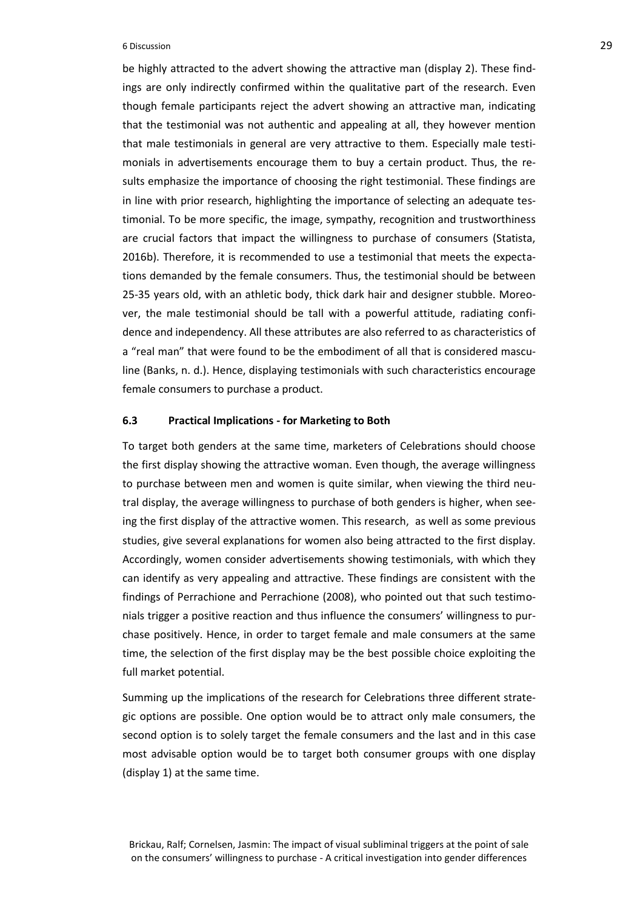be highly attracted to the advert showing the attractive man (display 2). These findings are only indirectly confirmed within the qualitative part of the research. Even though female participants reject the advert showing an attractive man, indicating that the testimonial was not authentic and appealing at all, they however mention that male testimonials in general are very attractive to them. Especially male testimonials in advertisements encourage them to buy a certain product. Thus, the results emphasize the importance of choosing the right testimonial. These findings are in line with prior research, highlighting the importance of selecting an adequate testimonial. To be more specific, the image, sympathy, recognition and trustworthiness are crucial factors that impact the willingness to purchase of consumers (Statista, 2016b). Therefore, it is recommended to use a testimonial that meets the expectations demanded by the female consumers. Thus, the testimonial should be between 25-35 years old, with an athletic body, thick dark hair and designer stubble. Moreover, the male testimonial should be tall with a powerful attitude, radiating confidence and independency. All these attributes are also referred to as characteristics of a "real man" that were found to be the embodiment of all that is considered masculine (Banks, n. d.). Hence, displaying testimonials with such characteristics encourage female consumers to purchase a product.

### 6.3 Practical Implications - for Marketing to Both

To target both genders at the same time, marketers of Celebrations should choose the first display showing the attractive woman. Even though, the average willingness to purchase between men and women is quite similar, when viewing the third neutral display, the average willingness to purchase of both genders is higher, when seeing the first display of the attractive women. This research, as well as some previous studies, give several explanations for women also being attracted to the first display. Accordingly, women consider advertisements showing testimonials, with which they can identify as very appealing and attractive. These findings are consistent with the findings of Perrachione and Perrachione (2008), who pointed out that such testimonials trigger a positive reaction and thus influence the consumers' willingness to purchase positively. Hence, in order to target female and male consumers at the same time, the selection of the first display may be the best possible choice exploiting the full market potential.

Summing up the implications of the research for Celebrations three different strategic options are possible. One option would be to attract only male consumers, the second option is to solely target the female consumers and the last and in this case most advisable option would be to target both consumer groups with one display (display 1) at the same time.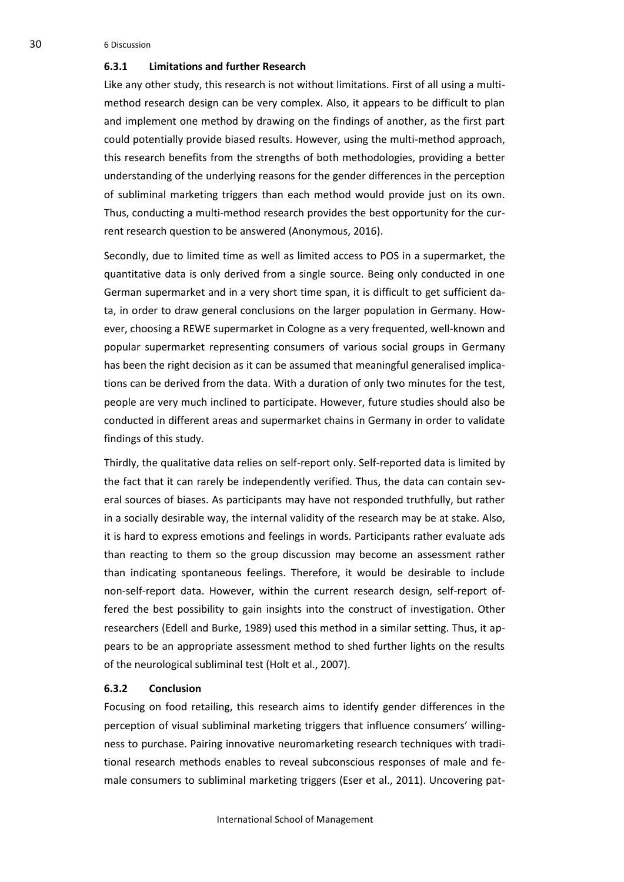### 6.3.1 Limitations and further Research

Like any other study, this research is not without limitations. First of all using a multi-method research design can be very complex. Also, it appears to be difficult to plan and implement one method by drawing on the findings of another, as the first part could potentially provide biased results. However, using the multi-method approach, this research benefits from the strengths of both methodologies, providing a better understanding of the underlying reasons for the gender differences in the perception of subliminal marketing triggers than each method would provide just on its own. Thus, conducting a multi-method research provides the best opportunity for the current research question to be answered (Anonymous, 2016).

Secondly, due to limited time as well as limited access to POS in a supermarket, the quantitative data is only derived from a single source. Being only conducted in one German supermarket and in a very short time span, it is difficult to get sufficient data, in order to draw general conclusions on the larger population in Germany. However, choosing a REWE supermarket in Cologne as a very frequented, well-known and popular supermarket representing consumers of various social groups in Germany has been the right decision as it can be assumed that meaningful generalised implications can be derived from the data. With a duration of only two minutes for the test, people are very much inclined to participate. However, future studies should also be conducted in different areas and supermarket chains in Germany in order to validate findings of this study.

Thirdly, the qualitative data relies on self-report only. Self-reported data is limited by the fact that it can rarely be independently verified. Thus, the data can contain several sources of biases. As participants may have not responded truthfully, but rather in a socially desirable way, the internal validity of the research may be at stake. Also, it is hard to express emotions and feelings in words. Participants rather evaluate ads than reacting to them so the group discussion may become an assessment rather than indicating spontaneous feelings. Therefore, it would be desirable to include non-self-report data. However, within the current research design, self-report offered the best possibility to gain insights into the construct of investigation. Other researchers (Edell and Burke, 1989) used this method in a similar setting. Thus, it appears to be an appropriate assessment method to shed further lights on the results of the neurological subliminal test (Holt et al., 2007).

### 6.3.2 Conclusion

Focusing on food retailing, this research aims to identify gender differences in the perception of visual subliminal marketing triggers that influence consumers' willingness to purchase. Pairing innovative neuromarketing research techniques with traditional research methods enables to reveal subconscious responses of male and female consumers to subliminal marketing triggers (Eser et al., 2011). Uncovering pat-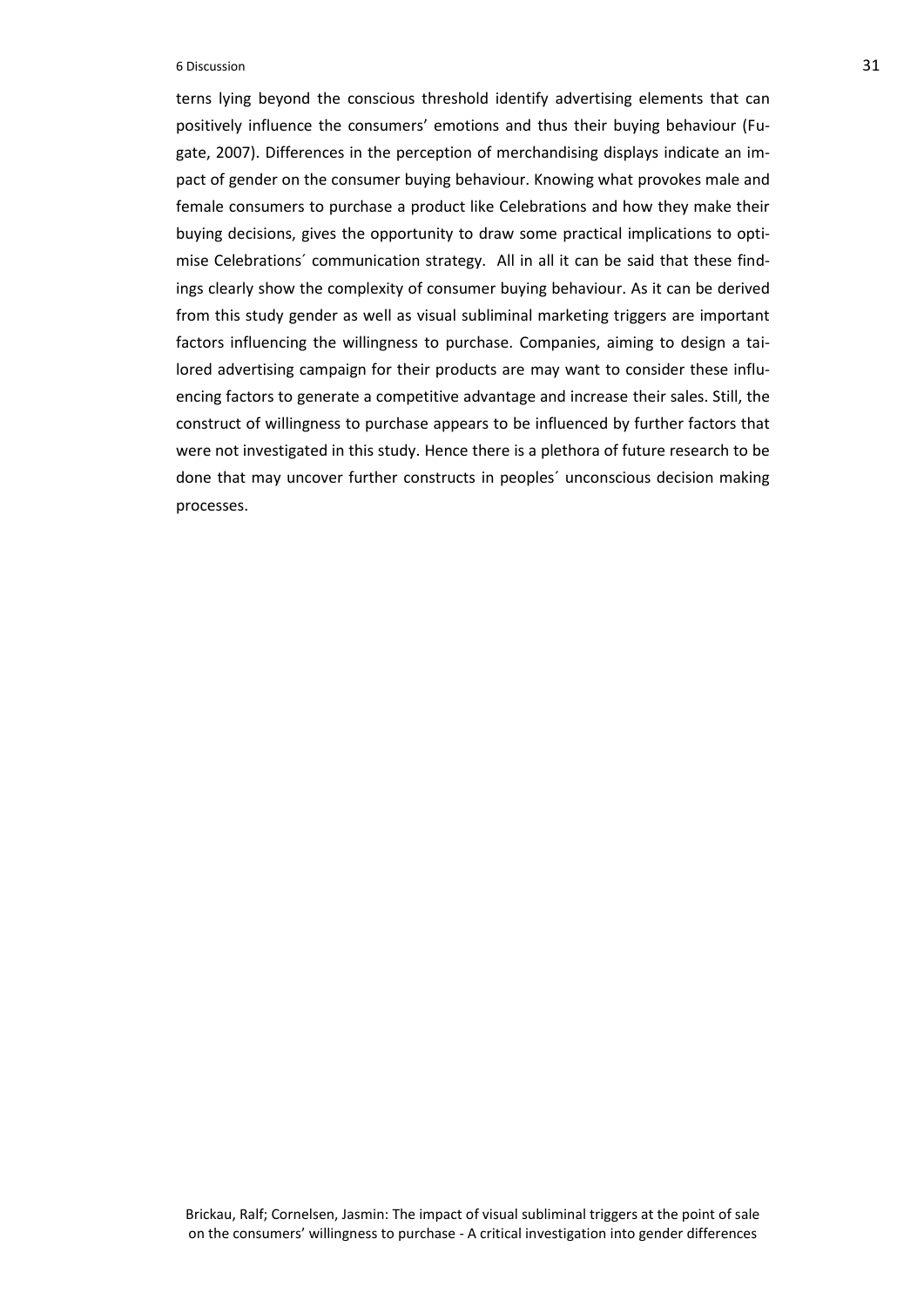terns lying beyond the conscious threshold identify advertising elements that can positively influence the consumers' emotions and thus their buying behaviour (Fugate, 2007). Differences in the perception of merchandising displays indicate an impact of gender on the consumer buying behaviour. Knowing what provokes male and female consumers to purchase a product like Celebrations and how they make their buying decisions, gives the opportunity to draw some practical implications to optimise Celebrations´ communication strategy. All in all it can be said that these findings clearly show the complexity of consumer buying behaviour. As it can be derived from this study gender as well as visual subliminal marketing triggers are important factors influencing the willingness to purchase. Companies, aiming to design a tailored advertising campaign for their products are may want to consider these influencing factors to generate a competitive advantage and increase their sales. Still, the construct of willingness to purchase appears to be influenced by further factors that were not investigated in this study. Hence there is a plethora of future research to be done that may uncover further constructs in peoples´ unconscious decision making processes.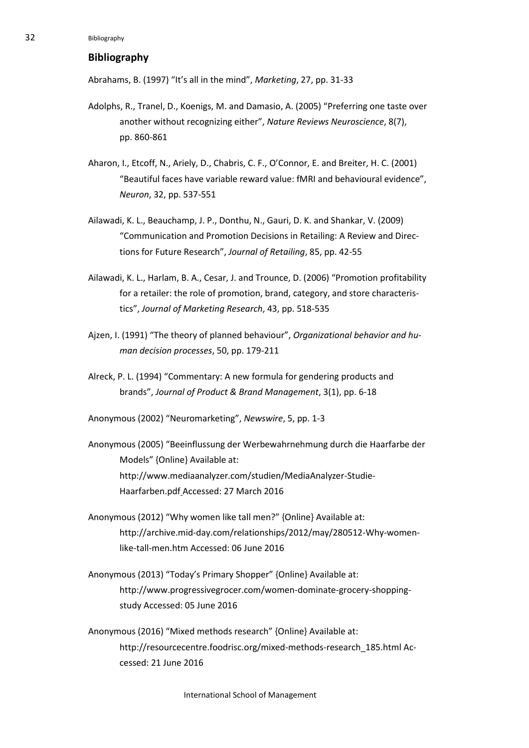## Bibliography

Abrahams, B. (1997) "It's all in the mind", *Marketing*, 27, pp. 31-33

Adolphs, R., Tranel, D., Koenigs, M. and Damasio, A. (2005) "Preferring one taste over another without recognizing either", *Nature Reviews Neuroscience*, 8(7), pp. 860-861

Aharon, I., Etcoff, N., Ariely, D., Chabris, C. F., O'Connor, E. and Breiter, H. C. (2001) "Beautiful faces have variable reward value: fMRI and behavioural evidence", *Neuron*, 32, pp. 537-551

Ailawadi, K. L., Beauchamp, J. P., Donthu, N., Gauri, D. K. and Shankar, V. (2009) "Communication and Promotion Decisions in Retailing: A Review and Directions for Future Research", *Journal of Retailing*, 85, pp. 42-55

Ailawadi, K. L., Harlam, B. A., Cesar, J. and Trounce, D. (2006) "Promotion profitability for a retailer: the role of promotion, brand, category, and store characteristics", *Journal of Marketing Research*, 43, pp. 518-535

Ajzen, I. (1991) "The theory of planned behaviour", *Organizational behavior and human decision processes*, 50, pp. 179-211

Alreck, P. L. (1994) "Commentary: A new formula for gendering products and brands", *Journal of Product & Brand Management*, 3(1), pp. 6-18

Anonymous (2002) "Neuromarketing", *Newswire*, 5, pp. 1-3

Anonymous (2005) "Beeinflussung der Werbewahrnehmung durch die Haarfarbe der Models" {Online} Available at: http://www.mediaanalyzer.com/studien/MediaAnalyzer-Studie-Haarfarben.pdf Accessed: 27 March 2016

Anonymous (2012) "Why women like tall men?" {Online} Available at: http://archive.mid-day.com/relationships/2012/may/280512-Why-women-like-tall-men.htm Accessed: 06 June 2016

Anonymous (2013) "Today's Primary Shopper" {Online} Available at: http://www.progressivegrocer.com/women-dominate-grocery-shopping-study Accessed: 05 June 2016

Anonymous (2016) "Mixed methods research" {Online} Available at: http://resourcecentre.foodrisc.org/mixed-methods-research_185.html Accessed: 21 June 2016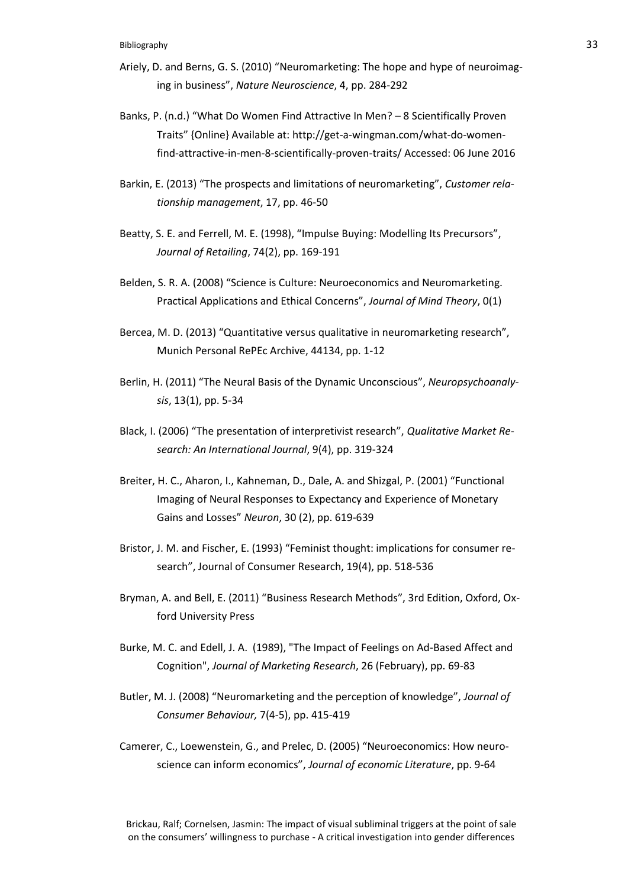Ariely, D. and Berns, G. S. (2010) “Neuromarketing: The hope and hype of neuroimaging in business”, *Nature Neuroscience*, 4, pp. 284-292

Banks, P. (n.d.) “What Do Women Find Attractive In Men? – 8 Scientifically Proven Traits” {Online} Available at: http://get-a-wingman.com/what-do-women-find-attractive-in-men-8-scientifically-proven-traits/ Accessed: 06 June 2016

Barkin, E. (2013) “The prospects and limitations of neuromarketing”, *Customer relationship management*, 17, pp. 46-50

Beatty, S. E. and Ferrell, M. E. (1998), “Impulse Buying: Modelling Its Precursors”, *Journal of Retailing*, 74(2), pp. 169-191

Belden, S. R. A. (2008) “Science is Culture: Neuroeconomics and Neuromarketing. Practical Applications and Ethical Concerns”, *Journal of Mind Theory*, 0(1)

Bercea, M. D. (2013) “Quantitative versus qualitative in neuromarketing research”, Munich Personal RePEc Archive, 44134, pp. 1-12

Berlin, H. (2011) “The Neural Basis of the Dynamic Unconscious”, *Neuropsychoanalysis*, 13(1), pp. 5-34

Black, I. (2006) “The presentation of interpretivist research”, *Qualitative Market Research: An International Journal*, 9(4), pp. 319-324

Breiter, H. C., Aharon, I., Kahneman, D., Dale, A. and Shizgal, P. (2001) “Functional Imaging of Neural Responses to Expectancy and Experience of Monetary Gains and Losses” *Neuron*, 30 (2), pp. 619-639

Bristor, J. M. and Fischer, E. (1993) “Feminist thought: implications for consumer research”, Journal of Consumer Research, 19(4), pp. 518-536

Bryman, A. and Bell, E. (2011) “Business Research Methods”, 3rd Edition, Oxford, Oxford University Press

Burke, M. C. and Edell, J. A. (1989), "The Impact of Feelings on Ad-Based Affect and Cognition", *Journal of Marketing Research*, 26 (February), pp. 69-83

Butler, M. J. (2008) “Neuromarketing and the perception of knowledge”, *Journal of Consumer Behaviour,* 7(4-5), pp. 415-419

Camerer, C., Loewenstein, G., and Prelec, D. (2005) “Neuroeconomics: How neuroscience can inform economics”, *Journal of economic Literature*, pp. 9-64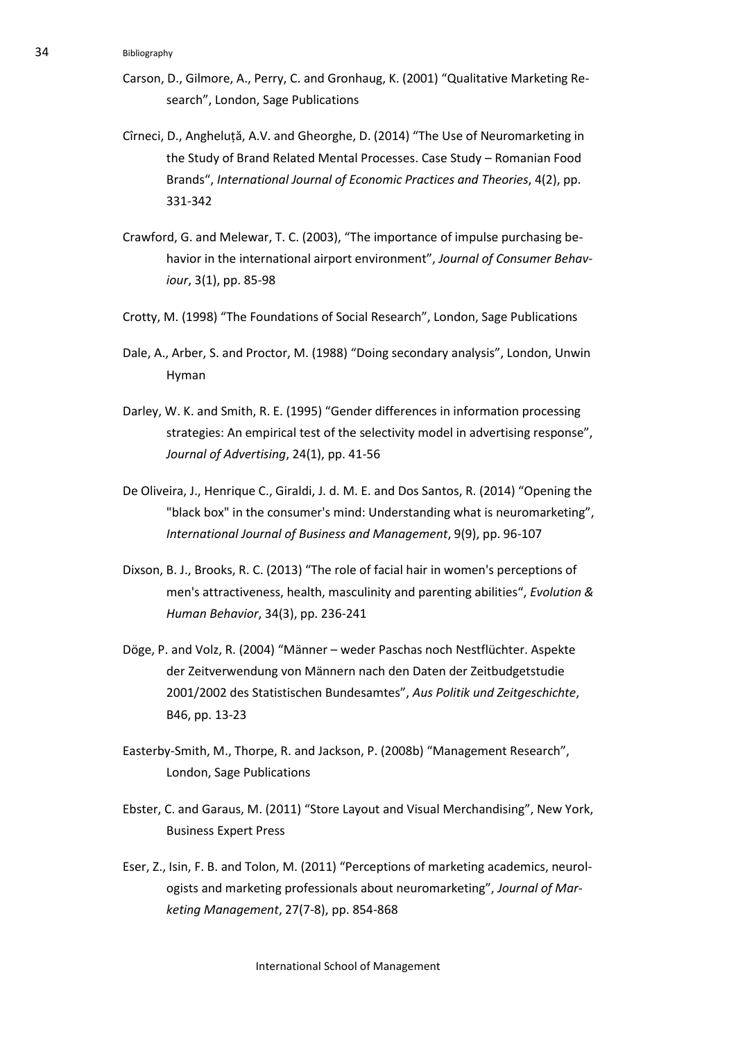Carson, D., Gilmore, A., Perry, C. and Gronhaug, K. (2001) "Qualitative Marketing Research", London, Sage Publications

Cîrneci, D., Angheluță, A.V. and Gheorghe, D. (2014) "The Use of Neuromarketing in the Study of Brand Related Mental Processes. Case Study – Romanian Food Brands", *International Journal of Economic Practices and Theories*, 4(2), pp. 331-342

Crawford, G. and Melewar, T. C. (2003), "The importance of impulse purchasing behavior in the international airport environment", *Journal of Consumer Behaviour*, 3(1), pp. 85-98

Crotty, M. (1998) "The Foundations of Social Research", London, Sage Publications

Dale, A., Arber, S. and Proctor, M. (1988) "Doing secondary analysis", London, Unwin Hyman

Darley, W. K. and Smith, R. E. (1995) "Gender differences in information processing strategies: An empirical test of the selectivity model in advertising response", *Journal of Advertising*, 24(1), pp. 41-56

De Oliveira, J., Henrique C., Giraldi, J. d. M. E. and Dos Santos, R. (2014) "Opening the "black box" in the consumer's mind: Understanding what is neuromarketing", *International Journal of Business and Management*, 9(9), pp. 96-107

Dixson, B. J., Brooks, R. C. (2013) "The role of facial hair in women's perceptions of men's attractiveness, health, masculinity and parenting abilities", *Evolution & Human Behavior*, 34(3), pp. 236-241

Döge, P. and Volz, R. (2004) "Männer – weder Paschas noch Nestflüchter. Aspekte der Zeitverwendung von Männern nach den Daten der Zeitbudgetstudie 2001/2002 des Statistischen Bundesamtes", *Aus Politik und Zeitgeschichte*, B46, pp. 13-23

Easterby-Smith, M., Thorpe, R. and Jackson, P. (2008b) "Management Research", London, Sage Publications

Ebster, C. and Garaus, M. (2011) "Store Layout and Visual Merchandising", New York, Business Expert Press

Eser, Z., Isin, F. B. and Tolon, M. (2011) "Perceptions of marketing academics, neurologists and marketing professionals about neuromarketing", *Journal of Marketing Management*, 27(7-8), pp. 854-868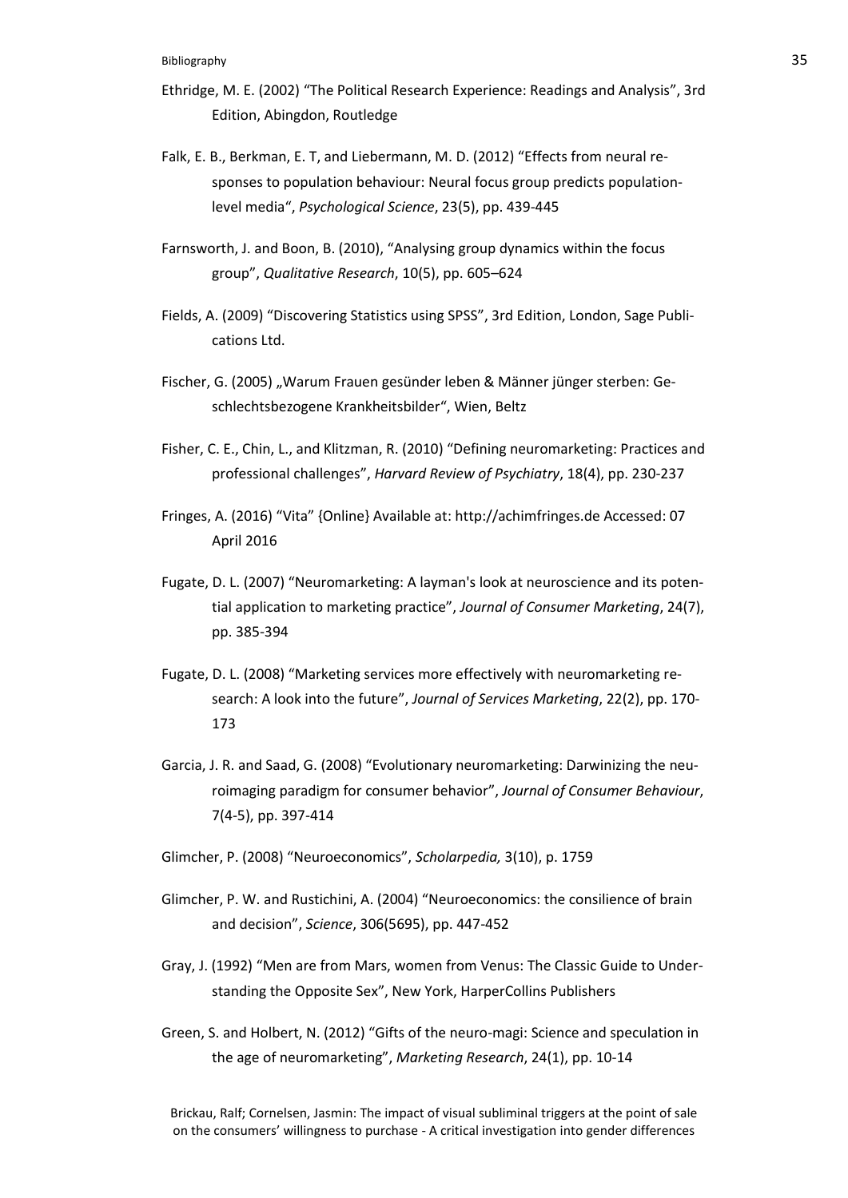Ethridge, M. E. (2002) “The Political Research Experience: Readings and Analysis”, 3rd Edition, Abingdon, Routledge

Falk, E. B., Berkman, E. T, and Liebermann, M. D. (2012) “Effects from neural responses to population behaviour: Neural focus group predicts population-level media“, *Psychological Science*, 23(5), pp. 439-445

Farnsworth, J. and Boon, B. (2010), “Analysing group dynamics within the focus group”, *Qualitative Research*, 10(5), pp. 605–624

Fields, A. (2009) “Discovering Statistics using SPSS”, 3rd Edition, London, Sage Publications Ltd.

Fischer, G. (2005) „Warum Frauen gesünder leben & Männer jünger sterben: Geschlechtsbezogene Krankheitsbilder“, Wien, Beltz

Fisher, C. E., Chin, L., and Klitzman, R. (2010) “Defining neuromarketing: Practices and professional challenges”, *Harvard Review of Psychiatry*, 18(4), pp. 230-237

Fringes, A. (2016) “Vita” {Online} Available at: http://achimfringes.de Accessed: 07 April 2016

Fugate, D. L. (2007) “Neuromarketing: A layman's look at neuroscience and its potential application to marketing practice”, *Journal of Consumer Marketing*, 24(7), pp. 385-394

Fugate, D. L. (2008) “Marketing services more effectively with neuromarketing research: A look into the future”, *Journal of Services Marketing*, 22(2), pp. 170-173

Garcia, J. R. and Saad, G. (2008) “Evolutionary neuromarketing: Darwinizing the neuroimaging paradigm for consumer behavior”, *Journal of Consumer Behaviour*, 7(4-5), pp. 397-414

Glimcher, P. (2008) “Neuroeconomics”, *Scholarpedia,* 3(10), p. 1759

Glimcher, P. W. and Rustichini, A. (2004) “Neuroeconomics: the consilience of brain and decision”, *Science*, 306(5695), pp. 447-452

Gray, J. (1992) “Men are from Mars, women from Venus: The Classic Guide to Understanding the Opposite Sex”, New York, HarperCollins Publishers

Green, S. and Holbert, N. (2012) “Gifts of the neuro-magi: Science and speculation in the age of neuromarketing”, *Marketing Research*, 24(1), pp. 10-14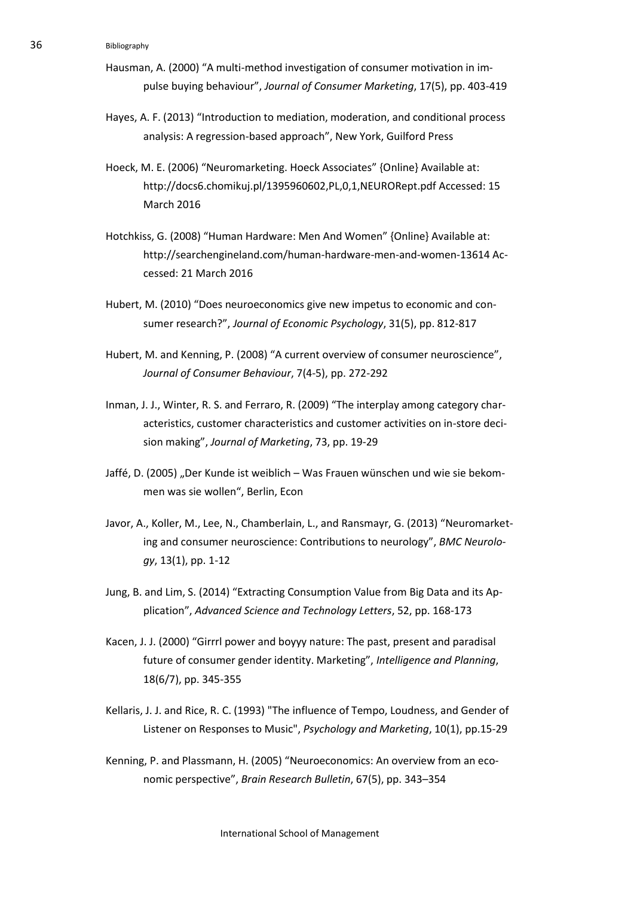Hausman, A. (2000) “A multi-method investigation of consumer motivation in impulse buying behaviour”, *Journal of Consumer Marketing*, 17(5), pp. 403-419

Hayes, A. F. (2013) “Introduction to mediation, moderation, and conditional process analysis: A regression-based approach”, New York, Guilford Press

Hoeck, M. E. (2006) “Neuromarketing. Hoeck Associates” {Online} Available at: http://docs6.chomikuj.pl/1395960602,PL,0,1,NEURORept.pdf Accessed: 15 March 2016

Hotchkiss, G. (2008) “Human Hardware: Men And Women” {Online} Available at: http://searchengineland.com/human-hardware-men-and-women-13614 Accessed: 21 March 2016

Hubert, M. (2010) “Does neuroeconomics give new impetus to economic and consumer research?”, *Journal of Economic Psychology*, 31(5), pp. 812-817

Hubert, M. and Kenning, P. (2008) “A current overview of consumer neuroscience”, *Journal of Consumer Behaviour*, 7(4-5), pp. 272-292

Inman, J. J., Winter, R. S. and Ferraro, R. (2009) “The interplay among category characteristics, customer characteristics and customer activities on in-store decision making”, *Journal of Marketing*, 73, pp. 19-29

Jaffé, D. (2005) „Der Kunde ist weiblich – Was Frauen wünschen und wie sie bekommen was sie wollen“, Berlin, Econ

Javor, A., Koller, M., Lee, N., Chamberlain, L., and Ransmayr, G. (2013) “Neuromarketing and consumer neuroscience: Contributions to neurology”, *BMC Neurology*, 13(1), pp. 1-12

Jung, B. and Lim, S. (2014) “Extracting Consumption Value from Big Data and its Application”, *Advanced Science and Technology Letters*, 52, pp. 168-173

Kacen, J. J. (2000) “Girrrl power and boyyy nature: The past, present and paradisal future of consumer gender identity. Marketing”, *Intelligence and Planning*, 18(6/7), pp. 345-355

Kellaris, J. J. and Rice, R. C. (1993) "The influence of Tempo, Loudness, and Gender of Listener on Responses to Music", *Psychology and Marketing*, 10(1), pp.15-29

Kenning, P. and Plassmann, H. (2005) “Neuroeconomics: An overview from an economic perspective”, *Brain Research Bulletin*, 67(5), pp. 343–354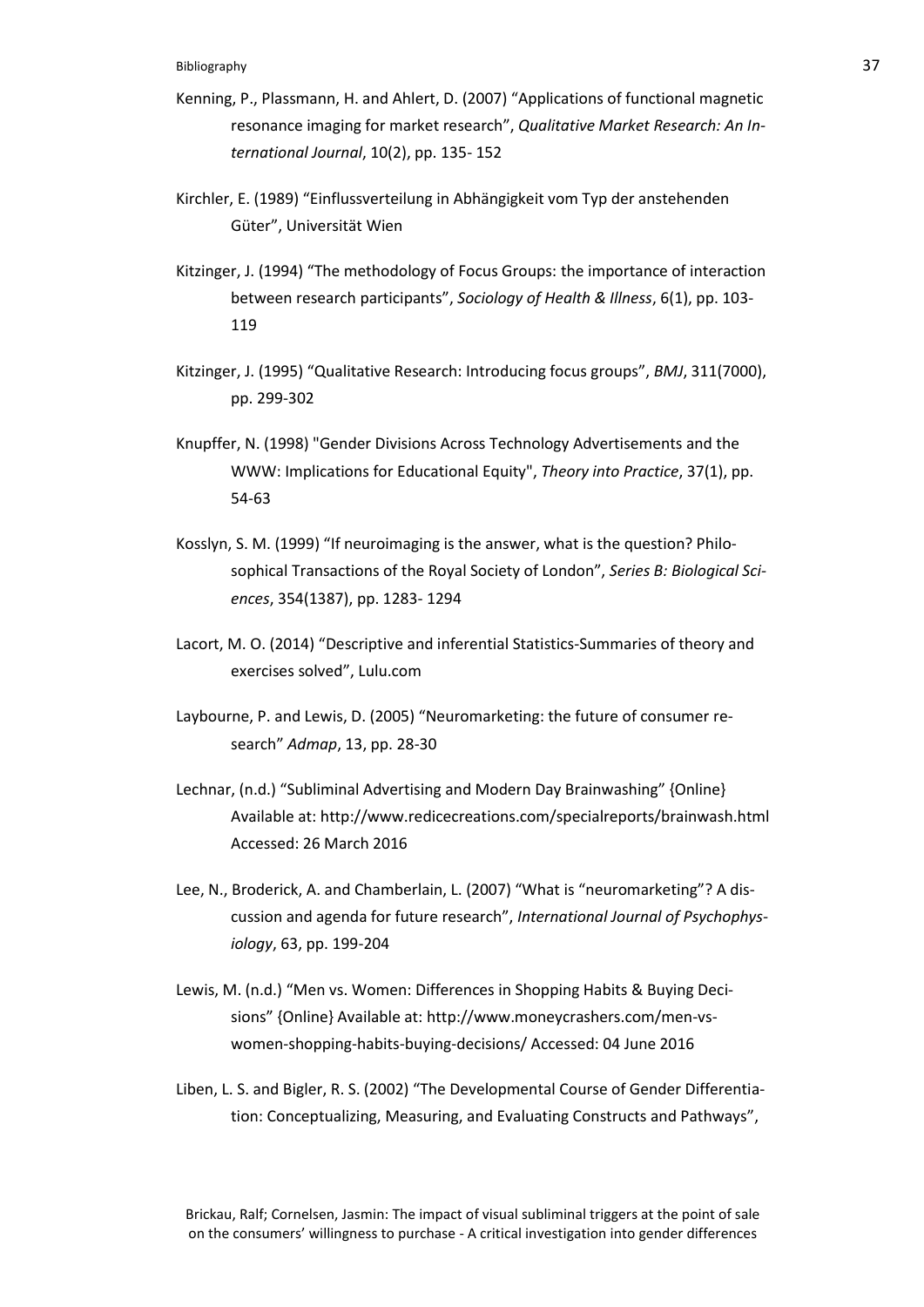Kenning, P., Plassmann, H. and Ahlert, D. (2007) "Applications of functional magnetic resonance imaging for market research", *Qualitative Market Research: An International Journal*, 10(2), pp. 135- 152

Kirchler, E. (1989) "Einflussverteilung in Abhängigkeit vom Typ der anstehenden Güter", Universität Wien

Kitzinger, J. (1994) "The methodology of Focus Groups: the importance of interaction between research participants", *Sociology of Health & Illness*, 6(1), pp. 103-119

Kitzinger, J. (1995) "Qualitative Research: Introducing focus groups", *BMJ*, 311(7000), pp. 299-302

Knupffer, N. (1998) "Gender Divisions Across Technology Advertisements and the WWW: Implications for Educational Equity", *Theory into Practice*, 37(1), pp. 54-63

Kosslyn, S. M. (1999) "If neuroimaging is the answer, what is the question? Philosophical Transactions of the Royal Society of London", *Series B: Biological Sciences*, 354(1387), pp. 1283- 1294

Lacort, M. O. (2014) "Descriptive and inferential Statistics-Summaries of theory and exercises solved", Lulu.com

Laybourne, P. and Lewis, D. (2005) "Neuromarketing: the future of consumer research" *Admap*, 13, pp. 28-30

Lechnar, (n.d.) "Subliminal Advertising and Modern Day Brainwashing" {Online} Available at: http://www.redicecreations.com/specialreports/brainwash.html Accessed: 26 March 2016

Lee, N., Broderick, A. and Chamberlain, L. (2007) "What is "neuromarketing"? A discussion and agenda for future research", *International Journal of Psychophysiology*, 63, pp. 199-204

Lewis, M. (n.d.) "Men vs. Women: Differences in Shopping Habits & Buying Decisions" {Online} Available at: http://www.moneycrashers.com/men-vs-women-shopping-habits-buying-decisions/ Accessed: 04 June 2016

Liben, L. S. and Bigler, R. S. (2002) "The Developmental Course of Gender Differentiation: Conceptualizing, Measuring, and Evaluating Constructs and Pathways",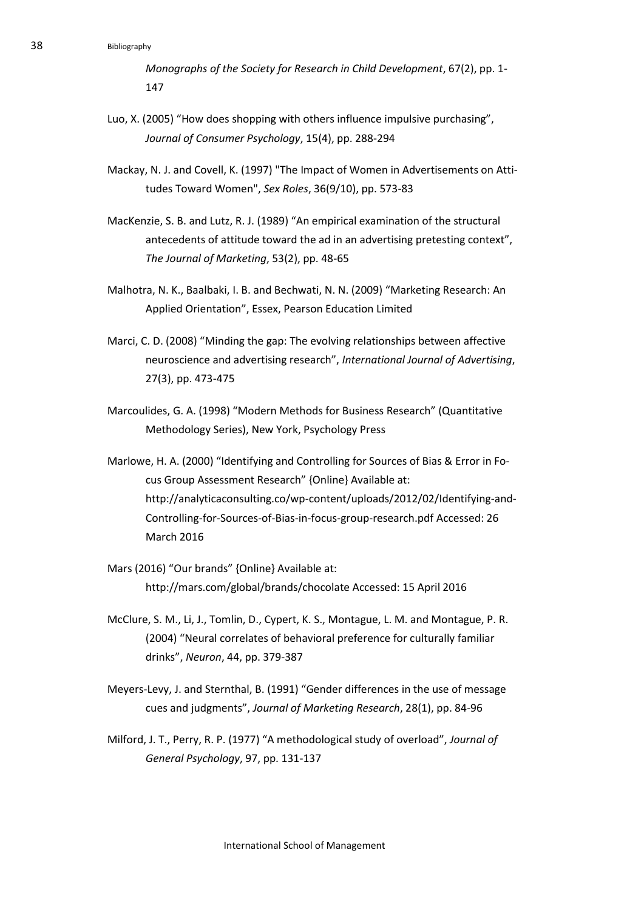*Monographs of the Society for Research in Child Development*, 67(2), pp. 1-147

Luo, X. (2005) "How does shopping with others influence impulsive purchasing", *Journal of Consumer Psychology*, 15(4), pp. 288-294

Mackay, N. J. and Covell, K. (1997) "The Impact of Women in Advertisements on Attitudes Toward Women", *Sex Roles*, 36(9/10), pp. 573-83

MacKenzie, S. B. and Lutz, R. J. (1989) "An empirical examination of the structural antecedents of attitude toward the ad in an advertising pretesting context", *The Journal of Marketing*, 53(2), pp. 48-65

Malhotra, N. K., Baalbaki, I. B. and Bechwati, N. N. (2009) "Marketing Research: An Applied Orientation", Essex, Pearson Education Limited

Marci, C. D. (2008) "Minding the gap: The evolving relationships between affective neuroscience and advertising research", *International Journal of Advertising*, 27(3), pp. 473-475

Marcoulides, G. A. (1998) "Modern Methods for Business Research" (Quantitative Methodology Series), New York, Psychology Press

Marlowe, H. A. (2000) "Identifying and Controlling for Sources of Bias & Error in Focus Group Assessment Research" {Online} Available at: http://analyticaconsulting.co/wp-content/uploads/2012/02/Identifying-and-Controlling-for-Sources-of-Bias-in-focus-group-research.pdf Accessed: 26 March 2016

Mars (2016) "Our brands" {Online} Available at: http://mars.com/global/brands/chocolate Accessed: 15 April 2016

McClure, S. M., Li, J., Tomlin, D., Cypert, K. S., Montague, L. M. and Montague, P. R. (2004) "Neural correlates of behavioral preference for culturally familiar drinks", *Neuron*, 44, pp. 379-387

Meyers-Levy, J. and Sternthal, B. (1991) "Gender differences in the use of message cues and judgments", *Journal of Marketing Research*, 28(1), pp. 84-96

Milford, J. T., Perry, R. P. (1977) "A methodological study of overload", *Journal of General Psychology*, 97, pp. 131-137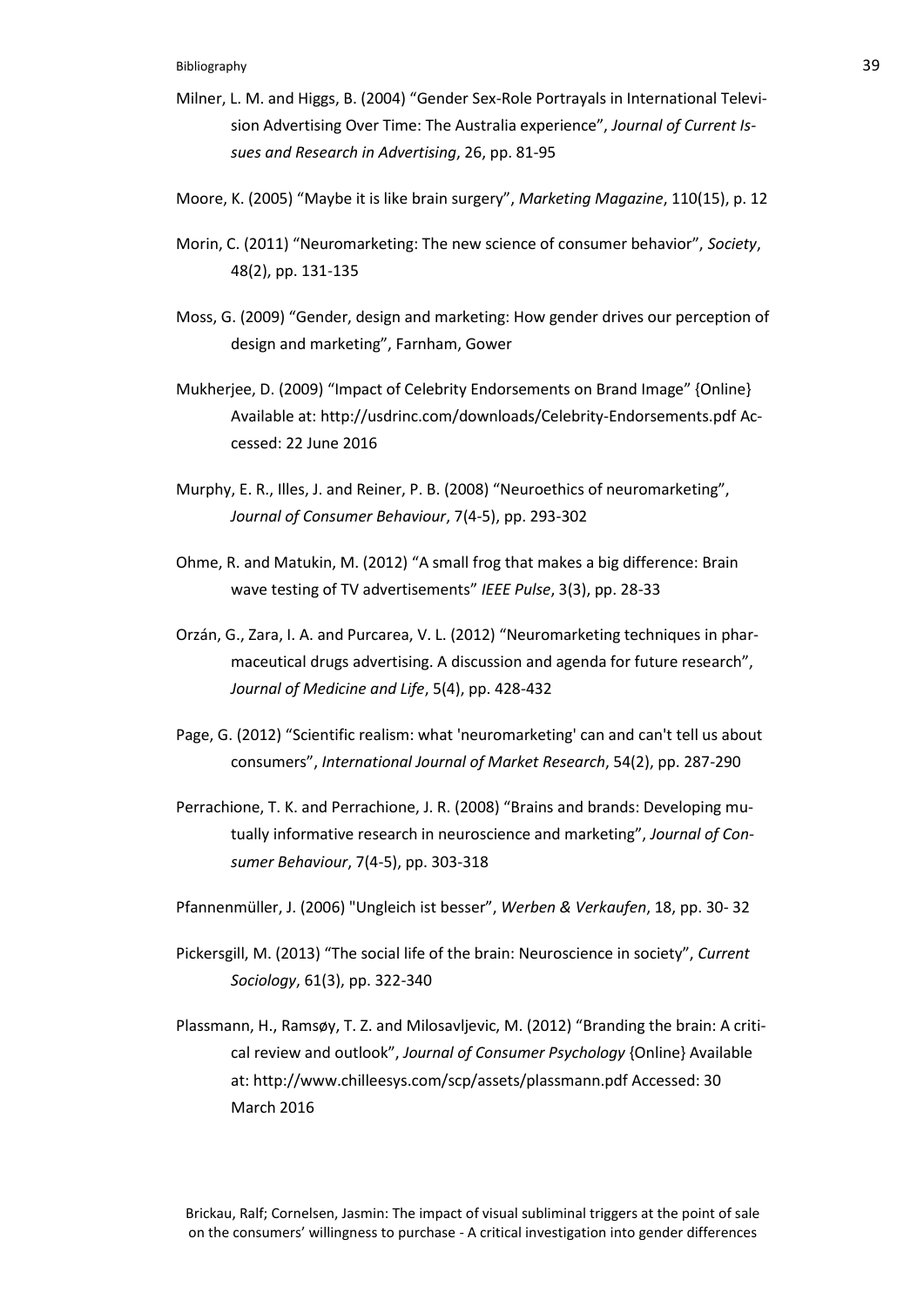Milner, L. M. and Higgs, B. (2004) "Gender Sex-Role Portrayals in International Television Advertising Over Time: The Australia experience", *Journal of Current Issues and Research in Advertising*, 26, pp. 81-95

Moore, K. (2005) "Maybe it is like brain surgery", *Marketing Magazine*, 110(15), p. 12

Morin, C. (2011) "Neuromarketing: The new science of consumer behavior", *Society*, 48(2), pp. 131-135

Moss, G. (2009) "Gender, design and marketing: How gender drives our perception of design and marketing", Farnham, Gower

Mukherjee, D. (2009) "Impact of Celebrity Endorsements on Brand Image" {Online} Available at: http://usdrinc.com/downloads/Celebrity-Endorsements.pdf Accessed: 22 June 2016

Murphy, E. R., Illes, J. and Reiner, P. B. (2008) "Neuroethics of neuromarketing", *Journal of Consumer Behaviour*, 7(4-5), pp. 293-302

Ohme, R. and Matukin, M. (2012) "A small frog that makes a big difference: Brain wave testing of TV advertisements" *IEEE Pulse*, 3(3), pp. 28-33

Orzán, G., Zara, I. A. and Purcarea, V. L. (2012) "Neuromarketing techniques in pharmaceutical drugs advertising. A discussion and agenda for future research", *Journal of Medicine and Life*, 5(4), pp. 428-432

Page, G. (2012) "Scientific realism: what 'neuromarketing' can and can't tell us about consumers", *International Journal of Market Research*, 54(2), pp. 287-290

Perrachione, T. K. and Perrachione, J. R. (2008) "Brains and brands: Developing mutually informative research in neuroscience and marketing", *Journal of Consumer Behaviour*, 7(4-5), pp. 303-318

Pfannenmüller, J. (2006) "Ungleich ist besser", *Werben & Verkaufen*, 18, pp. 30- 32

Pickersgill, M. (2013) "The social life of the brain: Neuroscience in society", *Current Sociology*, 61(3), pp. 322-340

Plassmann, H., Ramsøy, T. Z. and Milosavljevic, M. (2012) "Branding the brain: A critical review and outlook", *Journal of Consumer Psychology* {Online} Available at: http://www.chilleesys.com/scp/assets/plassmann.pdf Accessed: 30 March 2016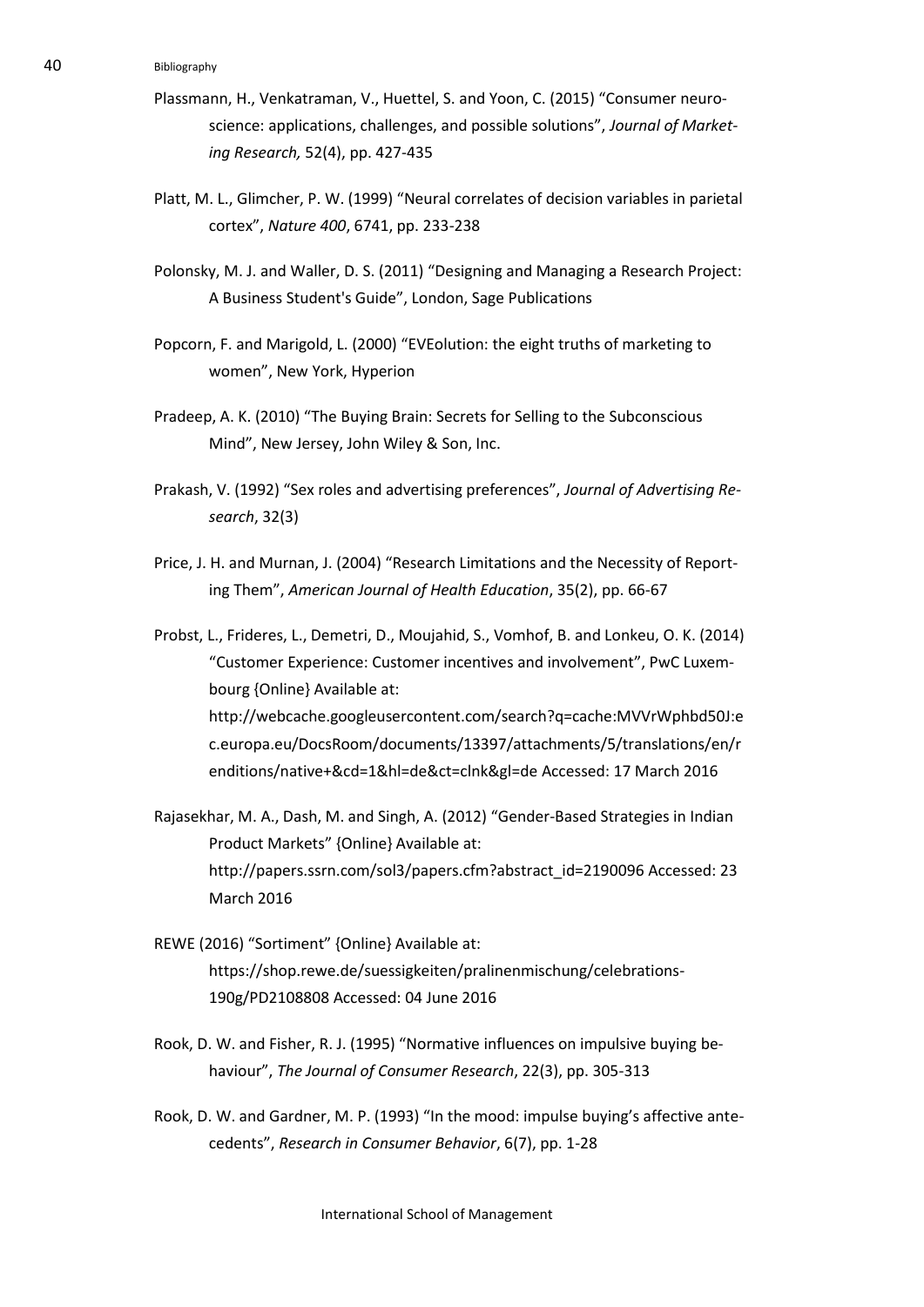Plassmann, H., Venkatraman, V., Huettel, S. and Yoon, C. (2015) “Consumer neuroscience: applications, challenges, and possible solutions”, *Journal of Marketing Research,* 52(4), pp. 427-435

Platt, M. L., Glimcher, P. W. (1999) “Neural correlates of decision variables in parietal cortex”, *Nature 400*, 6741, pp. 233-238

Polonsky, M. J. and Waller, D. S. (2011) “Designing and Managing a Research Project: A Business Student's Guide”, London, Sage Publications

Popcorn, F. and Marigold, L. (2000) “EVEolution: the eight truths of marketing to women”, New York, Hyperion

Pradeep, A. K. (2010) “The Buying Brain: Secrets for Selling to the Subconscious Mind”, New Jersey, John Wiley & Son, Inc.

Prakash, V. (1992) “Sex roles and advertising preferences”, *Journal of Advertising Research*, 32(3)

Price, J. H. and Murnan, J. (2004) “Research Limitations and the Necessity of Reporting Them”, *American Journal of Health Education*, 35(2), pp. 66-67

Probst, L., Frideres, L., Demetri, D., Moujahid, S., Vomhof, B. and Lonkeu, O. K. (2014) “Customer Experience: Customer incentives and involvement”, PwC Luxembourg {Online} Available at: http://webcache.googleusercontent.com/search?q=cache:MVVrWphbd50J:ec.europa.eu/DocsRoom/documents/13397/attachments/5/translations/en/renditions/native+&cd=1&hl=de&ct=clnk&gl=de Accessed: 17 March 2016

Rajasekhar, M. A., Dash, M. and Singh, A. (2012) “Gender-Based Strategies in Indian Product Markets” {Online} Available at: http://papers.ssrn.com/sol3/papers.cfm?abstract_id=2190096 Accessed: 23 March 2016

REWE (2016) “Sortiment” {Online} Available at: https://shop.rewe.de/suessigkeiten/pralinenmischung/celebrations-190g/PD2108808 Accessed: 04 June 2016

Rook, D. W. and Fisher, R. J. (1995) “Normative influences on impulsive buying behaviour”, *The Journal of Consumer Research*, 22(3), pp. 305-313

Rook, D. W. and Gardner, M. P. (1993) “In the mood: impulse buying’s affective antecedents”, *Research in Consumer Behavior*, 6(7), pp. 1-28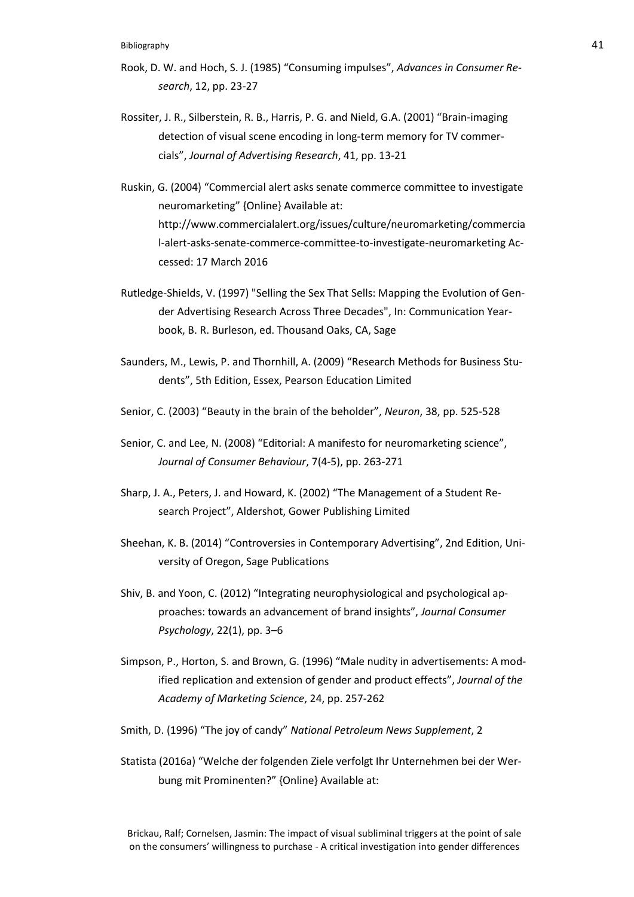Rook, D. W. and Hoch, S. J. (1985) “Consuming impulses”, *Advances in Consumer Research*, 12, pp. 23-27

Rossiter, J. R., Silberstein, R. B., Harris, P. G. and Nield, G.A. (2001) “Brain-imaging detection of visual scene encoding in long-term memory for TV commercials”, *Journal of Advertising Research*, 41, pp. 13-21

Ruskin, G. (2004) “Commercial alert asks senate commerce committee to investigate neuromarketing” {Online} Available at: http://www.commercialalert.org/issues/culture/neuromarketing/commercial-alert-asks-senate-commerce-committee-to-investigate-neuromarketing Accessed: 17 March 2016

Rutledge-Shields, V. (1997) "Selling the Sex That Sells: Mapping the Evolution of Gender Advertising Research Across Three Decades", In: Communication Yearbook, B. R. Burleson, ed. Thousand Oaks, CA, Sage

Saunders, M., Lewis, P. and Thornhill, A. (2009) “Research Methods for Business Students”, 5th Edition, Essex, Pearson Education Limited

Senior, C. (2003) “Beauty in the brain of the beholder”, *Neuron*, 38, pp. 525-528

Senior, C. and Lee, N. (2008) “Editorial: A manifesto for neuromarketing science”, *Journal of Consumer Behaviour*, 7(4-5), pp. 263-271

Sharp, J. A., Peters, J. and Howard, K. (2002) “The Management of a Student Research Project”, Aldershot, Gower Publishing Limited

Sheehan, K. B. (2014) “Controversies in Contemporary Advertising”, 2nd Edition, University of Oregon, Sage Publications

Shiv, B. and Yoon, C. (2012) “Integrating neurophysiological and psychological approaches: towards an advancement of brand insights”, *Journal Consumer Psychology*, 22(1), pp. 3–6

Simpson, P., Horton, S. and Brown, G. (1996) “Male nudity in advertisements: A modified replication and extension of gender and product effects”, *Journal of the Academy of Marketing Science*, 24, pp. 257-262

Smith, D. (1996) “The joy of candy” *National Petroleum News Supplement*, 2

Statista (2016a) “Welche der folgenden Ziele verfolgt Ihr Unternehmen bei der Werbung mit Prominenten?” {Online} Available at: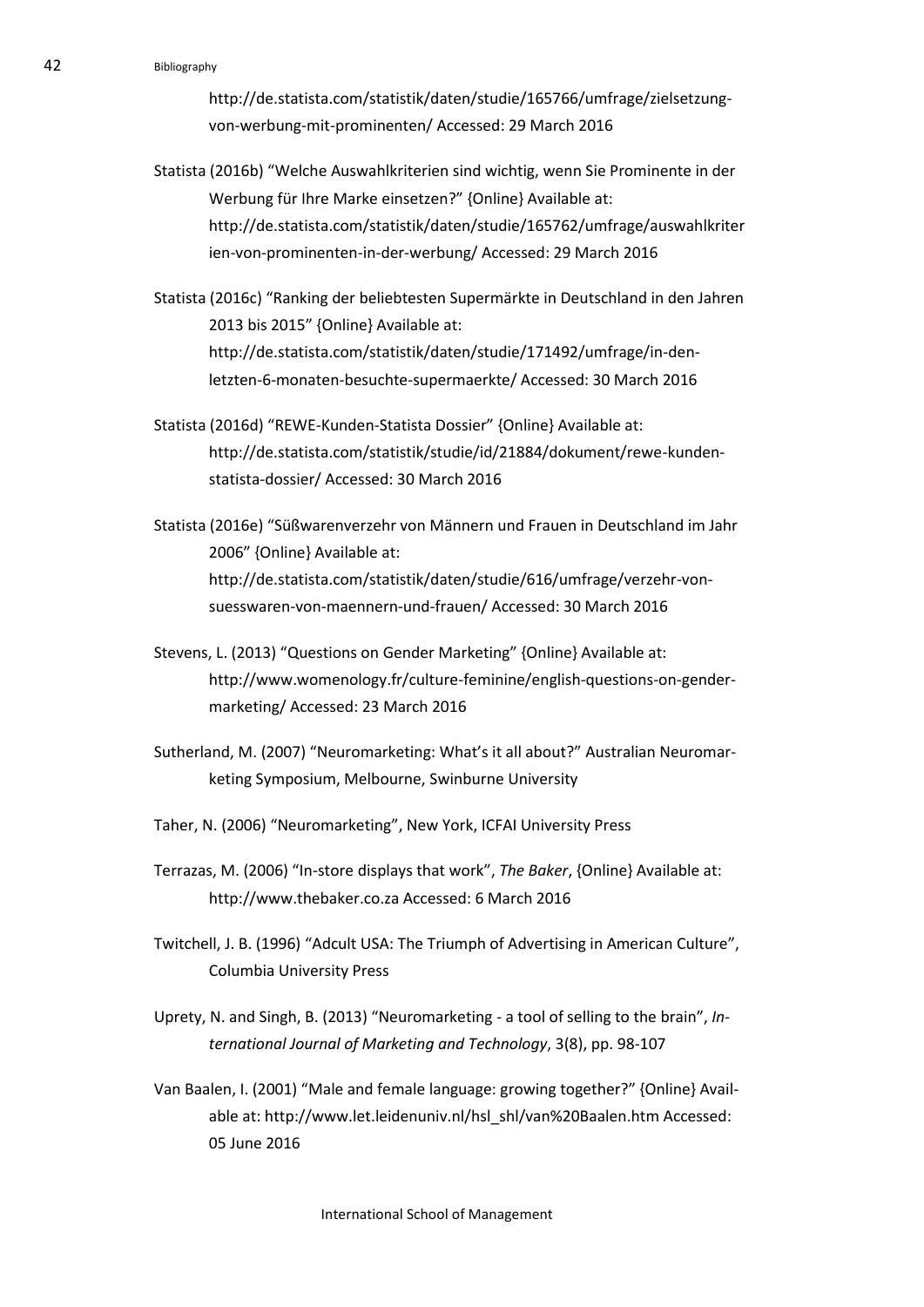http://de.statista.com/statistik/daten/studie/165766/umfrage/zielsetzung-von-werbung-mit-prominenten/ Accessed: 29 March 2016

Statista (2016b) "Welche Auswahlkriterien sind wichtig, wenn Sie Prominente in der Werbung für Ihre Marke einsetzen?" {Online} Available at: http://de.statista.com/statistik/daten/studie/165762/umfrage/auswahlkriterien-von-prominenten-in-der-werbung/ Accessed: 29 March 2016

Statista (2016c) "Ranking der beliebtesten Supermärkte in Deutschland in den Jahren 2013 bis 2015" {Online} Available at: http://de.statista.com/statistik/daten/studie/171492/umfrage/in-den-letzten-6-monaten-besuchte-supermaerkte/ Accessed: 30 March 2016

Statista (2016d) "REWE-Kunden-Statista Dossier" {Online} Available at: http://de.statista.com/statistik/studie/id/21884/dokument/rewe-kunden-statista-dossier/ Accessed: 30 March 2016

Statista (2016e) "Süßwarenverzehr von Männern und Frauen in Deutschland im Jahr 2006" {Online} Available at: http://de.statista.com/statistik/daten/studie/616/umfrage/verzehr-von-suesswaren-von-maennern-und-frauen/ Accessed: 30 March 2016

Stevens, L. (2013) "Questions on Gender Marketing" {Online} Available at: http://www.womenology.fr/culture-feminine/english-questions-on-gender-marketing/ Accessed: 23 March 2016

Sutherland, M. (2007) "Neuromarketing: What's it all about?" Australian Neuromarketing Symposium, Melbourne, Swinburne University

Taher, N. (2006) "Neuromarketing", New York, ICFAI University Press

Terrazas, M. (2006) "In-store displays that work", *The Baker*, {Online} Available at: http://www.thebaker.co.za Accessed: 6 March 2016

Twitchell, J. B. (1996) "Adcult USA: The Triumph of Advertising in American Culture", Columbia University Press

Uprety, N. and Singh, B. (2013) "Neuromarketing - a tool of selling to the brain", *International Journal of Marketing and Technology*, 3(8), pp. 98-107

Van Baalen, I. (2001) "Male and female language: growing together?" {Online} Available at: http://www.let.leidenuniv.nl/hsl_shl/van%20Baalen.htm Accessed: 05 June 2016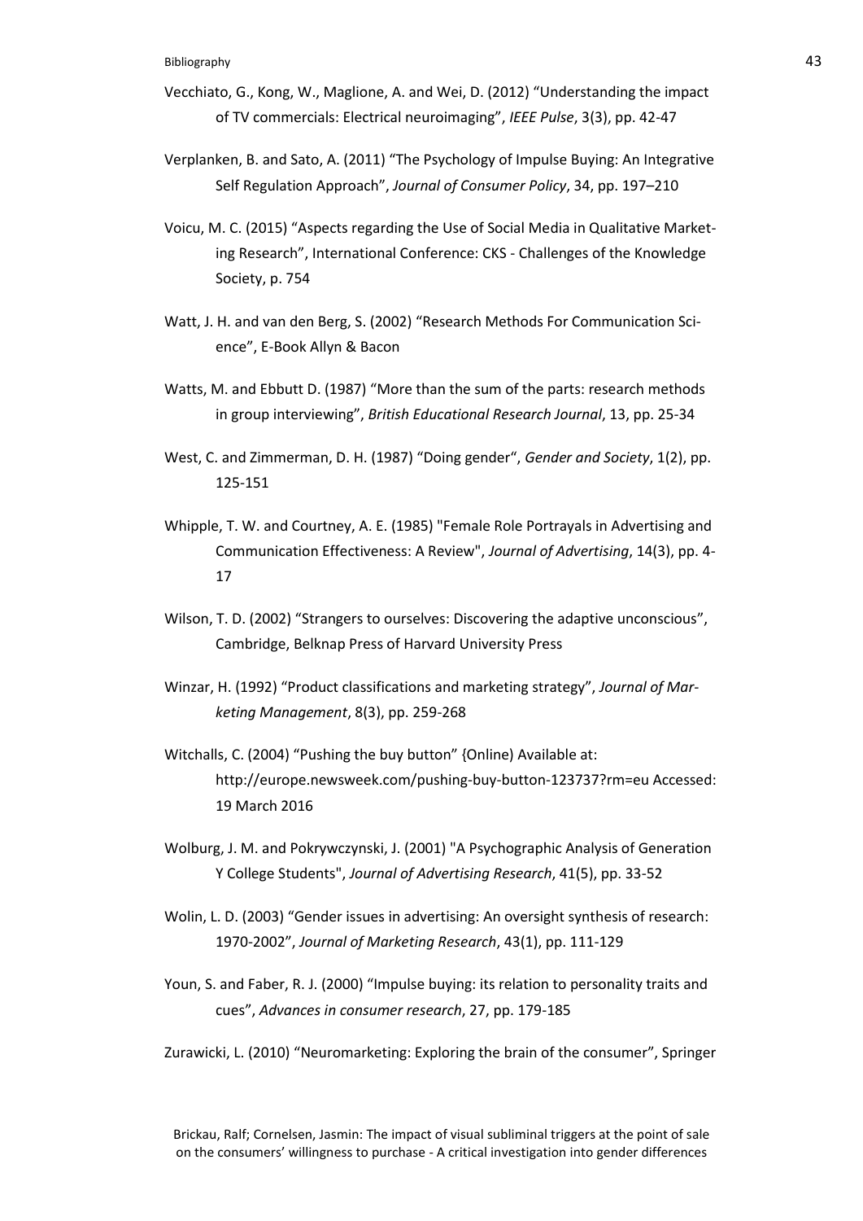Vecchiato, G., Kong, W., Maglione, A. and Wei, D. (2012) "Understanding the impact of TV commercials: Electrical neuroimaging", *IEEE Pulse*, 3(3), pp. 42-47

Verplanken, B. and Sato, A. (2011) "The Psychology of Impulse Buying: An Integrative Self Regulation Approach", *Journal of Consumer Policy*, 34, pp. 197–210

Voicu, M. C. (2015) "Aspects regarding the Use of Social Media in Qualitative Marketing Research", International Conference: CKS - Challenges of the Knowledge Society, p. 754

Watt, J. H. and van den Berg, S. (2002) "Research Methods For Communication Science", E-Book Allyn & Bacon

Watts, M. and Ebbutt D. (1987) "More than the sum of the parts: research methods in group interviewing", *British Educational Research Journal*, 13, pp. 25-34

West, C. and Zimmerman, D. H. (1987) "Doing gender", *Gender and Society*, 1(2), pp. 125-151

Whipple, T. W. and Courtney, A. E. (1985) "Female Role Portrayals in Advertising and Communication Effectiveness: A Review", *Journal of Advertising*, 14(3), pp. 4-17

Wilson, T. D. (2002) "Strangers to ourselves: Discovering the adaptive unconscious", Cambridge, Belknap Press of Harvard University Press

Winzar, H. (1992) "Product classifications and marketing strategy", *Journal of Marketing Management*, 8(3), pp. 259-268

Witchalls, C. (2004) "Pushing the buy button" {Online) Available at: http://europe.newsweek.com/pushing-buy-button-123737?rm=eu Accessed: 19 March 2016

Wolburg, J. M. and Pokrywczynski, J. (2001) "A Psychographic Analysis of Generation Y College Students", *Journal of Advertising Research*, 41(5), pp. 33-52

Wolin, L. D. (2003) "Gender issues in advertising: An oversight synthesis of research: 1970-2002", *Journal of Marketing Research*, 43(1), pp. 111-129

Youn, S. and Faber, R. J. (2000) "Impulse buying: its relation to personality traits and cues", *Advances in consumer research*, 27, pp. 179-185

Zurawicki, L. (2010) "Neuromarketing: Exploring the brain of the consumer", Springer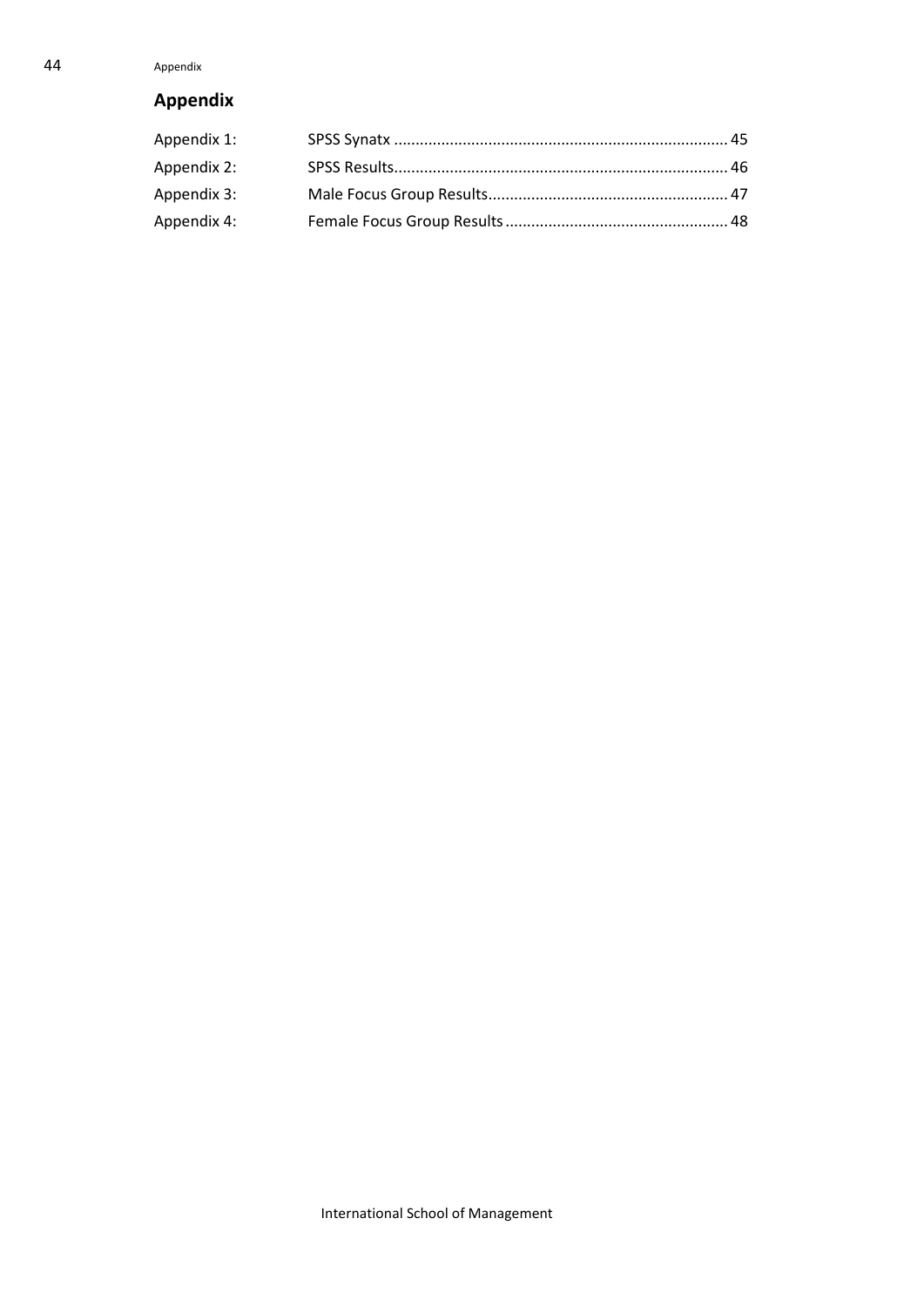## Appendix

| | |
|---|---|
| Appendix 1: | SPSS Synatx ............................................................................. 45 |
| Appendix 2: | SPSS Results............................................................................. 46 |
| Appendix 3: | Male Focus Group Results....................................................... 47 |
| Appendix 4: | Female Focus Group Results................................................... 48 |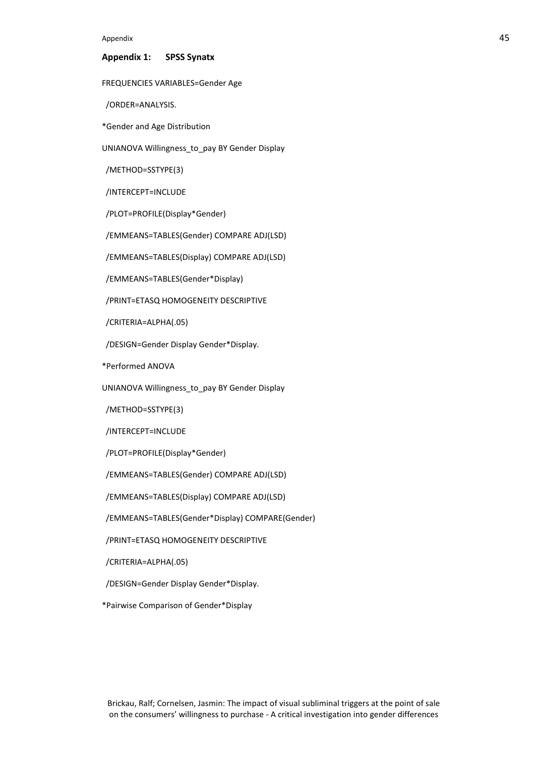## Appendix 1: SPSS Synatx

```
FREQUENCIES VARIABLES=Gender Age

  /ORDER=ANALYSIS.

*Gender and Age Distribution

UNIANOVA Willingness_to_pay BY Gender Display

  /METHOD=SSTYPE(3)

  /INTERCEPT=INCLUDE

  /PLOT=PROFILE(Display*Gender)

  /EMMEANS=TABLES(Gender) COMPARE ADJ(LSD)

  /EMMEANS=TABLES(Display) COMPARE ADJ(LSD)

  /EMMEANS=TABLES(Gender*Display)

  /PRINT=ETASQ HOMOGENEITY DESCRIPTIVE

  /CRITERIA=ALPHA(.05)

  /DESIGN=Gender Display Gender*Display.

*Performed ANOVA

UNIANOVA Willingness_to_pay BY Gender Display

  /METHOD=SSTYPE(3)

  /INTERCEPT=INCLUDE

  /PLOT=PROFILE(Display*Gender)

  /EMMEANS=TABLES(Gender) COMPARE ADJ(LSD)

  /EMMEANS=TABLES(Display) COMPARE ADJ(LSD)

  /EMMEANS=TABLES(Gender*Display) COMPARE(Gender)

  /PRINT=ETASQ HOMOGENEITY DESCRIPTIVE

  /CRITERIA=ALPHA(.05)

  /DESIGN=Gender Display Gender*Display.

*Pairwise Comparison of Gender*Display
```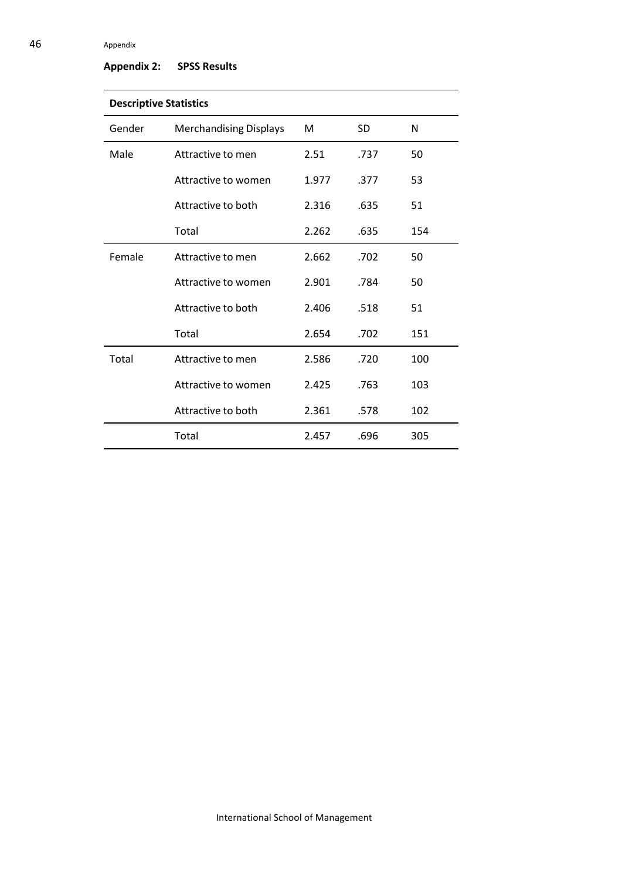## Appendix 2: SPSS Results

| Descriptive Statistics | | | | |
|---|---|---|---|---|
| Gender | Merchandising Displays | M | SD | N |
| Male | Attractive to men | 2.51 | .737 | 50 |
| | Attractive to women | 1.977 | .377 | 53 |
| | Attractive to both | 2.316 | .635 | 51 |
| | Total | 2.262 | .635 | 154 |
| Female | Attractive to men | 2.662 | .702 | 50 |
| | Attractive to women | 2.901 | .784 | 50 |
| | Attractive to both | 2.406 | .518 | 51 |
| | Total | 2.654 | .702 | 151 |
| Total | Attractive to men | 2.586 | .720 | 100 |
| | Attractive to women | 2.425 | .763 | 103 |
| | Attractive to both | 2.361 | .578 | 102 |
| | Total | 2.457 | .696 | 305 |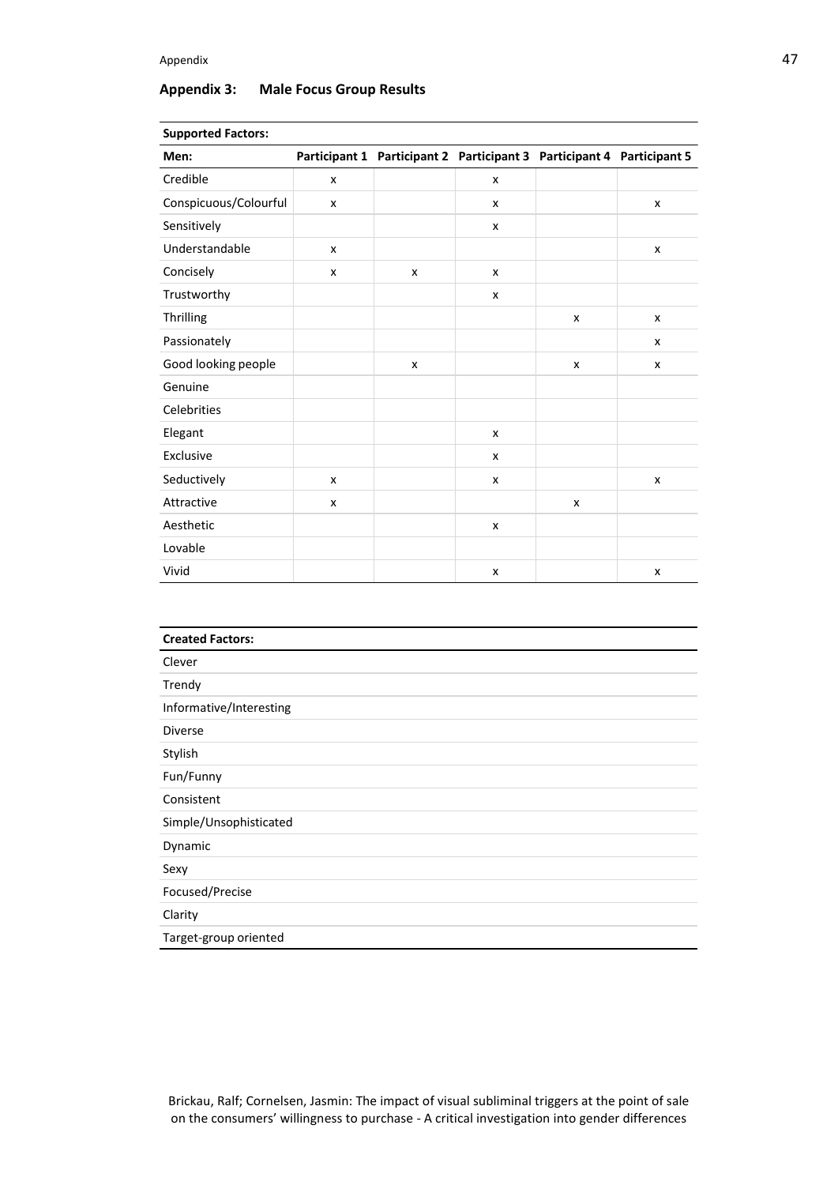## Appendix 3: Male Focus Group Results

| Supported Factors: | | | | | |
|---|---|---|---|---|---|
| **Men:** | **Participant 1** | **Participant 2** | **Participant 3** | **Participant 4** | **Participant 5** |
| Credible | x | | x | | |
| Conspicuous/Colourful | x | | x | | x |
| Sensitively | | | x | | |
| Understandable | x | | | | x |
| Concisely | x | x | x | | |
| Trustworthy | | | x | | |
| Thrilling | | | | x | x |
| Passionately | | | | | x |
| Good looking people | | x | | x | x |
| Genuine | | | | | |
| Celebrities | | | | | |
| Elegant | | | x | | |
| Exclusive | | | x | | |
| Seductively | x | | x | | x |
| Attractive | x | | | x | |
| Aesthetic | | | x | | |
| Lovable | | | | | |
| Vivid | | | x | | x |

| Created Factors: |
|---|
| Clever |
| Trendy |
| Informative/Interesting |
| Diverse |
| Stylish |
| Fun/Funny |
| Consistent |
| Simple/Unsophisticated |
| Dynamic |
| Sexy |
| Focused/Precise |
| Clarity |
| Target-group oriented |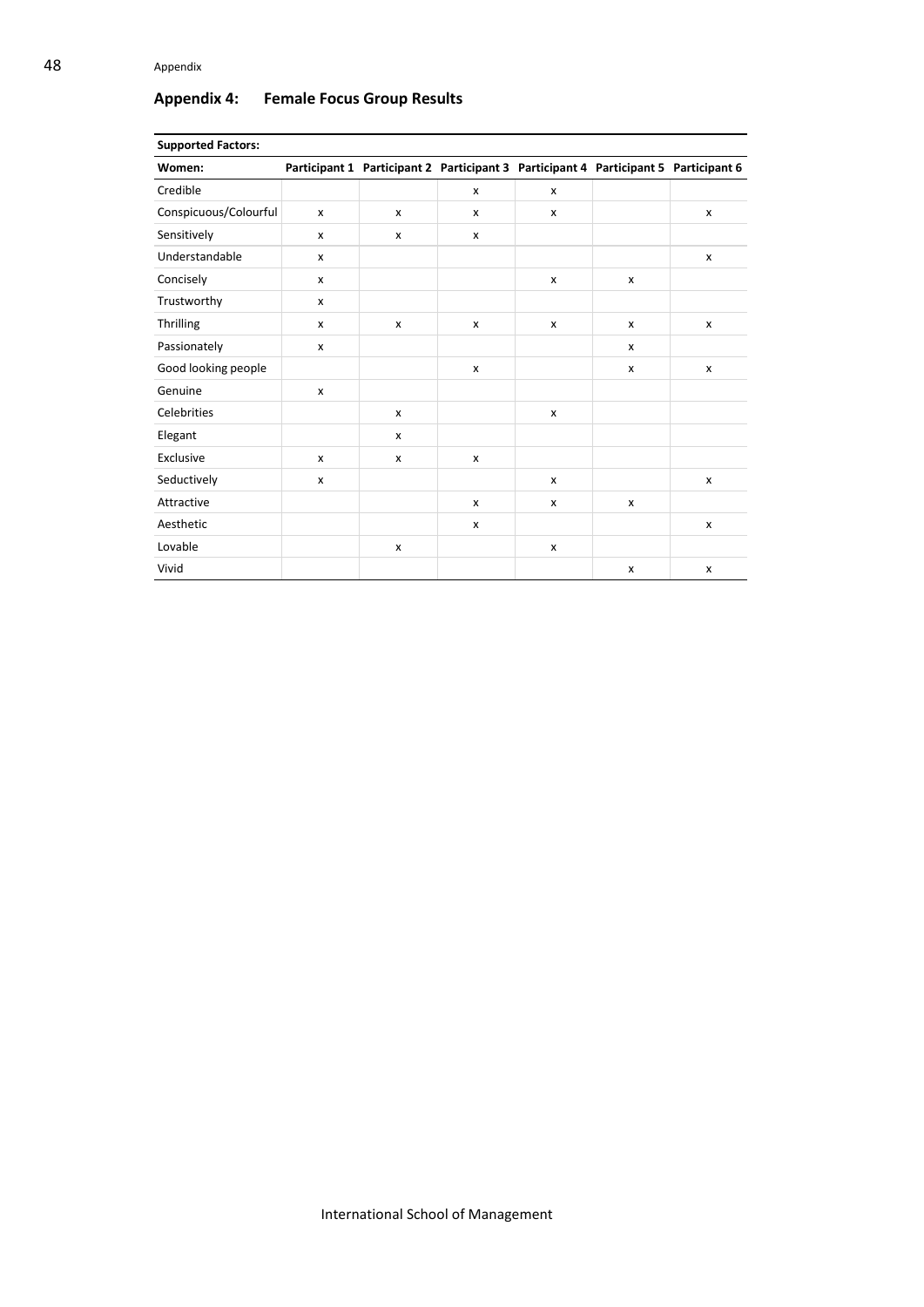## Appendix 4: Female Focus Group Results

| **Supported Factors:** | | | | | | |
|---|---|---|---|---|---|---|
| **Women:** | **Participant 1** | **Participant 2** | **Participant 3** | **Participant 4** | **Participant 5** | **Participant 6** |
| Credible | | | x | x | | |
| Conspicuous/Colourful | x | x | x | x | | x |
| Sensitively | x | x | x | | | |
| Understandable | x | | | | | x |
| Concisely | x | | | x | x | |
| Trustworthy | x | | | | | |
| Thrilling | x | x | x | x | x | x |
| Passionately | x | | | | x | |
| Good looking people | | | x | | x | x |
| Genuine | x | | | | | |
| Celebrities | | x | | x | | |
| Elegant | | x | | | | |
| Exclusive | x | x | x | | | |
| Seductively | x | | | x | | x |
| Attractive | | | x | x | x | |
| Aesthetic | | | x | | | x |
| Lovable | | x | | x | | |
| Vivid | | | | | x | x |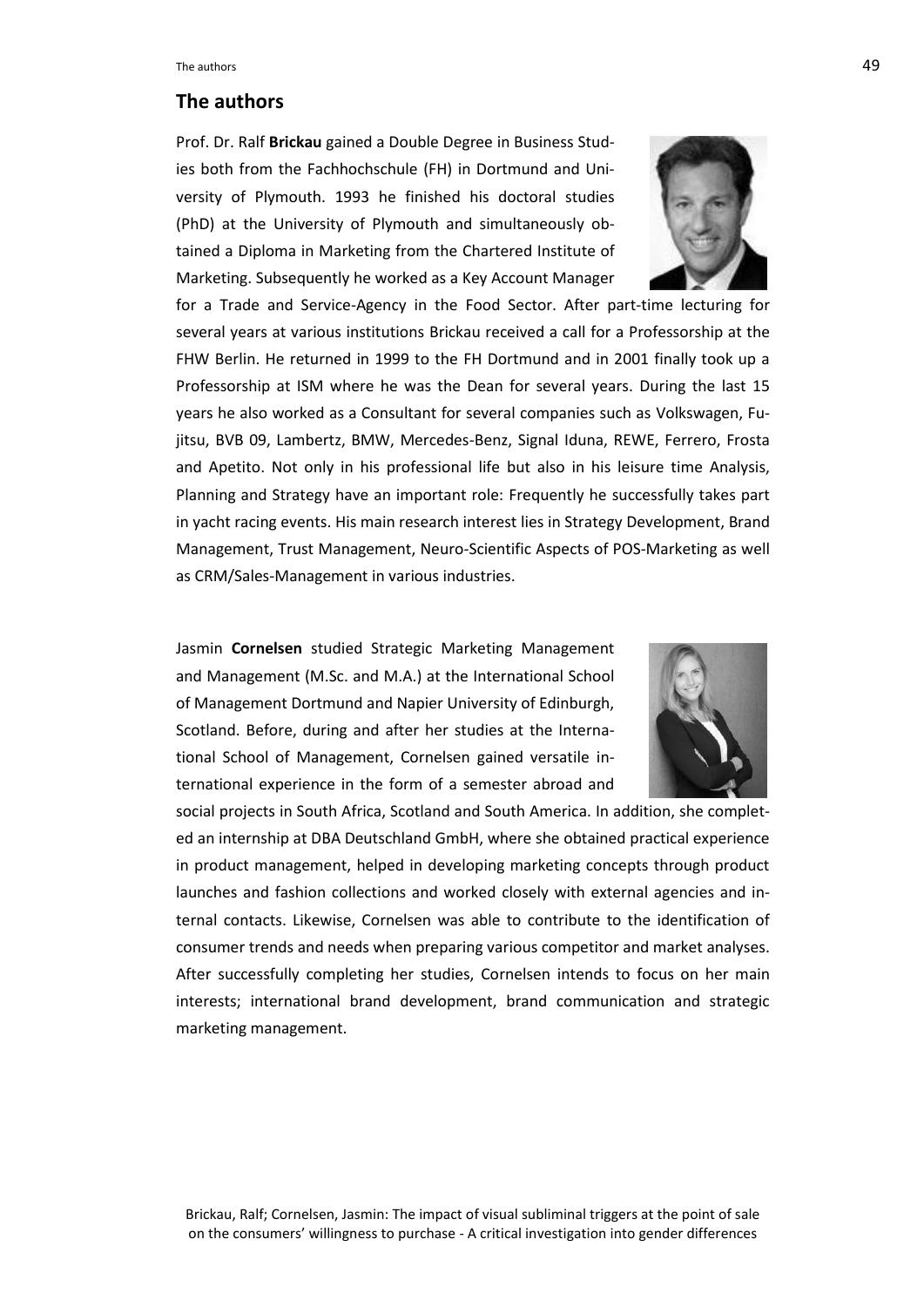## The authors

Prof. Dr. Ralf **Brickau** gained a Double Degree in Business Studies both from the Fachhochschule (FH) in Dortmund and University of Plymouth. 1993 he finished his doctoral studies (PhD) at the University of Plymouth and simultaneously obtained a Diploma in Marketing from the Chartered Institute of Marketing. Subsequently he worked as a Key Account Manager for a Trade and Service-Agency in the Food Sector. After part-time lecturing for several years at various institutions Brickau received a call for a Professorship at the FHW Berlin. He returned in 1999 to the FH Dortmund and in 2001 finally took up a Professorship at ISM where he was the Dean for several years. During the last 15 years he also worked as a Consultant for several companies such as Volkswagen, Fujitsu, BVB 09, Lambertz, BMW, Mercedes-Benz, Signal Iduna, REWE, Ferrero, Frosta and Apetito. Not only in his professional life but also in his leisure time Analysis, Planning and Strategy have an important role: Frequently he successfully takes part in yacht racing events. His main research interest lies in Strategy Development, Brand Management, Trust Management, Neuro-Scientific Aspects of POS-Marketing as well as CRM/Sales-Management in various industries.

Jasmin **Cornelsen** studied Strategic Marketing Management and Management (M.Sc. and M.A.) at the International School of Management Dortmund and Napier University of Edinburgh, Scotland. Before, during and after her studies at the International School of Management, Cornelsen gained versatile international experience in the form of a semester abroad and social projects in South Africa, Scotland and South America. In addition, she completed an internship at DBA Deutschland GmbH, where she obtained practical experience in product management, helped in developing marketing concepts through product launches and fashion collections and worked closely with external agencies and internal contacts. Likewise, Cornelsen was able to contribute to the identification of consumer trends and needs when preparing various competitor and market analyses. After successfully completing her studies, Cornelsen intends to focus on her main interests; international brand development, brand communication and strategic marketing management.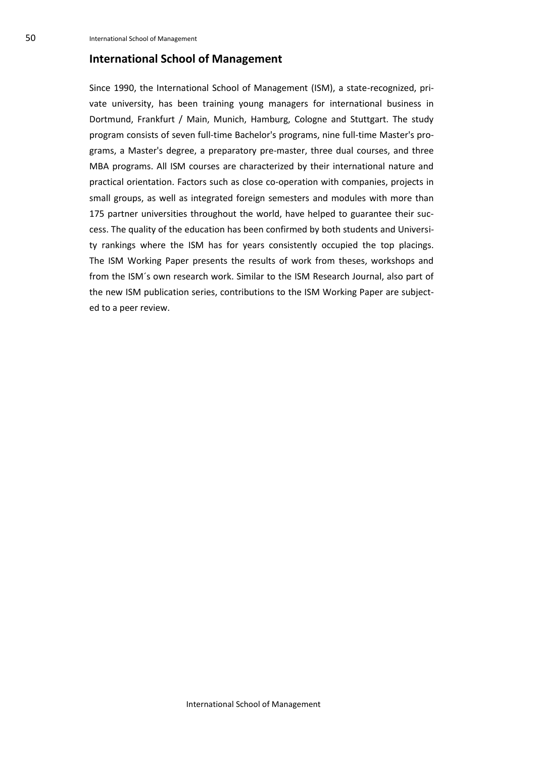## International School of Management

Since 1990, the International School of Management (ISM), a state-recognized, private university, has been training young managers for international business in Dortmund, Frankfurt / Main, Munich, Hamburg, Cologne and Stuttgart. The study program consists of seven full-time Bachelor's programs, nine full-time Master's programs, a Master's degree, a preparatory pre-master, three dual courses, and three MBA programs. All ISM courses are characterized by their international nature and practical orientation. Factors such as close co-operation with companies, projects in small groups, as well as integrated foreign semesters and modules with more than 175 partner universities throughout the world, have helped to guarantee their success. The quality of the education has been confirmed by both students and University rankings where the ISM has for years consistently occupied the top placings. The ISM Working Paper presents the results of work from theses, workshops and from the ISM´s own research work. Similar to the ISM Research Journal, also part of the new ISM publication series, contributions to the ISM Working Paper are subjected to a peer review.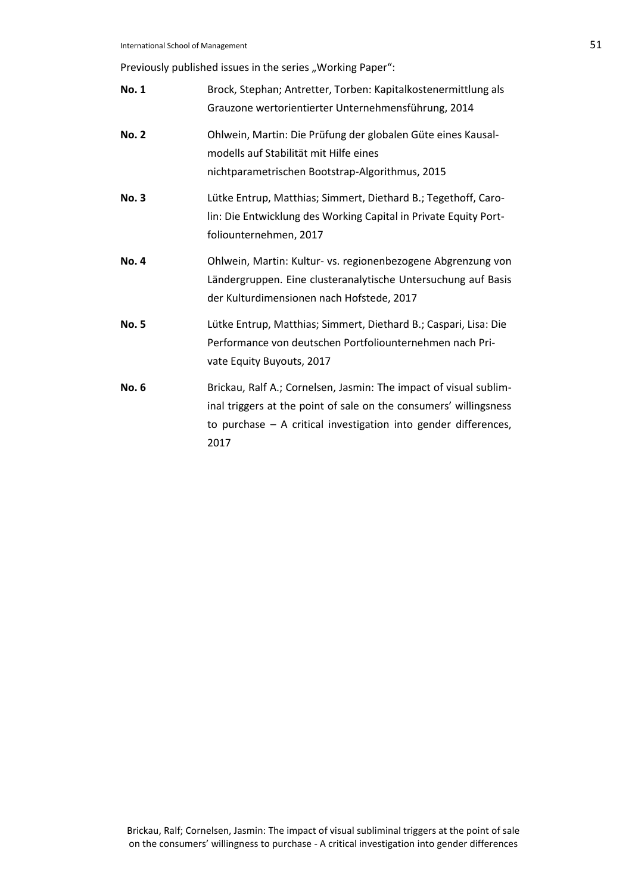Previously published issues in the series „Working Paper":

| | |
|---|---|
| **No. 1** | Brock, Stephan; Antretter, Torben: Kapitalkostenermittlung als Grauzone wertorientierter Unternehmensführung, 2014 |
| **No. 2** | Ohlwein, Martin: Die Prüfung der globalen Güte eines Kausalmodells auf Stabilität mit Hilfe eines nichtparametrischen Bootstrap-Algorithmus, 2015 |
| **No. 3** | Lütke Entrup, Matthias; Simmert, Diethard B.; Tegethoff, Carolin: Die Entwicklung des Working Capital in Private Equity Portfoliounternehmen, 2017 |
| **No. 4** | Ohlwein, Martin: Kultur- vs. regionenbezogene Abgrenzung von Ländergruppen. Eine clusteranalytische Untersuchung auf Basis der Kulturdimensionen nach Hofstede, 2017 |
| **No. 5** | Lütke Entrup, Matthias; Simmert, Diethard B.; Caspari, Lisa: Die Performance von deutschen Portfoliounternehmen nach Private Equity Buyouts, 2017 |
| **No. 6** | Brickau, Ralf A.; Cornelsen, Jasmin: The impact of visual subliminal triggers at the point of sale on the consumers' willingsness to purchase – A critical investigation into gender differences, 2017 |